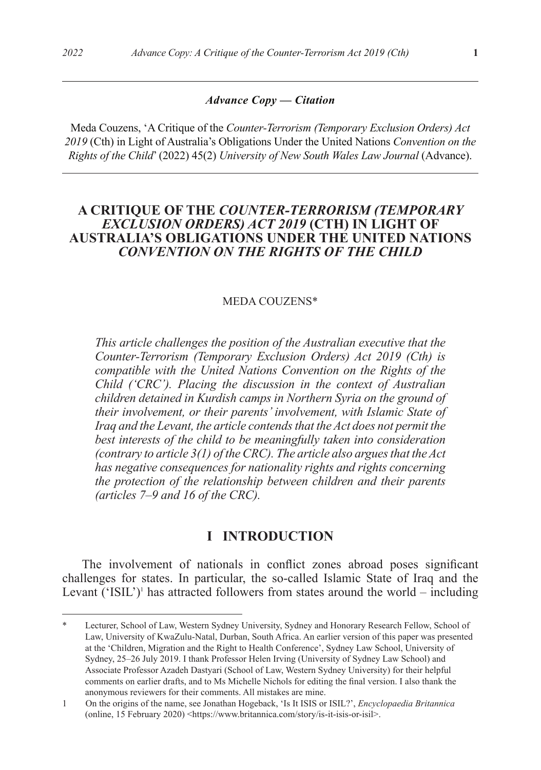***Advance Copy — Citation***

Meda Couzens, 'A Critique of the *Counter-Terrorism (Temporary Exclusion Orders) Act 2019* (Cth) in Light of Australia's Obligations Under the United Nations *Convention on the Rights of the Child*' (2022) 45(2) *University of New South Wales Law Journal* (Advance).

# A CRITIQUE OF THE *COUNTER-TERRORISM (TEMPORARY EXCLUSION ORDERS) ACT 2019* (CTH) IN LIGHT OF AUSTRALIA'S OBLIGATIONS UNDER THE UNITED NATIONS *CONVENTION ON THE RIGHTS OF THE CHILD*

MEDA COUZENS*

*This article challenges the position of the Australian executive that the Counter-Terrorism (Temporary Exclusion Orders) Act 2019 (Cth) is compatible with the United Nations Convention on the Rights of the Child ('CRC'). Placing the discussion in the context of Australian children detained in Kurdish camps in Northern Syria on the ground of their involvement, or their parents' involvement, with Islamic State of Iraq and the Levant, the article contends that the Act does not permit the best interests of the child to be meaningfully taken into consideration (contrary to article 3(1) of the CRC). The article also argues that the Act has negative consequences for nationality rights and rights concerning the protection of the relationship between children and their parents (articles 7–9 and 16 of the CRC).*

## I INTRODUCTION

The involvement of nationals in conflict zones abroad poses significant challenges for states. In particular, the so-called Islamic State of Iraq and the Levant ('ISIL')[1] has attracted followers from states around the world – including

---

\* Lecturer, School of Law, Western Sydney University, Sydney and Honorary Research Fellow, School of Law, University of KwaZulu-Natal, Durban, South Africa. An earlier version of this paper was presented at the 'Children, Migration and the Right to Health Conference', Sydney Law School, University of Sydney, 25–26 July 2019. I thank Professor Helen Irving (University of Sydney Law School) and Associate Professor Azadeh Dastyari (School of Law, Western Sydney University) for their helpful comments on earlier drafts, and to Ms Michelle Nichols for editing the final version. I also thank the anonymous reviewers for their comments. All mistakes are mine.

1 On the origins of the name, see Jonathan Hogeback, 'Is It ISIS or ISIL?', *Encyclopaedia Britannica* (online, 15 February 2020) <https://www.britannica.com/story/is-it-isis-or-isil>.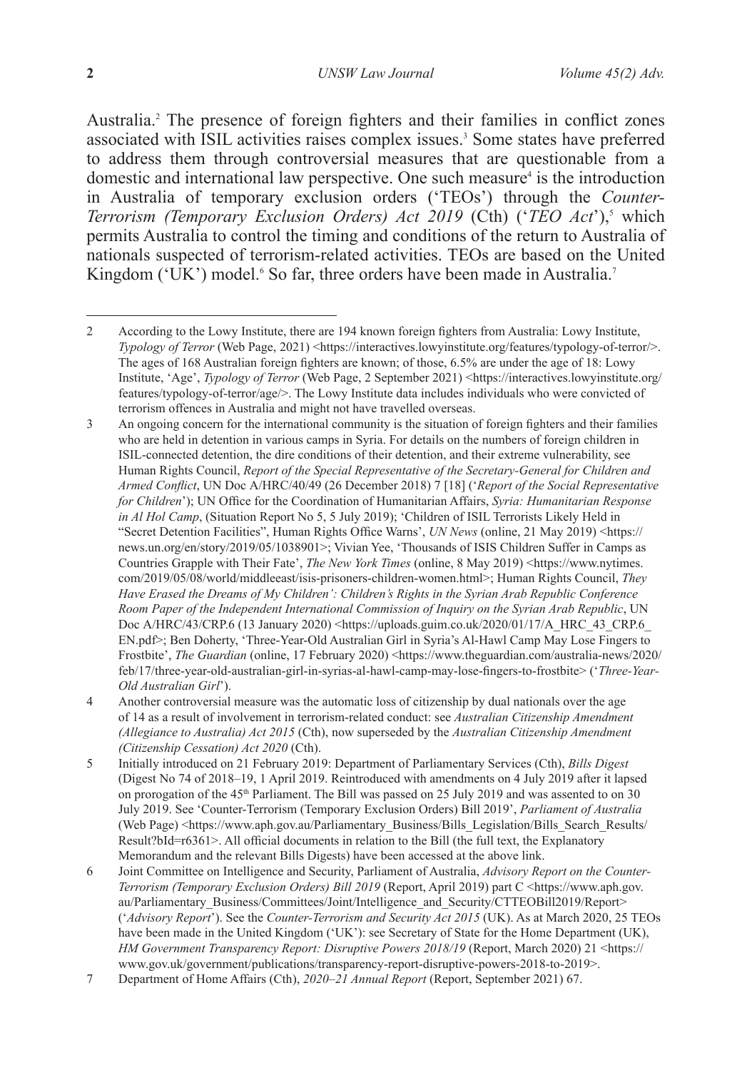Australia.[2] The presence of foreign fighters and their families in conflict zones associated with ISIL activities raises complex issues.[3] Some states have preferred to address them through controversial measures that are questionable from a domestic and international law perspective. One such measure[4] is the introduction in Australia of temporary exclusion orders ('TEOs') through the *Counter-Terrorism (Temporary Exclusion Orders) Act 2019* (Cth) ('*TEO Act*'),[5] which permits Australia to control the timing and conditions of the return to Australia of nationals suspected of terrorism-related activities. TEOs are based on the United Kingdom ('UK') model.[6] So far, three orders have been made in Australia.[7]

---

2 According to the Lowy Institute, there are 194 known foreign fighters from Australia: Lowy Institute, *Typology of Terror* (Web Page, 2021) <https://interactives.lowyinstitute.org/features/typology-of-terror/>. The ages of 168 Australian foreign fighters are known; of those, 6.5% are under the age of 18: Lowy Institute, 'Age', *Typology of Terror* (Web Page, 2 September 2021) <https://interactives.lowyinstitute.org/features/typology-of-terror/age/>. The Lowy Institute data includes individuals who were convicted of terrorism offences in Australia and might not have travelled overseas.

3 An ongoing concern for the international community is the situation of foreign fighters and their families who are held in detention in various camps in Syria. For details on the numbers of foreign children in ISIL-connected detention, the dire conditions of their detention, and their extreme vulnerability, see Human Rights Council, *Report of the Special Representative of the Secretary-General for Children and Armed Conflict*, UN Doc A/HRC/40/49 (26 December 2018) 7 [18] ('*Report of the Social Representative for Children*'); UN Office for the Coordination of Humanitarian Affairs, *Syria: Humanitarian Response in Al Hol Camp*, (Situation Report No 5, 5 July 2019); 'Children of ISIL Terrorists Likely Held in "Secret Detention Facilities", Human Rights Office Warns', *UN News* (online, 21 May 2019) <https://news.un.org/en/story/2019/05/1038901>; Vivian Yee, 'Thousands of ISIS Children Suffer in Camps as Countries Grapple with Their Fate', *The New York Times* (online, 8 May 2019) <https://www.nytimes.com/2019/05/08/world/middleeast/isis-prisoners-children-women.html>; Human Rights Council, *They Have Erased the Dreams of My Children': Children's Rights in the Syrian Arab Republic Conference Room Paper of the Independent International Commission of Inquiry on the Syrian Arab Republic*, UN Doc A/HRC/43/CRP.6 (13 January 2020) <https://uploads.guim.co.uk/2020/01/17/A_HRC_43_CRP.6_EN.pdf>; Ben Doherty, 'Three-Year-Old Australian Girl in Syria's Al-Hawl Camp May Lose Fingers to Frostbite', *The Guardian* (online, 17 February 2020) <https://www.theguardian.com/australia-news/2020/feb/17/three-year-old-australian-girl-in-syrias-al-hawl-camp-may-lose-fingers-to-frostbite> ('*Three-Year-Old Australian Girl*').

4 Another controversial measure was the automatic loss of citizenship by dual nationals over the age of 14 as a result of involvement in terrorism-related conduct: see *Australian Citizenship Amendment (Allegiance to Australia) Act 2015* (Cth), now superseded by the *Australian Citizenship Amendment (Citizenship Cessation) Act 2020* (Cth).

5 Initially introduced on 21 February 2019: Department of Parliamentary Services (Cth), *Bills Digest* (Digest No 74 of 2018–19, 1 April 2019. Reintroduced with amendments on 4 July 2019 after it lapsed on prorogation of the 45th Parliament. The Bill was passed on 25 July 2019 and was assented to on 30 July 2019. See 'Counter-Terrorism (Temporary Exclusion Orders) Bill 2019', *Parliament of Australia* (Web Page) <https://www.aph.gov.au/Parliamentary_Business/Bills_Legislation/Bills_Search_Results/Result?bId=r6361>. All official documents in relation to the Bill (the full text, the Explanatory Memorandum and the relevant Bills Digests) have been accessed at the above link.

6 Joint Committee on Intelligence and Security, Parliament of Australia, *Advisory Report on the Counter-Terrorism (Temporary Exclusion Orders) Bill 2019* (Report, April 2019) part C <https://www.aph.gov.au/Parliamentary_Business/Committees/Joint/Intelligence_and_Security/CTTEOBill2019/Report> ('*Advisory Report*'). See the *Counter-Terrorism and Security Act 2015* (UK). As at March 2020, 25 TEOs have been made in the United Kingdom ('UK'): see Secretary of State for the Home Department (UK), *HM Government Transparency Report: Disruptive Powers 2018/19* (Report, March 2020) 21 <https://www.gov.uk/government/publications/transparency-report-disruptive-powers-2018-to-2019>.

7 Department of Home Affairs (Cth), *2020–21 Annual Report* (Report, September 2021) 67.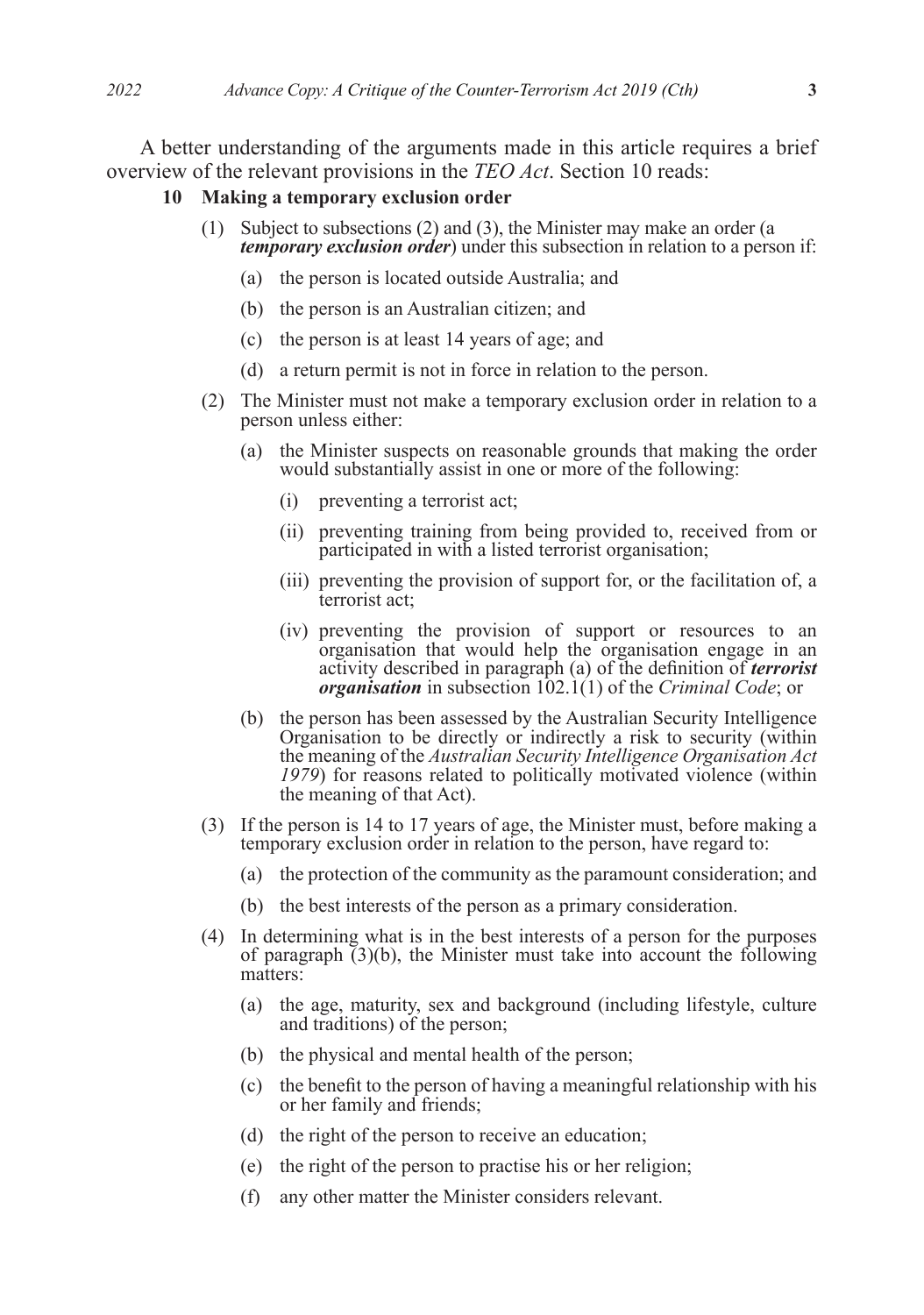A better understanding of the arguments made in this article requires a brief overview of the relevant provisions in the *TEO Act*. Section 10 reads:

**10 Making a temporary exclusion order**

(1) Subject to subsections (2) and (3), the Minister may make an order (a ***temporary exclusion order***) under this subsection in relation to a person if:

(a) the person is located outside Australia; and

(b) the person is an Australian citizen; and

(c) the person is at least 14 years of age; and

(d) a return permit is not in force in relation to the person.

(2) The Minister must not make a temporary exclusion order in relation to a person unless either:

(a) the Minister suspects on reasonable grounds that making the order would substantially assist in one or more of the following:

(i) preventing a terrorist act;

(ii) preventing training from being provided to, received from or participated in with a listed terrorist organisation;

(iii) preventing the provision of support for, or the facilitation of, a terrorist act;

(iv) preventing the provision of support or resources to an organisation that would help the organisation engage in an activity described in paragraph (a) of the definition of ***terrorist organisation*** in subsection 102.1(1) of the *Criminal Code*; or

(b) the person has been assessed by the Australian Security Intelligence Organisation to be directly or indirectly a risk to security (within the meaning of the *Australian Security Intelligence Organisation Act 1979*) for reasons related to politically motivated violence (within the meaning of that Act).

(3) If the person is 14 to 17 years of age, the Minister must, before making a temporary exclusion order in relation to the person, have regard to:

(a) the protection of the community as the paramount consideration; and

(b) the best interests of the person as a primary consideration.

(4) In determining what is in the best interests of a person for the purposes of paragraph (3)(b), the Minister must take into account the following matters:

(a) the age, maturity, sex and background (including lifestyle, culture and traditions) of the person;

(b) the physical and mental health of the person;

(c) the benefit to the person of having a meaningful relationship with his or her family and friends;

(d) the right of the person to receive an education;

(e) the right of the person to practise his or her religion;

(f) any other matter the Minister considers relevant.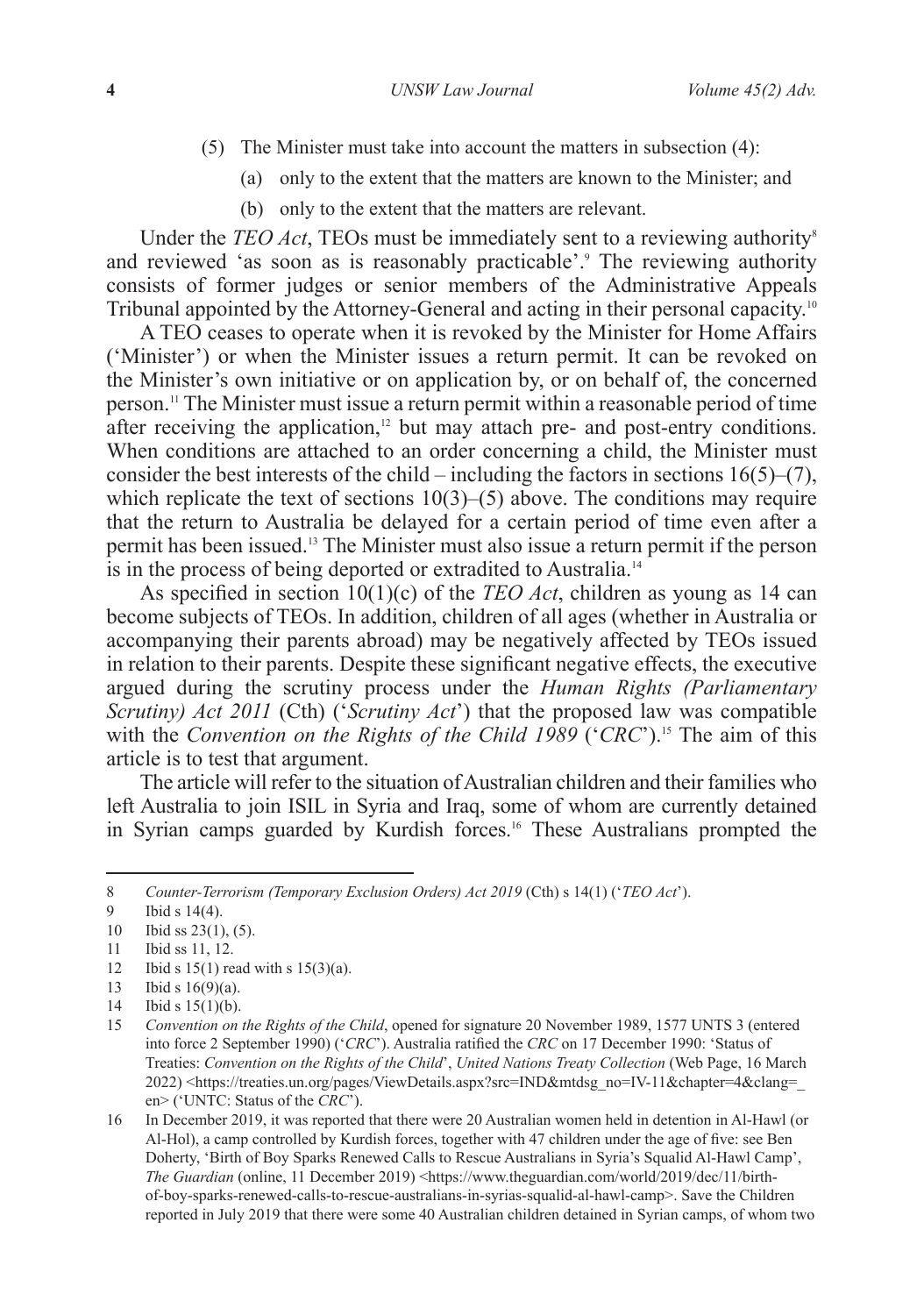(5) The Minister must take into account the matters in subsection (4):

(a) only to the extent that the matters are known to the Minister; and

(b) only to the extent that the matters are relevant.

Under the *TEO Act*, TEOs must be immediately sent to a reviewing authority[8] and reviewed 'as soon as is reasonably practicable'.[9] The reviewing authority consists of former judges or senior members of the Administrative Appeals Tribunal appointed by the Attorney-General and acting in their personal capacity.[10]

A TEO ceases to operate when it is revoked by the Minister for Home Affairs ('Minister') or when the Minister issues a return permit. It can be revoked on the Minister's own initiative or on application by, or on behalf of, the concerned person.[11] The Minister must issue a return permit within a reasonable period of time after receiving the application,[12] but may attach pre- and post-entry conditions. When conditions are attached to an order concerning a child, the Minister must consider the best interests of the child – including the factors in sections 16(5)–(7), which replicate the text of sections 10(3)–(5) above. The conditions may require that the return to Australia be delayed for a certain period of time even after a permit has been issued.[13] The Minister must also issue a return permit if the person is in the process of being deported or extradited to Australia.[14]

As specified in section 10(1)(c) of the *TEO Act*, children as young as 14 can become subjects of TEOs. In addition, children of all ages (whether in Australia or accompanying their parents abroad) may be negatively affected by TEOs issued in relation to their parents. Despite these significant negative effects, the executive argued during the scrutiny process under the *Human Rights (Parliamentary Scrutiny) Act 2011* (Cth) ('*Scrutiny Act*') that the proposed law was compatible with the *Convention on the Rights of the Child 1989* ('*CRC*').[15] The aim of this article is to test that argument.

The article will refer to the situation of Australian children and their families who left Australia to join ISIL in Syria and Iraq, some of whom are currently detained in Syrian camps guarded by Kurdish forces.[16] These Australians prompted the

---

8 *Counter-Terrorism (Temporary Exclusion Orders) Act 2019* (Cth) s 14(1) ('*TEO Act*').

9 Ibid s 14(4).

10 Ibid ss 23(1), (5).

11 Ibid ss 11, 12.

12 Ibid s 15(1) read with s 15(3)(a).

13 Ibid s 16(9)(a).

14 Ibid s 15(1)(b).

15 *Convention on the Rights of the Child*, opened for signature 20 November 1989, 1577 UNTS 3 (entered into force 2 September 1990) ('*CRC*'). Australia ratified the *CRC* on 17 December 1990: 'Status of Treaties: *Convention on the Rights of the Child*', *United Nations Treaty Collection* (Web Page, 16 March 2022) <https://treaties.un.org/pages/ViewDetails.aspx?src=IND&mtdsg_no=IV-11&chapter=4&clang=_en> ('UNTC: Status of the *CRC*').

16 In December 2019, it was reported that there were 20 Australian women held in detention in Al-Hawl (or Al-Hol), a camp controlled by Kurdish forces, together with 47 children under the age of five: see Ben Doherty, 'Birth of Boy Sparks Renewed Calls to Rescue Australians in Syria's Squalid Al-Hawl Camp', *The Guardian* (online, 11 December 2019) <https://www.theguardian.com/world/2019/dec/11/birth-of-boy-sparks-renewed-calls-to-rescue-australians-in-syrias-squalid-al-hawl-camp>. Save the Children reported in July 2019 that there were some 40 Australian children detained in Syrian camps, of whom two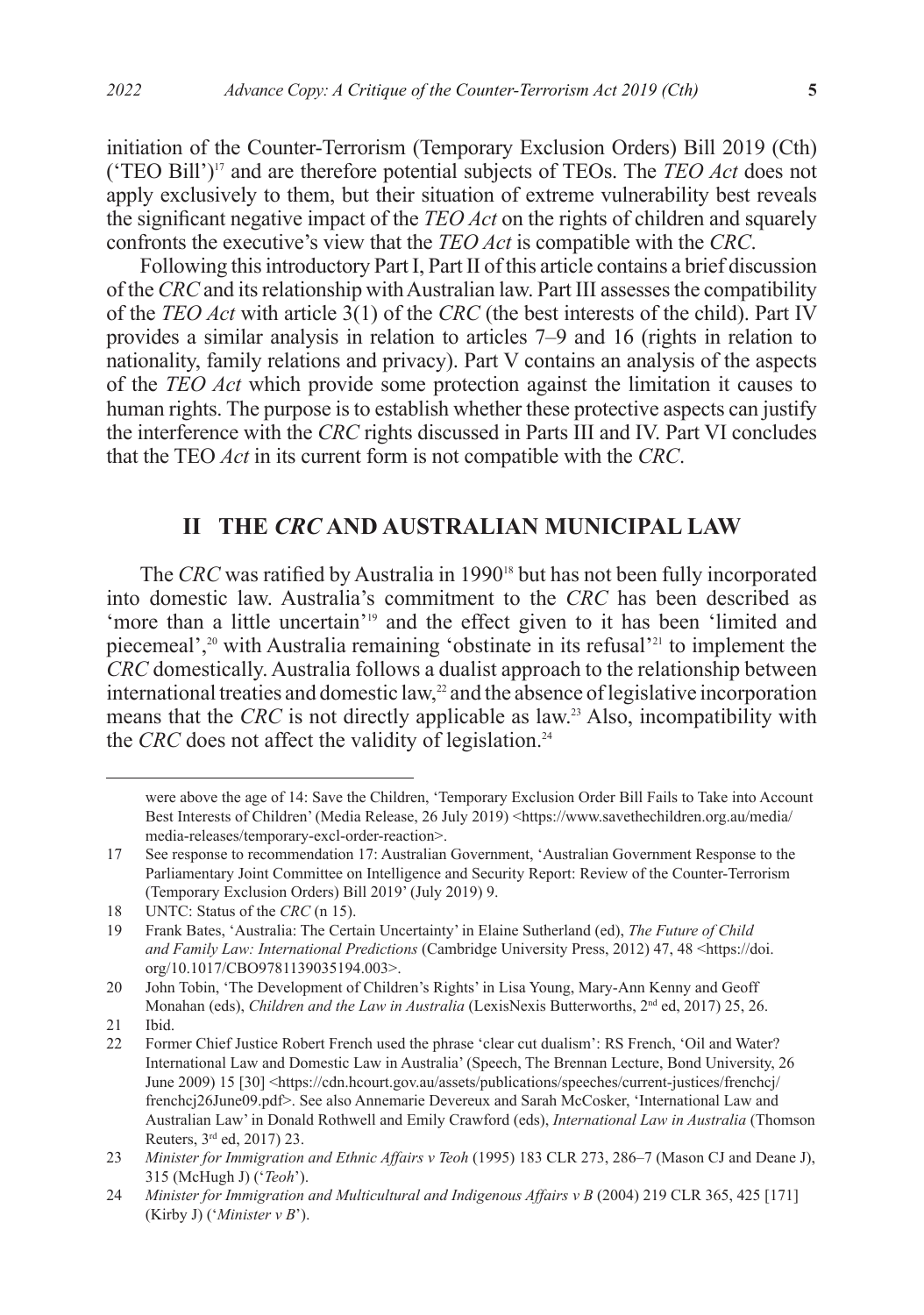initiation of the Counter-Terrorism (Temporary Exclusion Orders) Bill 2019 (Cth) ('TEO Bill')[17] and are therefore potential subjects of TEOs. The *TEO Act* does not apply exclusively to them, but their situation of extreme vulnerability best reveals the significant negative impact of the *TEO Act* on the rights of children and squarely confronts the executive's view that the *TEO Act* is compatible with the *CRC*.

Following this introductory Part I, Part II of this article contains a brief discussion of the *CRC* and its relationship with Australian law. Part III assesses the compatibility of the *TEO Act* with article 3(1) of the *CRC* (the best interests of the child). Part IV provides a similar analysis in relation to articles 7–9 and 16 (rights in relation to nationality, family relations and privacy). Part V contains an analysis of the aspects of the *TEO Act* which provide some protection against the limitation it causes to human rights. The purpose is to establish whether these protective aspects can justify the interference with the *CRC* rights discussed in Parts III and IV. Part VI concludes that the TEO *Act* in its current form is not compatible with the *CRC*.

## II THE *CRC* AND AUSTRALIAN MUNICIPAL LAW

The *CRC* was ratified by Australia in 1990[18] but has not been fully incorporated into domestic law. Australia's commitment to the *CRC* has been described as 'more than a little uncertain'[19] and the effect given to it has been 'limited and piecemeal',[20] with Australia remaining 'obstinate in its refusal'[21] to implement the *CRC* domestically. Australia follows a dualist approach to the relationship between international treaties and domestic law,[22] and the absence of legislative incorporation means that the *CRC* is not directly applicable as law.[23] Also, incompatibility with the *CRC* does not affect the validity of legislation.[24]

---

were above the age of 14: Save the Children, 'Temporary Exclusion Order Bill Fails to Take into Account Best Interests of Children' (Media Release, 26 July 2019) <https://www.savethechildren.org.au/media/media-releases/temporary-excl-order-reaction>.

17 See response to recommendation 17: Australian Government, 'Australian Government Response to the Parliamentary Joint Committee on Intelligence and Security Report: Review of the Counter-Terrorism (Temporary Exclusion Orders) Bill 2019' (July 2019) 9.

18 UNTC: Status of the *CRC* (n 15).

19 Frank Bates, 'Australia: The Certain Uncertainty' in Elaine Sutherland (ed), *The Future of Child and Family Law: International Predictions* (Cambridge University Press, 2012) 47, 48 <https://doi.org/10.1017/CBO9781139035194.003>.

20 John Tobin, 'The Development of Children's Rights' in Lisa Young, Mary-Ann Kenny and Geoff Monahan (eds), *Children and the Law in Australia* (LexisNexis Butterworths, 2nd ed, 2017) 25, 26.

21 Ibid.

22 Former Chief Justice Robert French used the phrase 'clear cut dualism': RS French, 'Oil and Water? International Law and Domestic Law in Australia' (Speech, The Brennan Lecture, Bond University, 26 June 2009) 15 [30] <https://cdn.hcourt.gov.au/assets/publications/speeches/current-justices/frenchcj/frenchcj26June09.pdf>. See also Annemarie Devereux and Sarah McCosker, 'International Law and Australian Law' in Donald Rothwell and Emily Crawford (eds), *International Law in Australia* (Thomson Reuters, 3rd ed, 2017) 23.

23 *Minister for Immigration and Ethnic Affairs v Teoh* (1995) 183 CLR 273, 286–7 (Mason CJ and Deane J), 315 (McHugh J) ('*Teoh*').

24 *Minister for Immigration and Multicultural and Indigenous Affairs v B* (2004) 219 CLR 365, 425 [171] (Kirby J) ('*Minister v B*').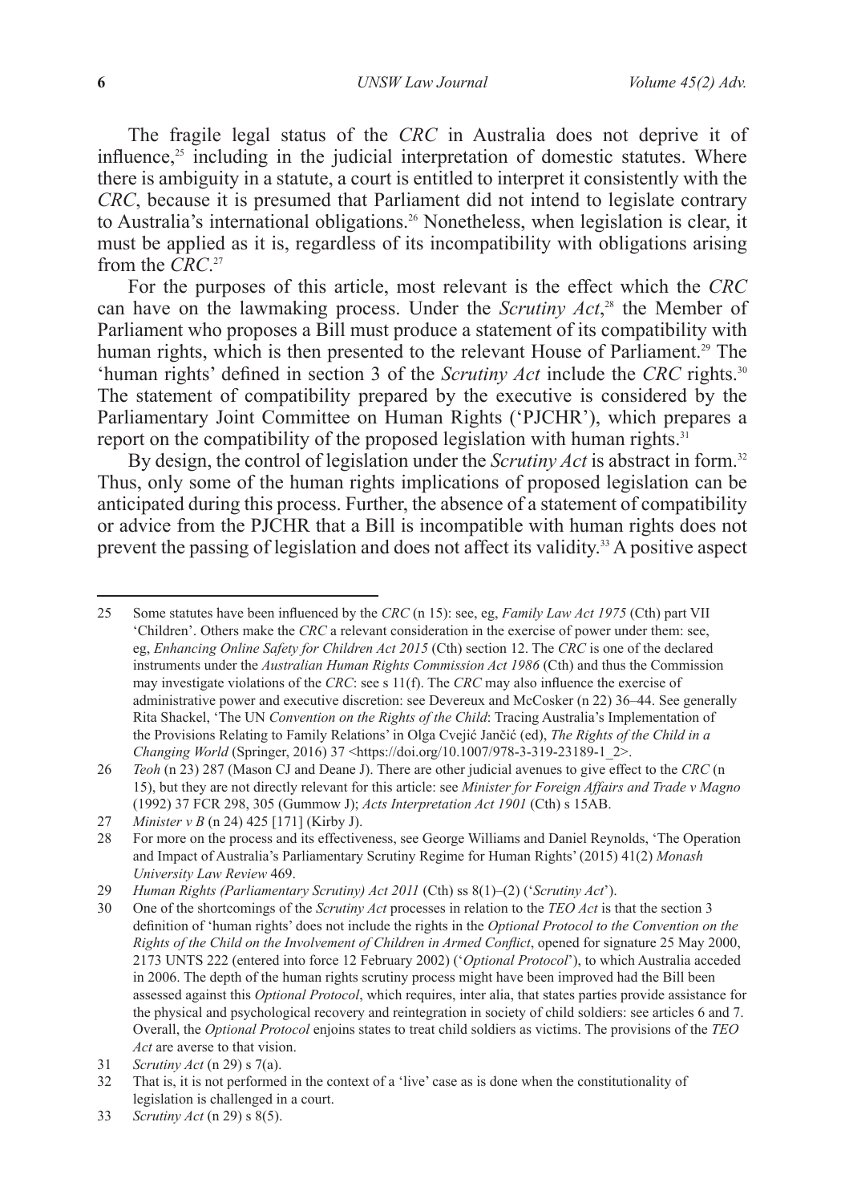The fragile legal status of the *CRC* in Australia does not deprive it of influence,[25] including in the judicial interpretation of domestic statutes. Where there is ambiguity in a statute, a court is entitled to interpret it consistently with the *CRC*, because it is presumed that Parliament did not intend to legislate contrary to Australia's international obligations.[26] Nonetheless, when legislation is clear, it must be applied as it is, regardless of its incompatibility with obligations arising from the *CRC*.[27]

For the purposes of this article, most relevant is the effect which the *CRC* can have on the lawmaking process. Under the *Scrutiny Act*,[28] the Member of Parliament who proposes a Bill must produce a statement of its compatibility with human rights, which is then presented to the relevant House of Parliament.[29] The 'human rights' defined in section 3 of the *Scrutiny Act* include the *CRC* rights.[30] The statement of compatibility prepared by the executive is considered by the Parliamentary Joint Committee on Human Rights ('PJCHR'), which prepares a report on the compatibility of the proposed legislation with human rights.[31]

By design, the control of legislation under the *Scrutiny Act* is abstract in form.[32] Thus, only some of the human rights implications of proposed legislation can be anticipated during this process. Further, the absence of a statement of compatibility or advice from the PJCHR that a Bill is incompatible with human rights does not prevent the passing of legislation and does not affect its validity.[33] A positive aspect

---

25 Some statutes have been influenced by the *CRC* (n 15): see, eg, *Family Law Act 1975* (Cth) part VII 'Children'. Others make the *CRC* a relevant consideration in the exercise of power under them: see, eg, *Enhancing Online Safety for Children Act 2015* (Cth) section 12. The *CRC* is one of the declared instruments under the *Australian Human Rights Commission Act 1986* (Cth) and thus the Commission may investigate violations of the *CRC*: see s 11(f). The *CRC* may also influence the exercise of administrative power and executive discretion: see Devereux and McCosker (n 22) 36–44. See generally Rita Shackel, 'The UN *Convention on the Rights of the Child*: Tracing Australia's Implementation of the Provisions Relating to Family Relations' in Olga Cvejić Jančić (ed), *The Rights of the Child in a Changing World* (Springer, 2016) 37 <https://doi.org/10.1007/978-3-319-23189-1_2>.

26 *Teoh* (n 23) 287 (Mason CJ and Deane J). There are other judicial avenues to give effect to the *CRC* (n 15), but they are not directly relevant for this article: see *Minister for Foreign Affairs and Trade v Magno* (1992) 37 FCR 298, 305 (Gummow J); *Acts Interpretation Act 1901* (Cth) s 15AB.

27 *Minister v B* (n 24) 425 [171] (Kirby J).

28 For more on the process and its effectiveness, see George Williams and Daniel Reynolds, 'The Operation and Impact of Australia's Parliamentary Scrutiny Regime for Human Rights' (2015) 41(2) *Monash University Law Review* 469.

29 *Human Rights (Parliamentary Scrutiny) Act 2011* (Cth) ss 8(1)–(2) ('*Scrutiny Act*').

30 One of the shortcomings of the *Scrutiny Act* processes in relation to the *TEO Act* is that the section 3 definition of 'human rights' does not include the rights in the *Optional Protocol to the Convention on the Rights of the Child on the Involvement of Children in Armed Conflict*, opened for signature 25 May 2000, 2173 UNTS 222 (entered into force 12 February 2002) ('*Optional Protocol*'), to which Australia acceded in 2006. The depth of the human rights scrutiny process might have been improved had the Bill been assessed against this *Optional Protocol*, which requires, inter alia, that states parties provide assistance for the physical and psychological recovery and reintegration in society of child soldiers: see articles 6 and 7. Overall, the *Optional Protocol* enjoins states to treat child soldiers as victims. The provisions of the *TEO Act* are averse to that vision.

31 *Scrutiny Act* (n 29) s 7(a).

32 That is, it is not performed in the context of a 'live' case as is done when the constitutionality of legislation is challenged in a court.

33 *Scrutiny Act* (n 29) s 8(5).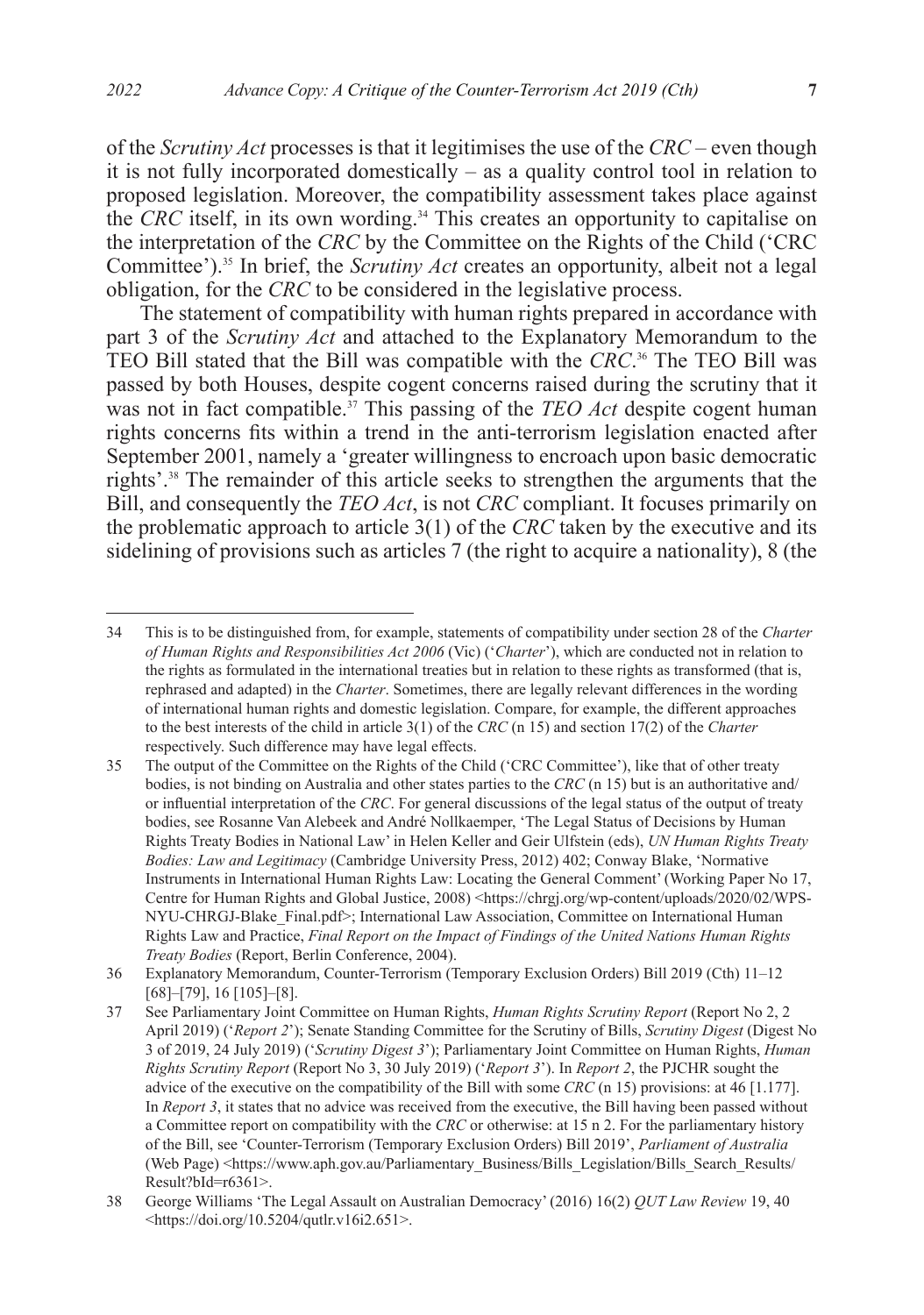of the *Scrutiny Act* processes is that it legitimises the use of the *CRC* – even though it is not fully incorporated domestically – as a quality control tool in relation to proposed legislation. Moreover, the compatibility assessment takes place against the *CRC* itself, in its own wording.[34] This creates an opportunity to capitalise on the interpretation of the *CRC* by the Committee on the Rights of the Child ('CRC Committee').[35] In brief, the *Scrutiny Act* creates an opportunity, albeit not a legal obligation, for the *CRC* to be considered in the legislative process.

The statement of compatibility with human rights prepared in accordance with part 3 of the *Scrutiny Act* and attached to the Explanatory Memorandum to the TEO Bill stated that the Bill was compatible with the *CRC*.[36] The TEO Bill was passed by both Houses, despite cogent concerns raised during the scrutiny that it was not in fact compatible.[37] This passing of the *TEO Act* despite cogent human rights concerns fits within a trend in the anti-terrorism legislation enacted after September 2001, namely a 'greater willingness to encroach upon basic democratic rights'.[38] The remainder of this article seeks to strengthen the arguments that the Bill, and consequently the *TEO Act*, is not *CRC* compliant. It focuses primarily on the problematic approach to article 3(1) of the *CRC* taken by the executive and its sidelining of provisions such as articles 7 (the right to acquire a nationality), 8 (the

---

34 This is to be distinguished from, for example, statements of compatibility under section 28 of the *Charter of Human Rights and Responsibilities Act 2006* (Vic) ('*Charter*'), which are conducted not in relation to the rights as formulated in the international treaties but in relation to these rights as transformed (that is, rephrased and adapted) in the *Charter*. Sometimes, there are legally relevant differences in the wording of international human rights and domestic legislation. Compare, for example, the different approaches to the best interests of the child in article 3(1) of the *CRC* (n 15) and section 17(2) of the *Charter* respectively. Such difference may have legal effects.

35 The output of the Committee on the Rights of the Child ('CRC Committee'), like that of other treaty bodies, is not binding on Australia and other states parties to the *CRC* (n 15) but is an authoritative and/or influential interpretation of the *CRC*. For general discussions of the legal status of the output of treaty bodies, see Rosanne Van Alebeek and André Nollkaemper, 'The Legal Status of Decisions by Human Rights Treaty Bodies in National Law' in Helen Keller and Geir Ulfstein (eds), *UN Human Rights Treaty Bodies: Law and Legitimacy* (Cambridge University Press, 2012) 402; Conway Blake, 'Normative Instruments in International Human Rights Law: Locating the General Comment' (Working Paper No 17, Centre for Human Rights and Global Justice, 2008) <https://chrgj.org/wp-content/uploads/2020/02/WPS-NYU-CHRGJ-Blake_Final.pdf>; International Law Association, Committee on International Human Rights Law and Practice, *Final Report on the Impact of Findings of the United Nations Human Rights Treaty Bodies* (Report, Berlin Conference, 2004).

36 Explanatory Memorandum, Counter-Terrorism (Temporary Exclusion Orders) Bill 2019 (Cth) 11–12 [68]–[79], 16 [105]–[8].

37 See Parliamentary Joint Committee on Human Rights, *Human Rights Scrutiny Report* (Report No 2, 2 April 2019) ('*Report 2*'); Senate Standing Committee for the Scrutiny of Bills, *Scrutiny Digest* (Digest No 3 of 2019, 24 July 2019) ('*Scrutiny Digest 3*'); Parliamentary Joint Committee on Human Rights, *Human Rights Scrutiny Report* (Report No 3, 30 July 2019) ('*Report 3*'). In *Report 2*, the PJCHR sought the advice of the executive on the compatibility of the Bill with some *CRC* (n 15) provisions: at 46 [1.177]. In *Report 3*, it states that no advice was received from the executive, the Bill having been passed without a Committee report on compatibility with the *CRC* or otherwise: at 15 n 2. For the parliamentary history of the Bill, see 'Counter-Terrorism (Temporary Exclusion Orders) Bill 2019', *Parliament of Australia* (Web Page) <https://www.aph.gov.au/Parliamentary_Business/Bills_Legislation/Bills_Search_Results/Result?bId=r6361>.

38 George Williams 'The Legal Assault on Australian Democracy' (2016) 16(2) *QUT Law Review* 19, 40 <https://doi.org/10.5204/qutlr.v16i2.651>.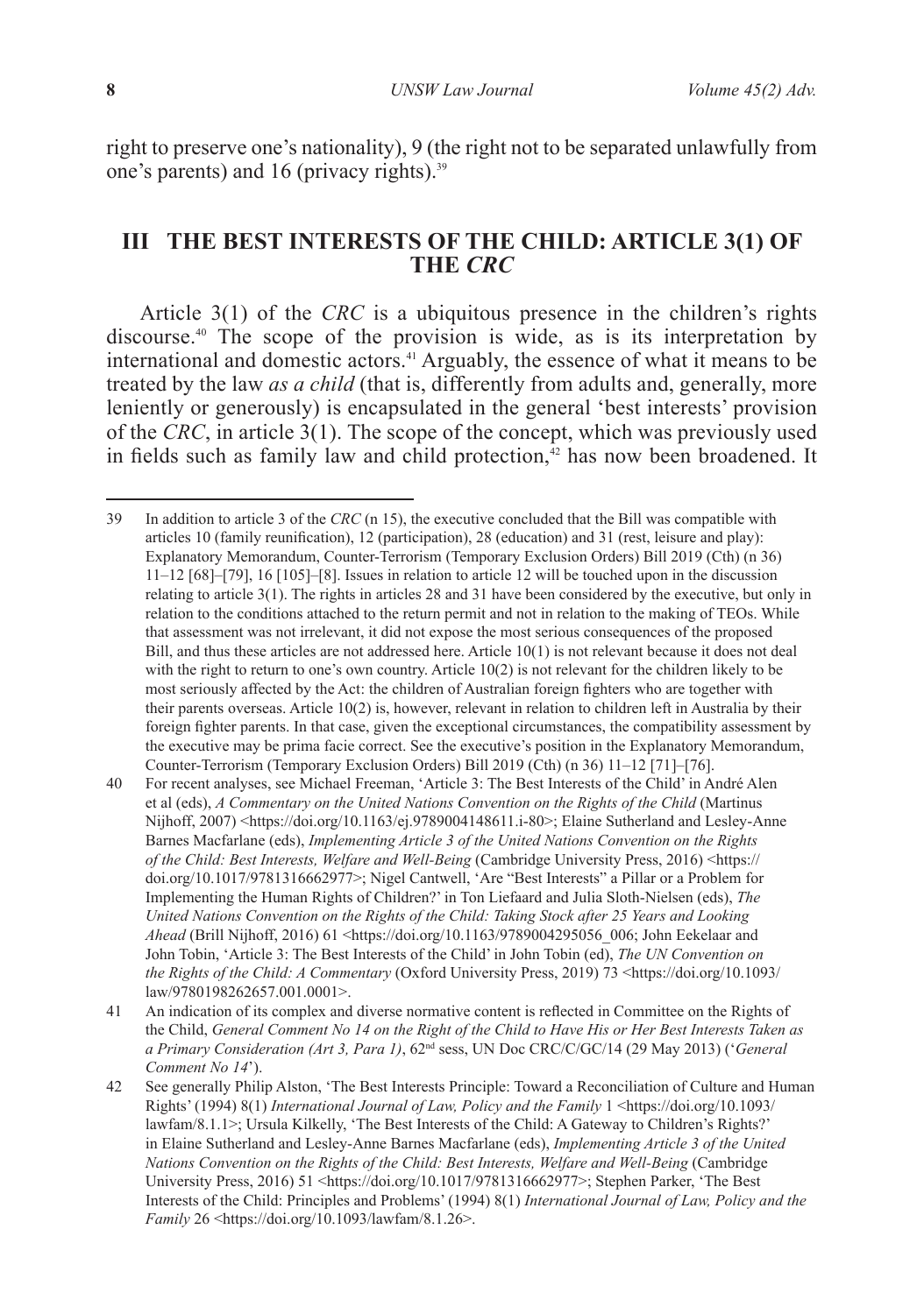right to preserve one's nationality), 9 (the right not to be separated unlawfully from one's parents) and 16 (privacy rights).[39]

## III THE BEST INTERESTS OF THE CHILD: ARTICLE 3(1) OF THE *CRC*

Article 3(1) of the *CRC* is a ubiquitous presence in the children's rights discourse.[40] The scope of the provision is wide, as is its interpretation by international and domestic actors.[41] Arguably, the essence of what it means to be treated by the law *as a child* (that is, differently from adults and, generally, more leniently or generously) is encapsulated in the general 'best interests' provision of the *CRC*, in article 3(1). The scope of the concept, which was previously used in fields such as family law and child protection,[42] has now been broadened. It

---

39 In addition to article 3 of the *CRC* (n 15), the executive concluded that the Bill was compatible with articles 10 (family reunification), 12 (participation), 28 (education) and 31 (rest, leisure and play): Explanatory Memorandum, Counter-Terrorism (Temporary Exclusion Orders) Bill 2019 (Cth) (n 36) 11–12 [68]–[79], 16 [105]–[8]. Issues in relation to article 12 will be touched upon in the discussion relating to article 3(1). The rights in articles 28 and 31 have been considered by the executive, but only in relation to the conditions attached to the return permit and not in relation to the making of TEOs. While that assessment was not irrelevant, it did not expose the most serious consequences of the proposed Bill, and thus these articles are not addressed here. Article 10(1) is not relevant because it does not deal with the right to return to one's own country. Article 10(2) is not relevant for the children likely to be most seriously affected by the Act: the children of Australian foreign fighters who are together with their parents overseas. Article 10(2) is, however, relevant in relation to children left in Australia by their foreign fighter parents. In that case, given the exceptional circumstances, the compatibility assessment by the executive may be prima facie correct. See the executive's position in the Explanatory Memorandum, Counter-Terrorism (Temporary Exclusion Orders) Bill 2019 (Cth) (n 36) 11–12 [71]–[76].

40 For recent analyses, see Michael Freeman, 'Article 3: The Best Interests of the Child' in André Alen et al (eds), *A Commentary on the United Nations Convention on the Rights of the Child* (Martinus Nijhoff, 2007) <https://doi.org/10.1163/ej.9789004148611.i-80>; Elaine Sutherland and Lesley-Anne Barnes Macfarlane (eds), *Implementing Article 3 of the United Nations Convention on the Rights of the Child: Best Interests, Welfare and Well-Being* (Cambridge University Press, 2016) <https://doi.org/10.1017/9781316662977>; Nigel Cantwell, 'Are "Best Interests" a Pillar or a Problem for Implementing the Human Rights of Children?' in Ton Liefaard and Julia Sloth-Nielsen (eds), *The United Nations Convention on the Rights of the Child: Taking Stock after 25 Years and Looking Ahead* (Brill Nijhoff, 2016) 61 <https://doi.org/10.1163/9789004295056_006; John Eekelaar and John Tobin, 'Article 3: The Best Interests of the Child' in John Tobin (ed), *The UN Convention on the Rights of the Child: A Commentary* (Oxford University Press, 2019) 73 <https://doi.org/10.1093/law/9780198262657.001.0001>.

41 An indication of its complex and diverse normative content is reflected in Committee on the Rights of the Child, *General Comment No 14 on the Right of the Child to Have His or Her Best Interests Taken as a Primary Consideration (Art 3, Para 1)*, 62nd sess, UN Doc CRC/C/GC/14 (29 May 2013) ('*General Comment No 14*').

42 See generally Philip Alston, 'The Best Interests Principle: Toward a Reconciliation of Culture and Human Rights' (1994) 8(1) *International Journal of Law, Policy and the Family* 1 <https://doi.org/10.1093/lawfam/8.1.1>; Ursula Kilkelly, 'The Best Interests of the Child: A Gateway to Children's Rights?' in Elaine Sutherland and Lesley-Anne Barnes Macfarlane (eds), *Implementing Article 3 of the United Nations Convention on the Rights of the Child: Best Interests, Welfare and Well-Being* (Cambridge University Press, 2016) 51 <https://doi.org/10.1017/9781316662977>; Stephen Parker, 'The Best Interests of the Child: Principles and Problems' (1994) 8(1) *International Journal of Law, Policy and the Family* 26 <https://doi.org/10.1093/lawfam/8.1.26>.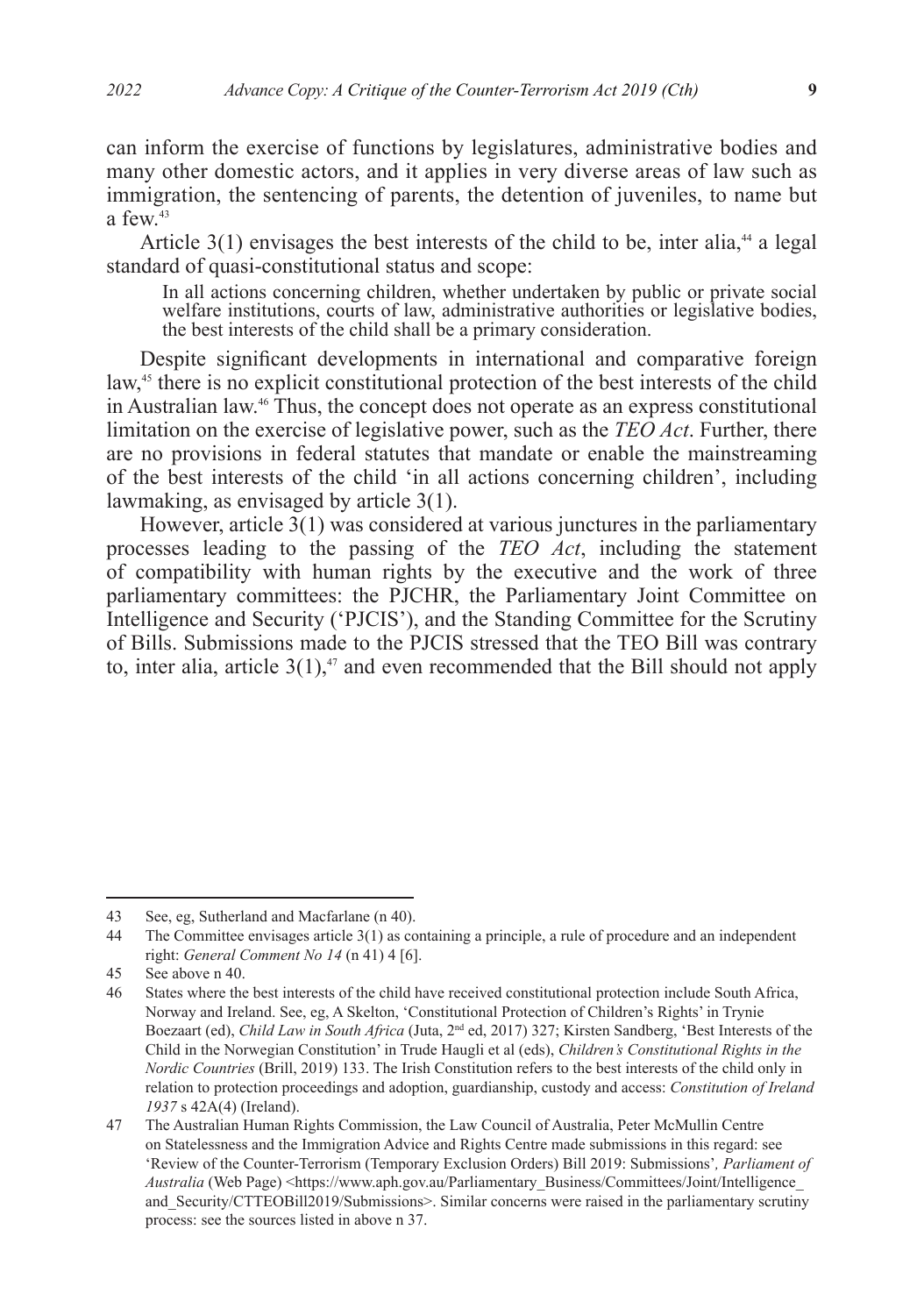can inform the exercise of functions by legislatures, administrative bodies and many other domestic actors, and it applies in very diverse areas of law such as immigration, the sentencing of parents, the detention of juveniles, to name but a few.[43]

Article 3(1) envisages the best interests of the child to be, inter alia,[44] a legal standard of quasi-constitutional status and scope:

> In all actions concerning children, whether undertaken by public or private social welfare institutions, courts of law, administrative authorities or legislative bodies, the best interests of the child shall be a primary consideration.

Despite significant developments in international and comparative foreign law,[45] there is no explicit constitutional protection of the best interests of the child in Australian law.[46] Thus, the concept does not operate as an express constitutional limitation on the exercise of legislative power, such as the *TEO Act*. Further, there are no provisions in federal statutes that mandate or enable the mainstreaming of the best interests of the child 'in all actions concerning children', including lawmaking, as envisaged by article 3(1).

However, article 3(1) was considered at various junctures in the parliamentary processes leading to the passing of the *TEO Act*, including the statement of compatibility with human rights by the executive and the work of three parliamentary committees: the PJCHR, the Parliamentary Joint Committee on Intelligence and Security ('PJCIS'), and the Standing Committee for the Scrutiny of Bills. Submissions made to the PJCIS stressed that the TEO Bill was contrary to, inter alia, article 3(1),[47] and even recommended that the Bill should not apply

---

43 See, eg, Sutherland and Macfarlane (n 40).

44 The Committee envisages article 3(1) as containing a principle, a rule of procedure and an independent right: *General Comment No 14* (n 41) 4 [6].

45 See above n 40.

46 States where the best interests of the child have received constitutional protection include South Africa, Norway and Ireland. See, eg, A Skelton, 'Constitutional Protection of Children's Rights' in Trynie Boezaart (ed), *Child Law in South Africa* (Juta, 2nd ed, 2017) 327; Kirsten Sandberg, 'Best Interests of the Child in the Norwegian Constitution' in Trude Haugli et al (eds), *Children's Constitutional Rights in the Nordic Countries* (Brill, 2019) 133. The Irish Constitution refers to the best interests of the child only in relation to protection proceedings and adoption, guardianship, custody and access: *Constitution of Ireland 1937* s 42A(4) (Ireland).

47 The Australian Human Rights Commission, the Law Council of Australia, Peter McMullin Centre on Statelessness and the Immigration Advice and Rights Centre made submissions in this regard: see 'Review of the Counter-Terrorism (Temporary Exclusion Orders) Bill 2019: Submissions', *Parliament of Australia* (Web Page) <https://www.aph.gov.au/Parliamentary_Business/Committees/Joint/Intelligence_and_Security/CTTEOBill2019/Submissions>. Similar concerns were raised in the parliamentary scrutiny process: see the sources listed in above n 37.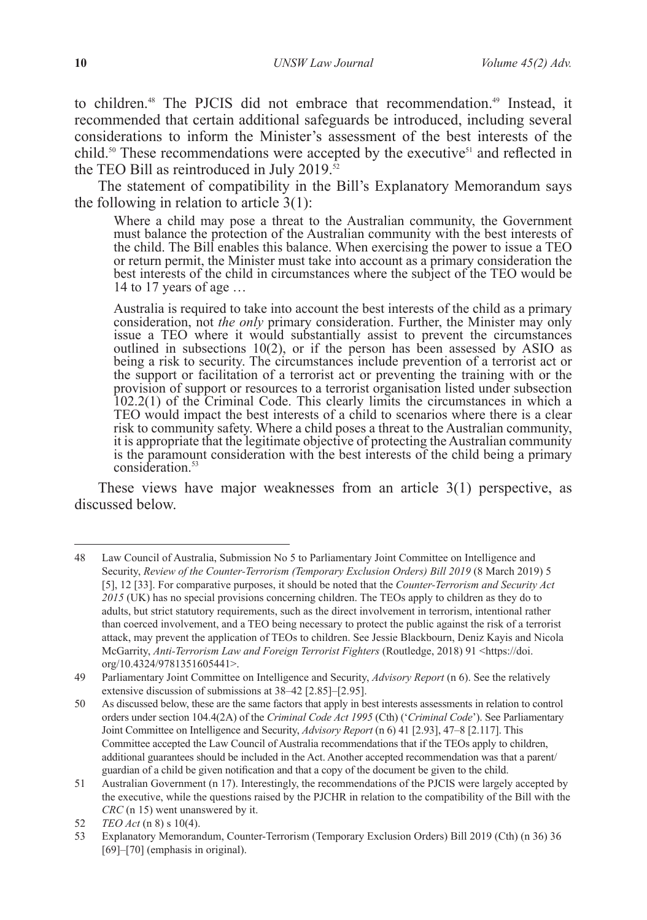to children.[48] The PJCIS did not embrace that recommendation.[49] Instead, it recommended that certain additional safeguards be introduced, including several considerations to inform the Minister's assessment of the best interests of the child.[50] These recommendations were accepted by the executive[51] and reflected in the TEO Bill as reintroduced in July 2019.[52]

The statement of compatibility in the Bill's Explanatory Memorandum says the following in relation to article 3(1):

> Where a child may pose a threat to the Australian community, the Government must balance the protection of the Australian community with the best interests of the child. The Bill enables this balance. When exercising the power to issue a TEO or return permit, the Minister must take into account as a primary consideration the best interests of the child in circumstances where the subject of the TEO would be 14 to 17 years of age …
>
> Australia is required to take into account the best interests of the child as a primary consideration, not *the only* primary consideration. Further, the Minister may only issue a TEO where it would substantially assist to prevent the circumstances outlined in subsections 10(2), or if the person has been assessed by ASIO as being a risk to security. The circumstances include prevention of a terrorist act or the support or facilitation of a terrorist act or preventing the training with or the provision of support or resources to a terrorist organisation listed under subsection 102.2(1) of the Criminal Code. This clearly limits the circumstances in which a TEO would impact the best interests of a child to scenarios where there is a clear risk to community safety. Where a child poses a threat to the Australian community, it is appropriate that the legitimate objective of protecting the Australian community is the paramount consideration with the best interests of the child being a primary consideration.[53]

These views have major weaknesses from an article 3(1) perspective, as discussed below.

---

48 Law Council of Australia, Submission No 5 to Parliamentary Joint Committee on Intelligence and Security, *Review of the Counter-Terrorism (Temporary Exclusion Orders) Bill 2019* (8 March 2019) 5 [5], 12 [33]. For comparative purposes, it should be noted that the *Counter-Terrorism and Security Act 2015* (UK) has no special provisions concerning children. The TEOs apply to children as they do to adults, but strict statutory requirements, such as the direct involvement in terrorism, intentional rather than coerced involvement, and a TEO being necessary to protect the public against the risk of a terrorist attack, may prevent the application of TEOs to children. See Jessie Blackbourn, Deniz Kayis and Nicola McGarrity, *Anti-Terrorism Law and Foreign Terrorist Fighters* (Routledge, 2018) 91 <https://doi.org/10.4324/9781351605441>.

49 Parliamentary Joint Committee on Intelligence and Security, *Advisory Report* (n 6). See the relatively extensive discussion of submissions at 38–42 [2.85]–[2.95].

50 As discussed below, these are the same factors that apply in best interests assessments in relation to control orders under section 104.4(2A) of the *Criminal Code Act 1995* (Cth) ('*Criminal Code*'). See Parliamentary Joint Committee on Intelligence and Security, *Advisory Report* (n 6) 41 [2.93], 47–8 [2.117]. This Committee accepted the Law Council of Australia recommendations that if the TEOs apply to children, additional guarantees should be included in the Act. Another accepted recommendation was that a parent/guardian of a child be given notification and that a copy of the document be given to the child.

51 Australian Government (n 17). Interestingly, the recommendations of the PJCIS were largely accepted by the executive, while the questions raised by the PJCHR in relation to the compatibility of the Bill with the *CRC* (n 15) went unanswered by it.

52 *TEO Act* (n 8) s 10(4).

53 Explanatory Memorandum, Counter-Terrorism (Temporary Exclusion Orders) Bill 2019 (Cth) (n 36) 36 [69]–[70] (emphasis in original).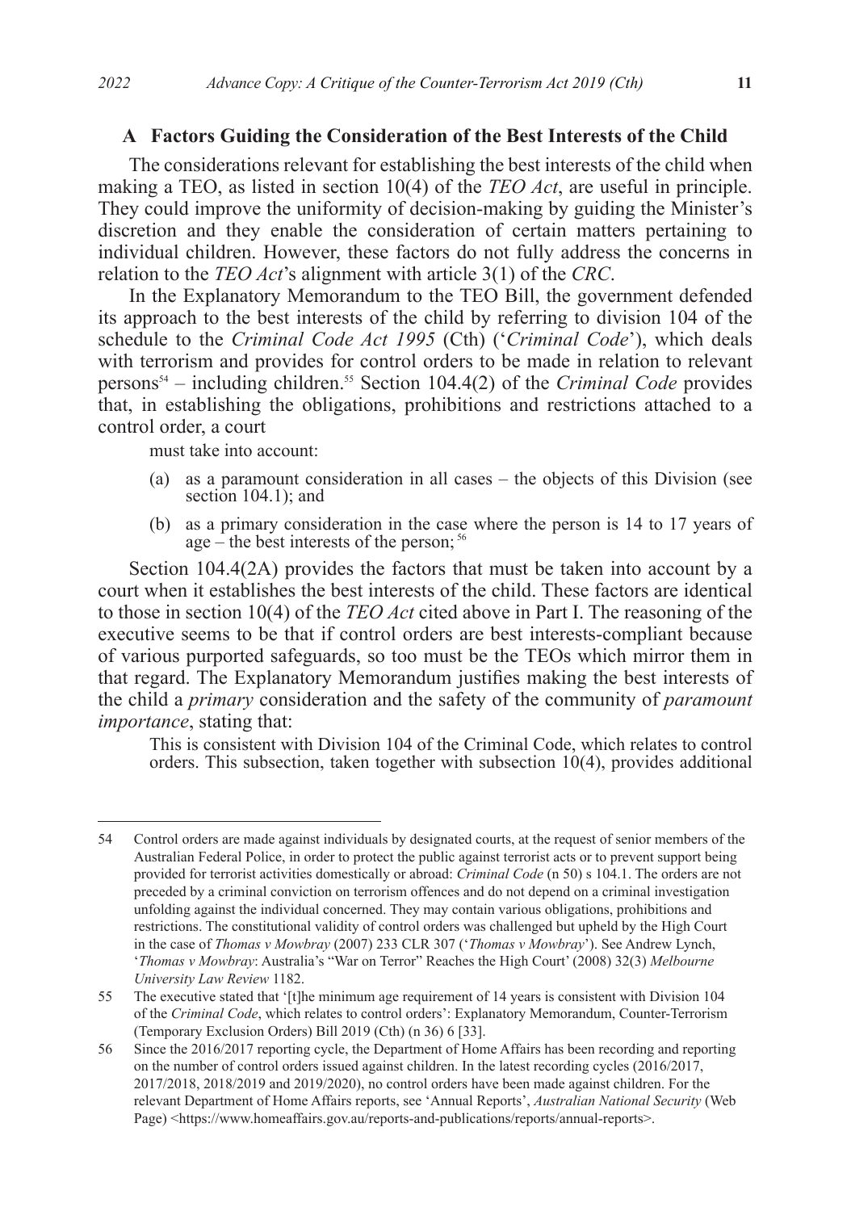### A Factors Guiding the Consideration of the Best Interests of the Child

The considerations relevant for establishing the best interests of the child when making a TEO, as listed in section 10(4) of the *TEO Act*, are useful in principle. They could improve the uniformity of decision-making by guiding the Minister's discretion and they enable the consideration of certain matters pertaining to individual children. However, these factors do not fully address the concerns in relation to the *TEO Act*'s alignment with article 3(1) of the *CRC*.

In the Explanatory Memorandum to the TEO Bill, the government defended its approach to the best interests of the child by referring to division 104 of the schedule to the *Criminal Code Act 1995* (Cth) ('*Criminal Code*'), which deals with terrorism and provides for control orders to be made in relation to relevant persons[54] – including children.[55] Section 104.4(2) of the *Criminal Code* provides that, in establishing the obligations, prohibitions and restrictions attached to a control order, a court

> must take into account:
>
> (a) as a paramount consideration in all cases – the objects of this Division (see section 104.1); and
>
> (b) as a primary consideration in the case where the person is 14 to 17 years of age – the best interests of the person;[56]

Section 104.4(2A) provides the factors that must be taken into account by a court when it establishes the best interests of the child. These factors are identical to those in section 10(4) of the *TEO Act* cited above in Part I. The reasoning of the executive seems to be that if control orders are best interests-compliant because of various purported safeguards, so too must be the TEOs which mirror them in that regard. The Explanatory Memorandum justifies making the best interests of the child a *primary* consideration and the safety of the community of *paramount importance*, stating that:

> This is consistent with Division 104 of the Criminal Code, which relates to control orders. This subsection, taken together with subsection 10(4), provides additional

---

54 Control orders are made against individuals by designated courts, at the request of senior members of the Australian Federal Police, in order to protect the public against terrorist acts or to prevent support being provided for terrorist activities domestically or abroad: *Criminal Code* (n 50) s 104.1. The orders are not preceded by a criminal conviction on terrorism offences and do not depend on a criminal investigation unfolding against the individual concerned. They may contain various obligations, prohibitions and restrictions. The constitutional validity of control orders was challenged but upheld by the High Court in the case of *Thomas v Mowbray* (2007) 233 CLR 307 ('*Thomas v Mowbray*'). See Andrew Lynch, '*Thomas v Mowbray*: Australia's "War on Terror" Reaches the High Court' (2008) 32(3) *Melbourne University Law Review* 1182.

55 The executive stated that '[t]he minimum age requirement of 14 years is consistent with Division 104 of the *Criminal Code*, which relates to control orders': Explanatory Memorandum, Counter-Terrorism (Temporary Exclusion Orders) Bill 2019 (Cth) (n 36) 6 [33].

56 Since the 2016/2017 reporting cycle, the Department of Home Affairs has been recording and reporting on the number of control orders issued against children. In the latest recording cycles (2016/2017, 2017/2018, 2018/2019 and 2019/2020), no control orders have been made against children. For the relevant Department of Home Affairs reports, see 'Annual Reports', *Australian National Security* (Web Page) <https://www.homeaffairs.gov.au/reports-and-publications/reports/annual-reports>.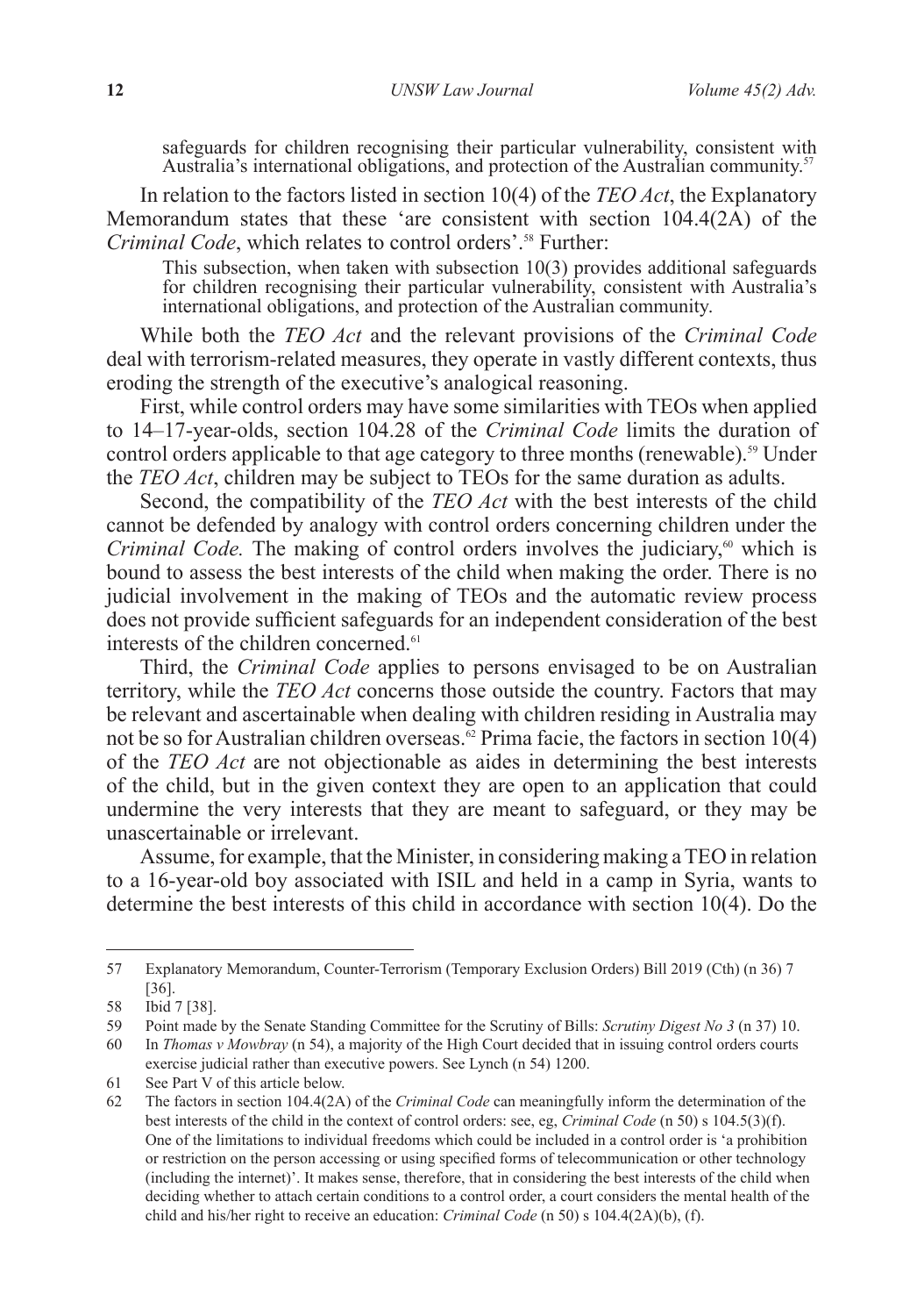> safeguards for children recognising their particular vulnerability, consistent with Australia's international obligations, and protection of the Australian community.[57]

In relation to the factors listed in section 10(4) of the *TEO Act*, the Explanatory Memorandum states that these 'are consistent with section 104.4(2A) of the *Criminal Code*, which relates to control orders'.[58] Further:

> This subsection, when taken with subsection 10(3) provides additional safeguards for children recognising their particular vulnerability, consistent with Australia's international obligations, and protection of the Australian community.

While both the *TEO Act* and the relevant provisions of the *Criminal Code* deal with terrorism-related measures, they operate in vastly different contexts, thus eroding the strength of the executive's analogical reasoning.

First, while control orders may have some similarities with TEOs when applied to 14–17-year-olds, section 104.28 of the *Criminal Code* limits the duration of control orders applicable to that age category to three months (renewable).[59] Under the *TEO Act*, children may be subject to TEOs for the same duration as adults.

Second, the compatibility of the *TEO Act* with the best interests of the child cannot be defended by analogy with control orders concerning children under the *Criminal Code.* The making of control orders involves the judiciary,[60] which is bound to assess the best interests of the child when making the order. There is no judicial involvement in the making of TEOs and the automatic review process does not provide sufficient safeguards for an independent consideration of the best interests of the children concerned.[61]

Third, the *Criminal Code* applies to persons envisaged to be on Australian territory, while the *TEO Act* concerns those outside the country. Factors that may be relevant and ascertainable when dealing with children residing in Australia may not be so for Australian children overseas.[62] Prima facie, the factors in section 10(4) of the *TEO Act* are not objectionable as aides in determining the best interests of the child, but in the given context they are open to an application that could undermine the very interests that they are meant to safeguard, or they may be unascertainable or irrelevant.

Assume, for example, that the Minister, in considering making a TEO in relation to a 16-year-old boy associated with ISIL and held in a camp in Syria, wants to determine the best interests of this child in accordance with section 10(4). Do the

---

57 Explanatory Memorandum, Counter-Terrorism (Temporary Exclusion Orders) Bill 2019 (Cth) (n 36) 7 [36].

58 Ibid 7 [38].

59 Point made by the Senate Standing Committee for the Scrutiny of Bills: *Scrutiny Digest No 3* (n 37) 10.

60 In *Thomas v Mowbray* (n 54), a majority of the High Court decided that in issuing control orders courts exercise judicial rather than executive powers. See Lynch (n 54) 1200.

61 See Part V of this article below.

62 The factors in section 104.4(2A) of the *Criminal Code* can meaningfully inform the determination of the best interests of the child in the context of control orders: see, eg, *Criminal Code* (n 50) s 104.5(3)(f). One of the limitations to individual freedoms which could be included in a control order is 'a prohibition or restriction on the person accessing or using specified forms of telecommunication or other technology (including the internet)'. It makes sense, therefore, that in considering the best interests of the child when deciding whether to attach certain conditions to a control order, a court considers the mental health of the child and his/her right to receive an education: *Criminal Code* (n 50) s 104.4(2A)(b), (f).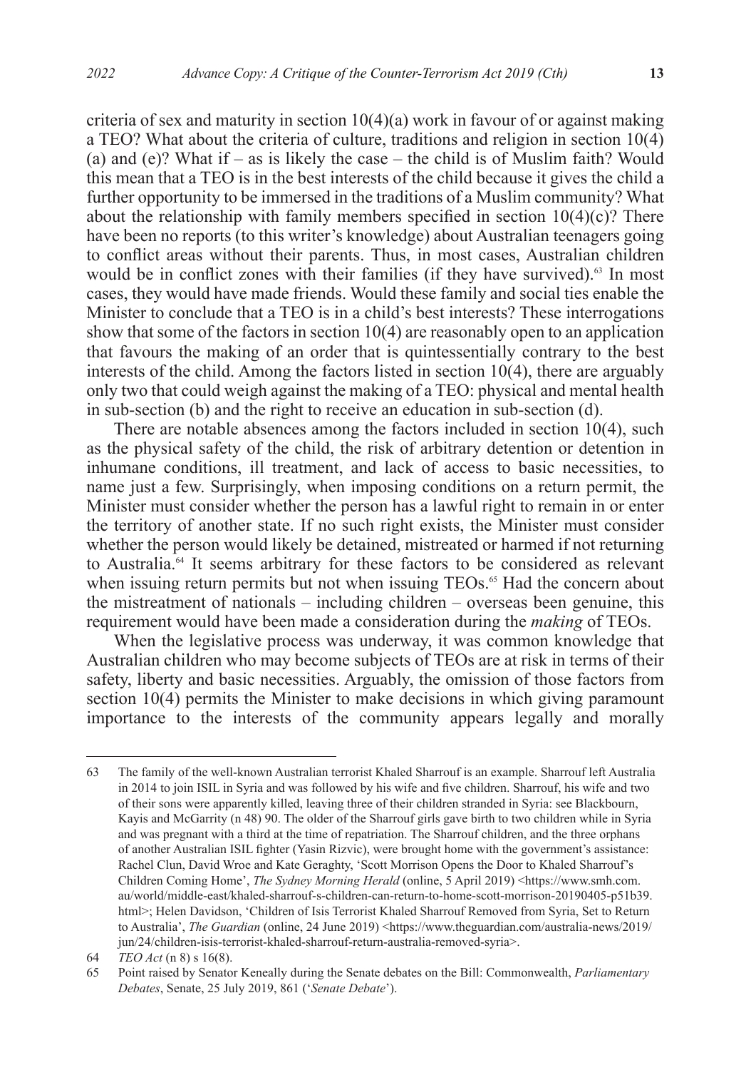criteria of sex and maturity in section 10(4)(a) work in favour of or against making a TEO? What about the criteria of culture, traditions and religion in section 10(4)(a) and (e)? What if – as is likely the case – the child is of Muslim faith? Would this mean that a TEO is in the best interests of the child because it gives the child a further opportunity to be immersed in the traditions of a Muslim community? What about the relationship with family members specified in section 10(4)(c)? There have been no reports (to this writer's knowledge) about Australian teenagers going to conflict areas without their parents. Thus, in most cases, Australian children would be in conflict zones with their families (if they have survived).[63] In most cases, they would have made friends. Would these family and social ties enable the Minister to conclude that a TEO is in a child's best interests? These interrogations show that some of the factors in section 10(4) are reasonably open to an application that favours the making of an order that is quintessentially contrary to the best interests of the child. Among the factors listed in section 10(4), there are arguably only two that could weigh against the making of a TEO: physical and mental health in sub-section (b) and the right to receive an education in sub-section (d).

There are notable absences among the factors included in section 10(4), such as the physical safety of the child, the risk of arbitrary detention or detention in inhumane conditions, ill treatment, and lack of access to basic necessities, to name just a few. Surprisingly, when imposing conditions on a return permit, the Minister must consider whether the person has a lawful right to remain in or enter the territory of another state. If no such right exists, the Minister must consider whether the person would likely be detained, mistreated or harmed if not returning to Australia.[64] It seems arbitrary for these factors to be considered as relevant when issuing return permits but not when issuing TEOs.[65] Had the concern about the mistreatment of nationals – including children – overseas been genuine, this requirement would have been made a consideration during the *making* of TEOs.

When the legislative process was underway, it was common knowledge that Australian children who may become subjects of TEOs are at risk in terms of their safety, liberty and basic necessities. Arguably, the omission of those factors from section 10(4) permits the Minister to make decisions in which giving paramount importance to the interests of the community appears legally and morally

---

63 The family of the well-known Australian terrorist Khaled Sharrouf is an example. Sharrouf left Australia in 2014 to join ISIL in Syria and was followed by his wife and five children. Sharrouf, his wife and two of their sons were apparently killed, leaving three of their children stranded in Syria: see Blackbourn, Kayis and McGarrity (n 48) 90. The older of the Sharrouf girls gave birth to two children while in Syria and was pregnant with a third at the time of repatriation. The Sharrouf children, and the three orphans of another Australian ISIL fighter (Yasin Rizvic), were brought home with the government's assistance: Rachel Clun, David Wroe and Kate Geraghty, 'Scott Morrison Opens the Door to Khaled Sharrouf's Children Coming Home', *The Sydney Morning Herald* (online, 5 April 2019) <https://www.smh.com.au/world/middle-east/khaled-sharrouf-s-children-can-return-to-home-scott-morrison-20190405-p51b39.html>; Helen Davidson, 'Children of Isis Terrorist Khaled Sharrouf Removed from Syria, Set to Return to Australia', *The Guardian* (online, 24 June 2019) <https://www.theguardian.com/australia-news/2019/jun/24/children-isis-terrorist-khaled-sharrouf-return-australia-removed-syria>.

64 *TEO Act* (n 8) s 16(8).

65 Point raised by Senator Keneally during the Senate debates on the Bill: Commonwealth, *Parliamentary Debates*, Senate, 25 July 2019, 861 ('*Senate Debate*').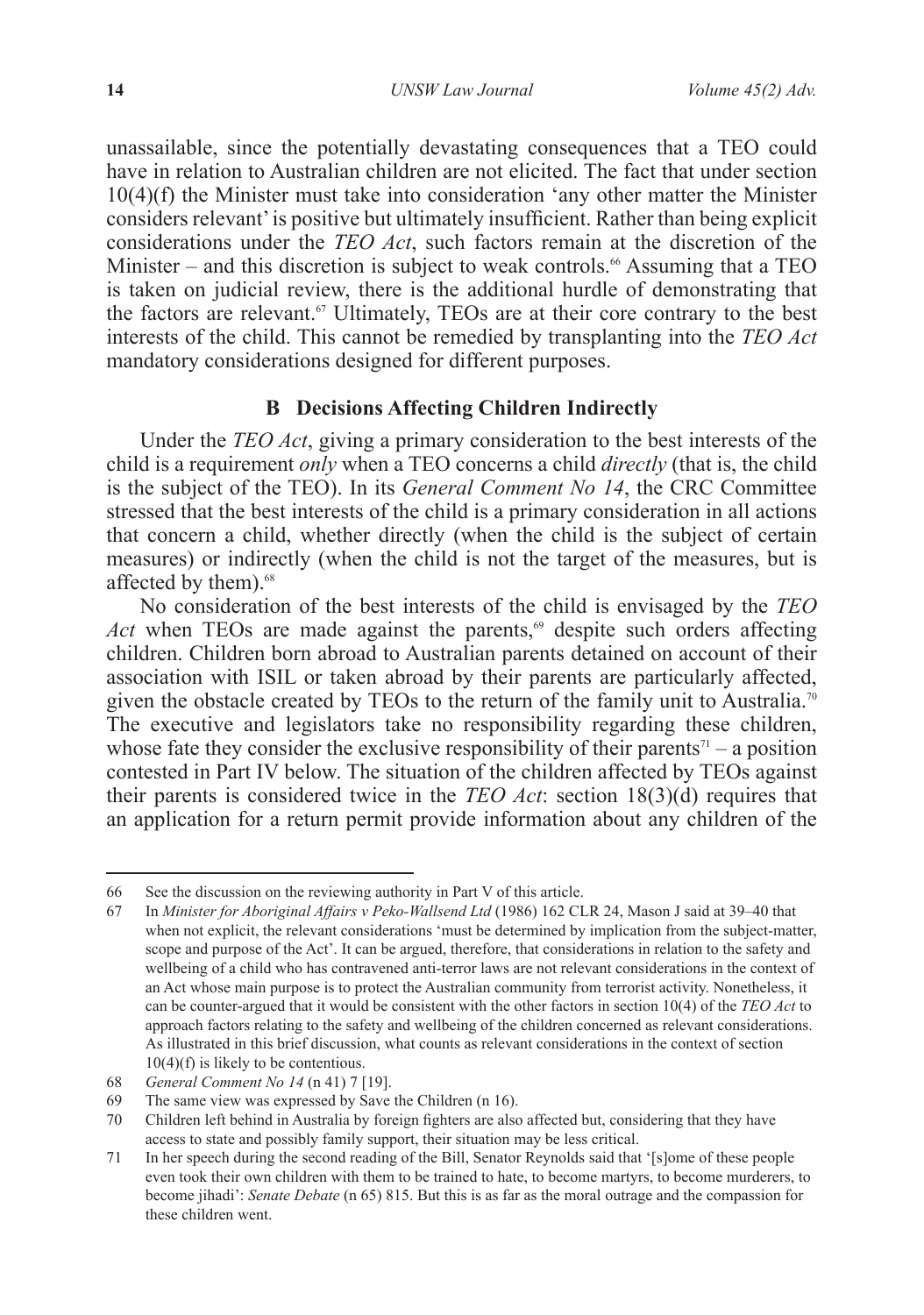unassailable, since the potentially devastating consequences that a TEO could have in relation to Australian children are not elicited. The fact that under section 10(4)(f) the Minister must take into consideration 'any other matter the Minister considers relevant' is positive but ultimately insufficient. Rather than being explicit considerations under the *TEO Act*, such factors remain at the discretion of the Minister – and this discretion is subject to weak controls.[66] Assuming that a TEO is taken on judicial review, there is the additional hurdle of demonstrating that the factors are relevant.[67] Ultimately, TEOs are at their core contrary to the best interests of the child. This cannot be remedied by transplanting into the *TEO Act* mandatory considerations designed for different purposes.

### B Decisions Affecting Children Indirectly

Under the *TEO Act*, giving a primary consideration to the best interests of the child is a requirement *only* when a TEO concerns a child *directly* (that is, the child is the subject of the TEO). In its *General Comment No 14*, the CRC Committee stressed that the best interests of the child is a primary consideration in all actions that concern a child, whether directly (when the child is the subject of certain measures) or indirectly (when the child is not the target of the measures, but is affected by them).[68]

No consideration of the best interests of the child is envisaged by the *TEO Act* when TEOs are made against the parents,[69] despite such orders affecting children. Children born abroad to Australian parents detained on account of their association with ISIL or taken abroad by their parents are particularly affected, given the obstacle created by TEOs to the return of the family unit to Australia.[70] The executive and legislators take no responsibility regarding these children, whose fate they consider the exclusive responsibility of their parents[71] – a position contested in Part IV below. The situation of the children affected by TEOs against their parents is considered twice in the *TEO Act*: section 18(3)(d) requires that an application for a return permit provide information about any children of the

---

66 See the discussion on the reviewing authority in Part V of this article.

67 In *Minister for Aboriginal Affairs v Peko-Wallsend Ltd* (1986) 162 CLR 24, Mason J said at 39–40 that when not explicit, the relevant considerations 'must be determined by implication from the subject-matter, scope and purpose of the Act'. It can be argued, therefore, that considerations in relation to the safety and wellbeing of a child who has contravened anti-terror laws are not relevant considerations in the context of an Act whose main purpose is to protect the Australian community from terrorist activity. Nonetheless, it can be counter-argued that it would be consistent with the other factors in section 10(4) of the *TEO Act* to approach factors relating to the safety and wellbeing of the children concerned as relevant considerations. As illustrated in this brief discussion, what counts as relevant considerations in the context of section 10(4)(f) is likely to be contentious.

68 *General Comment No 14* (n 41) 7 [19].

69 The same view was expressed by Save the Children (n 16).

70 Children left behind in Australia by foreign fighters are also affected but, considering that they have access to state and possibly family support, their situation may be less critical.

71 In her speech during the second reading of the Bill, Senator Reynolds said that '[s]ome of these people even took their own children with them to be trained to hate, to become martyrs, to become murderers, to become jihadi': *Senate Debate* (n 65) 815. But this is as far as the moral outrage and the compassion for these children went.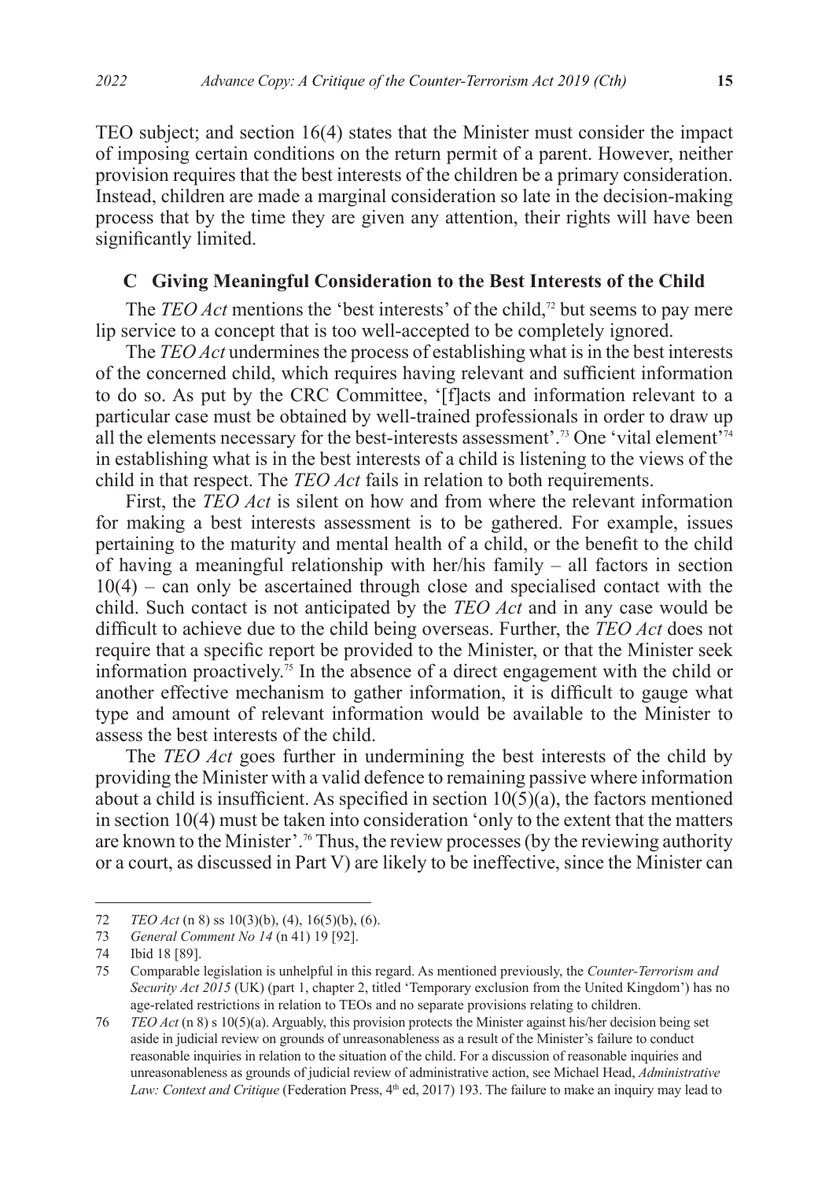TEO subject; and section 16(4) states that the Minister must consider the impact of imposing certain conditions on the return permit of a parent. However, neither provision requires that the best interests of the children be a primary consideration. Instead, children are made a marginal consideration so late in the decision-making process that by the time they are given any attention, their rights will have been significantly limited.

### C Giving Meaningful Consideration to the Best Interests of the Child

The *TEO Act* mentions the 'best interests' of the child,[72] but seems to pay mere lip service to a concept that is too well-accepted to be completely ignored.

The *TEO Act* undermines the process of establishing what is in the best interests of the concerned child, which requires having relevant and sufficient information to do so. As put by the CRC Committee, '[f]acts and information relevant to a particular case must be obtained by well-trained professionals in order to draw up all the elements necessary for the best-interests assessment'.[73] One 'vital element'[74] in establishing what is in the best interests of a child is listening to the views of the child in that respect. The *TEO Act* fails in relation to both requirements.

First, the *TEO Act* is silent on how and from where the relevant information for making a best interests assessment is to be gathered. For example, issues pertaining to the maturity and mental health of a child, or the benefit to the child of having a meaningful relationship with her/his family – all factors in section 10(4) – can only be ascertained through close and specialised contact with the child. Such contact is not anticipated by the *TEO Act* and in any case would be difficult to achieve due to the child being overseas. Further, the *TEO Act* does not require that a specific report be provided to the Minister, or that the Minister seek information proactively.[75] In the absence of a direct engagement with the child or another effective mechanism to gather information, it is difficult to gauge what type and amount of relevant information would be available to the Minister to assess the best interests of the child.

The *TEO Act* goes further in undermining the best interests of the child by providing the Minister with a valid defence to remaining passive where information about a child is insufficient. As specified in section 10(5)(a), the factors mentioned in section 10(4) must be taken into consideration 'only to the extent that the matters are known to the Minister'.[76] Thus, the review processes (by the reviewing authority or a court, as discussed in Part V) are likely to be ineffective, since the Minister can

---

72 *TEO Act* (n 8) ss 10(3)(b), (4), 16(5)(b), (6).

73 *General Comment No 14* (n 41) 19 [92].

74 Ibid 18 [89].

75 Comparable legislation is unhelpful in this regard. As mentioned previously, the *Counter-Terrorism and Security Act 2015* (UK) (part 1, chapter 2, titled 'Temporary exclusion from the United Kingdom') has no age-related restrictions in relation to TEOs and no separate provisions relating to children.

76 *TEO Act* (n 8) s 10(5)(a). Arguably, this provision protects the Minister against his/her decision being set aside in judicial review on grounds of unreasonableness as a result of the Minister's failure to conduct reasonable inquiries in relation to the situation of the child. For a discussion of reasonable inquiries and unreasonableness as grounds of judicial review of administrative action, see Michael Head, *Administrative Law: Context and Critique* (Federation Press, 4th ed, 2017) 193. The failure to make an inquiry may lead to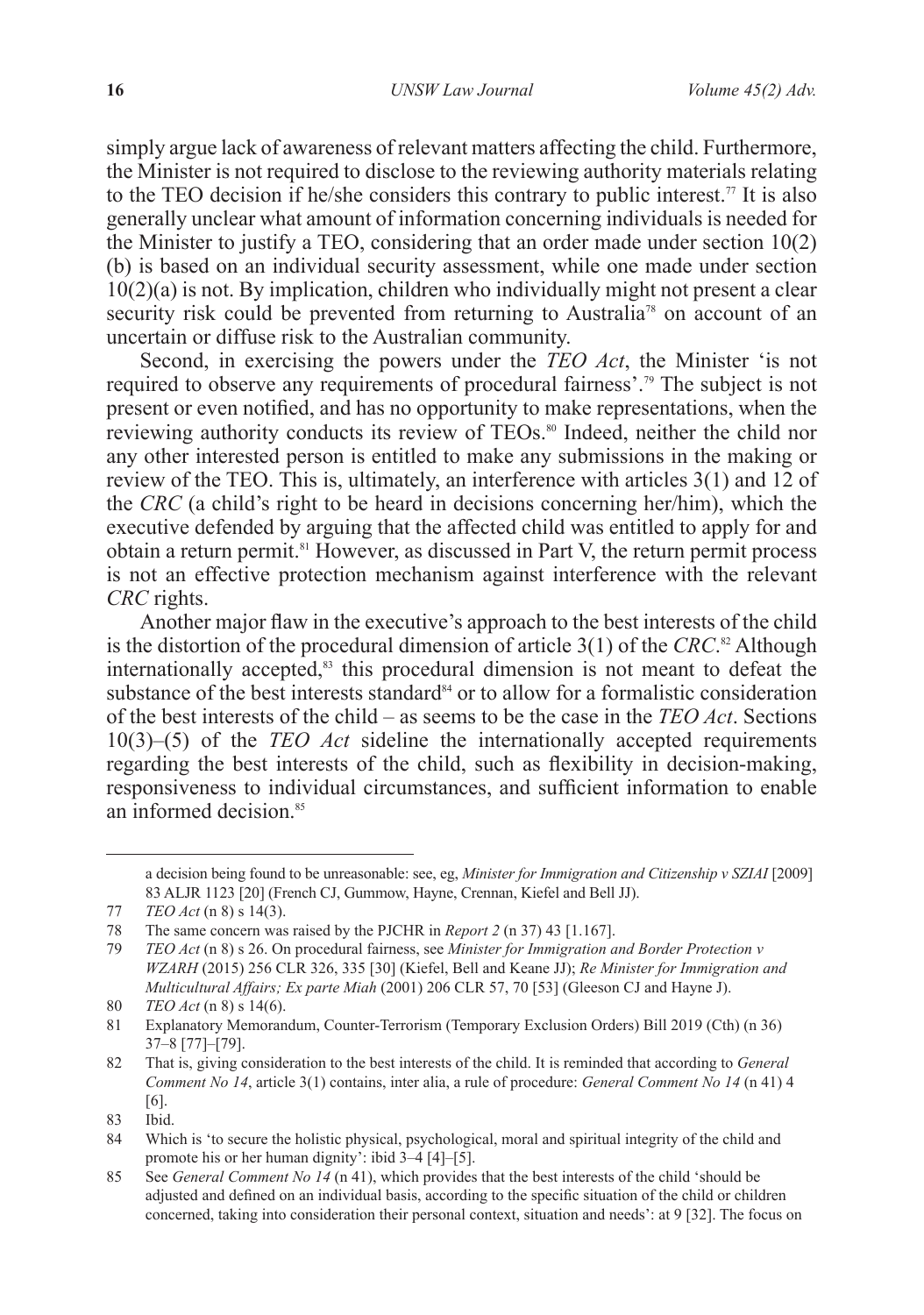simply argue lack of awareness of relevant matters affecting the child. Furthermore, the Minister is not required to disclose to the reviewing authority materials relating to the TEO decision if he/she considers this contrary to public interest.[77] It is also generally unclear what amount of information concerning individuals is needed for the Minister to justify a TEO, considering that an order made under section 10(2)(b) is based on an individual security assessment, while one made under section 10(2)(a) is not. By implication, children who individually might not present a clear security risk could be prevented from returning to Australia[78] on account of an uncertain or diffuse risk to the Australian community.

Second, in exercising the powers under the *TEO Act*, the Minister 'is not required to observe any requirements of procedural fairness'.[79] The subject is not present or even notified, and has no opportunity to make representations, when the reviewing authority conducts its review of TEOs.[80] Indeed, neither the child nor any other interested person is entitled to make any submissions in the making or review of the TEO. This is, ultimately, an interference with articles 3(1) and 12 of the *CRC* (a child's right to be heard in decisions concerning her/him), which the executive defended by arguing that the affected child was entitled to apply for and obtain a return permit.[81] However, as discussed in Part V, the return permit process is not an effective protection mechanism against interference with the relevant *CRC* rights.

Another major flaw in the executive's approach to the best interests of the child is the distortion of the procedural dimension of article 3(1) of the *CRC*.[82] Although internationally accepted,[83] this procedural dimension is not meant to defeat the substance of the best interests standard[84] or to allow for a formalistic consideration of the best interests of the child – as seems to be the case in the *TEO Act*. Sections 10(3)–(5) of the *TEO Act* sideline the internationally accepted requirements regarding the best interests of the child, such as flexibility in decision-making, responsiveness to individual circumstances, and sufficient information to enable an informed decision.[85]

---

a decision being found to be unreasonable: see, eg, *Minister for Immigration and Citizenship v SZIAI* [2009] 83 ALJR 1123 [20] (French CJ, Gummow, Hayne, Crennan, Kiefel and Bell JJ).

77 *TEO Act* (n 8) s 14(3).

78 The same concern was raised by the PJCHR in *Report 2* (n 37) 43 [1.167].

79 *TEO Act* (n 8) s 26. On procedural fairness, see *Minister for Immigration and Border Protection v WZARH* (2015) 256 CLR 326, 335 [30] (Kiefel, Bell and Keane JJ); *Re Minister for Immigration and Multicultural Affairs; Ex parte Miah* (2001) 206 CLR 57, 70 [53] (Gleeson CJ and Hayne J).

80 *TEO Act* (n 8) s 14(6).

81 Explanatory Memorandum, Counter-Terrorism (Temporary Exclusion Orders) Bill 2019 (Cth) (n 36) 37–8 [77]–[79].

82 That is, giving consideration to the best interests of the child. It is reminded that according to *General Comment No 14*, article 3(1) contains, inter alia, a rule of procedure: *General Comment No 14* (n 41) 4 [6].

83 Ibid.

84 Which is 'to secure the holistic physical, psychological, moral and spiritual integrity of the child and promote his or her human dignity': ibid 3–4 [4]–[5].

85 See *General Comment No 14* (n 41), which provides that the best interests of the child 'should be adjusted and defined on an individual basis, according to the specific situation of the child or children concerned, taking into consideration their personal context, situation and needs': at 9 [32]. The focus on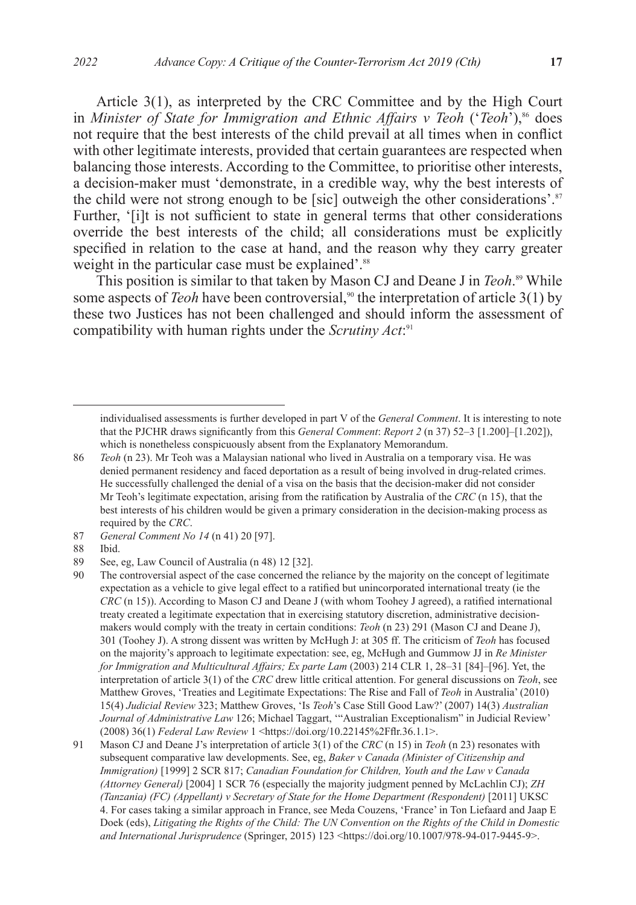Article 3(1), as interpreted by the CRC Committee and by the High Court in *Minister of State for Immigration and Ethnic Affairs v Teoh* ('*Teoh*'),[86] does not require that the best interests of the child prevail at all times when in conflict with other legitimate interests, provided that certain guarantees are respected when balancing those interests. According to the Committee, to prioritise other interests, a decision-maker must 'demonstrate, in a credible way, why the best interests of the child were not strong enough to be [sic] outweigh the other considerations'.[87] Further, '[i]t is not sufficient to state in general terms that other considerations override the best interests of the child; all considerations must be explicitly specified in relation to the case at hand, and the reason why they carry greater weight in the particular case must be explained'.[88]

This position is similar to that taken by Mason CJ and Deane J in *Teoh*.[89] While some aspects of *Teoh* have been controversial,[90] the interpretation of article 3(1) by these two Justices has not been challenged and should inform the assessment of compatibility with human rights under the *Scrutiny Act*:[91]

---

individualised assessments is further developed in part V of the *General Comment*. It is interesting to note that the PJCHR draws significantly from this *General Comment*: *Report 2* (n 37) 52–3 [1.200]–[1.202]), which is nonetheless conspicuously absent from the Explanatory Memorandum.

86 *Teoh* (n 23). Mr Teoh was a Malaysian national who lived in Australia on a temporary visa. He was denied permanent residency and faced deportation as a result of being involved in drug-related crimes. He successfully challenged the denial of a visa on the basis that the decision-maker did not consider Mr Teoh's legitimate expectation, arising from the ratification by Australia of the *CRC* (n 15), that the best interests of his children would be given a primary consideration in the decision-making process as required by the *CRC*.

87 *General Comment No 14* (n 41) 20 [97].

88 Ibid.

89 See, eg, Law Council of Australia (n 48) 12 [32].

90 The controversial aspect of the case concerned the reliance by the majority on the concept of legitimate expectation as a vehicle to give legal effect to a ratified but unincorporated international treaty (ie the *CRC* (n 15)). According to Mason CJ and Deane J (with whom Toohey J agreed), a ratified international treaty created a legitimate expectation that in exercising statutory discretion, administrative decision-makers would comply with the treaty in certain conditions: *Teoh* (n 23) 291 (Mason CJ and Deane J), 301 (Toohey J). A strong dissent was written by McHugh J: at 305 ff. The criticism of *Teoh* has focused on the majority's approach to legitimate expectation: see, eg, McHugh and Gummow JJ in *Re Minister for Immigration and Multicultural Affairs; Ex parte Lam* (2003) 214 CLR 1, 28–31 [84]–[96]. Yet, the interpretation of article 3(1) of the *CRC* drew little critical attention. For general discussions on *Teoh*, see Matthew Groves, 'Treaties and Legitimate Expectations: The Rise and Fall of *Teoh* in Australia' (2010) 15(4) *Judicial Review* 323; Matthew Groves, 'Is *Teoh*'s Case Still Good Law?' (2007) 14(3) *Australian Journal of Administrative Law* 126; Michael Taggart, '"Australian Exceptionalism" in Judicial Review' (2008) 36(1) *Federal Law Review* 1 <https://doi.org/10.22145%2Fflr.36.1.1>.

91 Mason CJ and Deane J's interpretation of article 3(1) of the *CRC* (n 15) in *Teoh* (n 23) resonates with subsequent comparative law developments. See, eg, *Baker v Canada (Minister of Citizenship and Immigration)* [1999] 2 SCR 817; *Canadian Foundation for Children, Youth and the Law v Canada (Attorney General)* [2004] 1 SCR 76 (especially the majority judgment penned by McLachlin CJ); *ZH (Tanzania) (FC) (Appellant) v Secretary of State for the Home Department (Respondent)* [2011] UKSC 4. For cases taking a similar approach in France, see Meda Couzens, 'France' in Ton Liefaard and Jaap E Doek (eds), *Litigating the Rights of the Child: The UN Convention on the Rights of the Child in Domestic and International Jurisprudence* (Springer, 2015) 123 <https://doi.org/10.1007/978-94-017-9445-9>.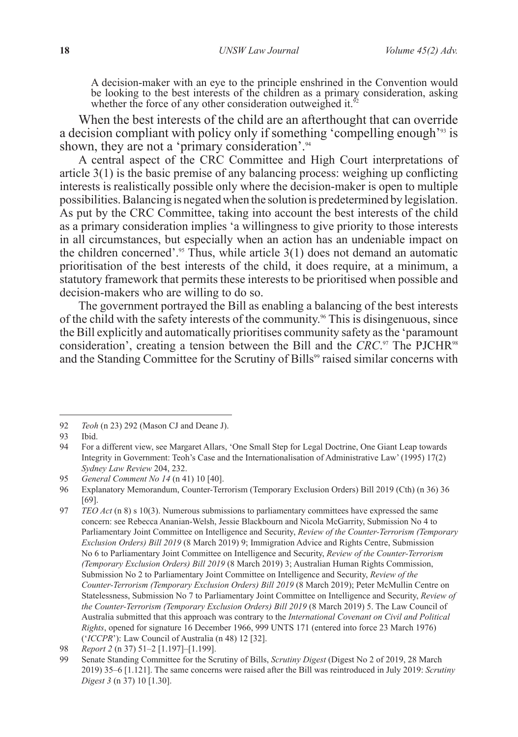> A decision-maker with an eye to the principle enshrined in the Convention would be looking to the best interests of the children as a primary consideration, asking whether the force of any other consideration outweighed it.[92]

When the best interests of the child are an afterthought that can override a decision compliant with policy only if something 'compelling enough'[93] is shown, they are not a 'primary consideration'.[94]

A central aspect of the CRC Committee and High Court interpretations of article 3(1) is the basic premise of any balancing process: weighing up conflicting interests is realistically possible only where the decision-maker is open to multiple possibilities. Balancing is negated when the solution is predetermined by legislation. As put by the CRC Committee, taking into account the best interests of the child as a primary consideration implies 'a willingness to give priority to those interests in all circumstances, but especially when an action has an undeniable impact on the children concerned'.[95] Thus, while article 3(1) does not demand an automatic prioritisation of the best interests of the child, it does require, at a minimum, a statutory framework that permits these interests to be prioritised when possible and decision-makers who are willing to do so.

The government portrayed the Bill as enabling a balancing of the best interests of the child with the safety interests of the community.[96] This is disingenuous, since the Bill explicitly and automatically prioritises community safety as the 'paramount consideration', creating a tension between the Bill and the *CRC*.[97] The PJCHR[98] and the Standing Committee for the Scrutiny of Bills[99] raised similar concerns with

---

92 *Teoh* (n 23) 292 (Mason CJ and Deane J).

93 Ibid.

94 For a different view, see Margaret Allars, 'One Small Step for Legal Doctrine, One Giant Leap towards Integrity in Government: Teoh's Case and the Internationalisation of Administrative Law' (1995) 17(2) *Sydney Law Review* 204, 232.

95 *General Comment No 14* (n 41) 10 [40].

96 Explanatory Memorandum, Counter-Terrorism (Temporary Exclusion Orders) Bill 2019 (Cth) (n 36) 36 [69].

97 *TEO Act* (n 8) s 10(3). Numerous submissions to parliamentary committees have expressed the same concern: see Rebecca Ananian-Welsh, Jessie Blackbourn and Nicola McGarrity, Submission No 4 to Parliamentary Joint Committee on Intelligence and Security, *Review of the Counter-Terrorism (Temporary Exclusion Orders) Bill 2019* (8 March 2019) 9; Immigration Advice and Rights Centre, Submission No 6 to Parliamentary Joint Committee on Intelligence and Security, *Review of the Counter-Terrorism (Temporary Exclusion Orders) Bill 2019* (8 March 2019) 3; Australian Human Rights Commission, Submission No 2 to Parliamentary Joint Committee on Intelligence and Security, *Review of the Counter-Terrorism (Temporary Exclusion Orders) Bill 2019* (8 March 2019); Peter McMullin Centre on Statelessness, Submission No 7 to Parliamentary Joint Committee on Intelligence and Security, *Review of the Counter-Terrorism (Temporary Exclusion Orders) Bill 2019* (8 March 2019) 5. The Law Council of Australia submitted that this approach was contrary to the *International Covenant on Civil and Political Rights*, opened for signature 16 December 1966, 999 UNTS 171 (entered into force 23 March 1976) ('*ICCPR*'): Law Council of Australia (n 48) 12 [32].

98 *Report 2* (n 37) 51–2 [1.197]–[1.199].

99 Senate Standing Committee for the Scrutiny of Bills, *Scrutiny Digest* (Digest No 2 of 2019, 28 March 2019) 35–6 [1.121]. The same concerns were raised after the Bill was reintroduced in July 2019: *Scrutiny Digest 3* (n 37) 10 [1.30].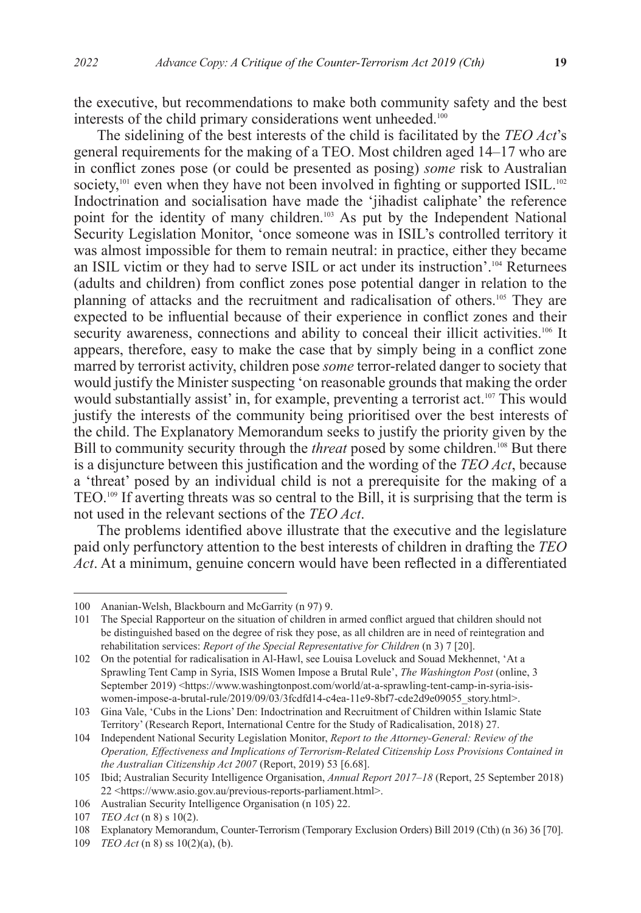the executive, but recommendations to make both community safety and the best interests of the child primary considerations went unheeded.[100]

The sidelining of the best interests of the child is facilitated by the *TEO Act*'s general requirements for the making of a TEO. Most children aged 14–17 who are in conflict zones pose (or could be presented as posing) *some* risk to Australian society,[101] even when they have not been involved in fighting or supported ISIL.[102] Indoctrination and socialisation have made the 'jihadist caliphate' the reference point for the identity of many children.[103] As put by the Independent National Security Legislation Monitor, 'once someone was in ISIL's controlled territory it was almost impossible for them to remain neutral: in practice, either they became an ISIL victim or they had to serve ISIL or act under its instruction'.[104] Returnees (adults and children) from conflict zones pose potential danger in relation to the planning of attacks and the recruitment and radicalisation of others.[105] They are expected to be influential because of their experience in conflict zones and their security awareness, connections and ability to conceal their illicit activities.[106] It appears, therefore, easy to make the case that by simply being in a conflict zone marred by terrorist activity, children pose *some* terror-related danger to society that would justify the Minister suspecting 'on reasonable grounds that making the order would substantially assist' in, for example, preventing a terrorist act.[107] This would justify the interests of the community being prioritised over the best interests of the child. The Explanatory Memorandum seeks to justify the priority given by the Bill to community security through the *threat* posed by some children.[108] But there is a disjuncture between this justification and the wording of the *TEO Act*, because a 'threat' posed by an individual child is not a prerequisite for the making of a TEO.[109] If averting threats was so central to the Bill, it is surprising that the term is not used in the relevant sections of the *TEO Act*.

The problems identified above illustrate that the executive and the legislature paid only perfunctory attention to the best interests of children in drafting the *TEO Act*. At a minimum, genuine concern would have been reflected in a differentiated

---

100 Ananian-Welsh, Blackbourn and McGarrity (n 97) 9.

101 The Special Rapporteur on the situation of children in armed conflict argued that children should not be distinguished based on the degree of risk they pose, as all children are in need of reintegration and rehabilitation services: *Report of the Special Representative for Children* (n 3) 7 [20].

102 On the potential for radicalisation in Al-Hawl, see Louisa Loveluck and Souad Mekhennet, 'At a Sprawling Tent Camp in Syria, ISIS Women Impose a Brutal Rule', *The Washington Post* (online, 3 September 2019) <https://www.washingtonpost.com/world/at-a-sprawling-tent-camp-in-syria-isis-women-impose-a-brutal-rule/2019/09/03/3fcdfd14-c4ea-11e9-8bf7-cde2d9e09055_story.html>.

103 Gina Vale, 'Cubs in the Lions' Den: Indoctrination and Recruitment of Children within Islamic State Territory' (Research Report, International Centre for the Study of Radicalisation, 2018) 27.

104 Independent National Security Legislation Monitor, *Report to the Attorney-General: Review of the Operation, Effectiveness and Implications of Terrorism-Related Citizenship Loss Provisions Contained in the Australian Citizenship Act 2007* (Report, 2019) 53 [6.68].

105 Ibid; Australian Security Intelligence Organisation, *Annual Report 2017–18* (Report, 25 September 2018) 22 <https://www.asio.gov.au/previous-reports-parliament.html>.

106 Australian Security Intelligence Organisation (n 105) 22.

107 *TEO Act* (n 8) s 10(2).

108 Explanatory Memorandum, Counter-Terrorism (Temporary Exclusion Orders) Bill 2019 (Cth) (n 36) 36 [70].

109 *TEO Act* (n 8) ss 10(2)(a), (b).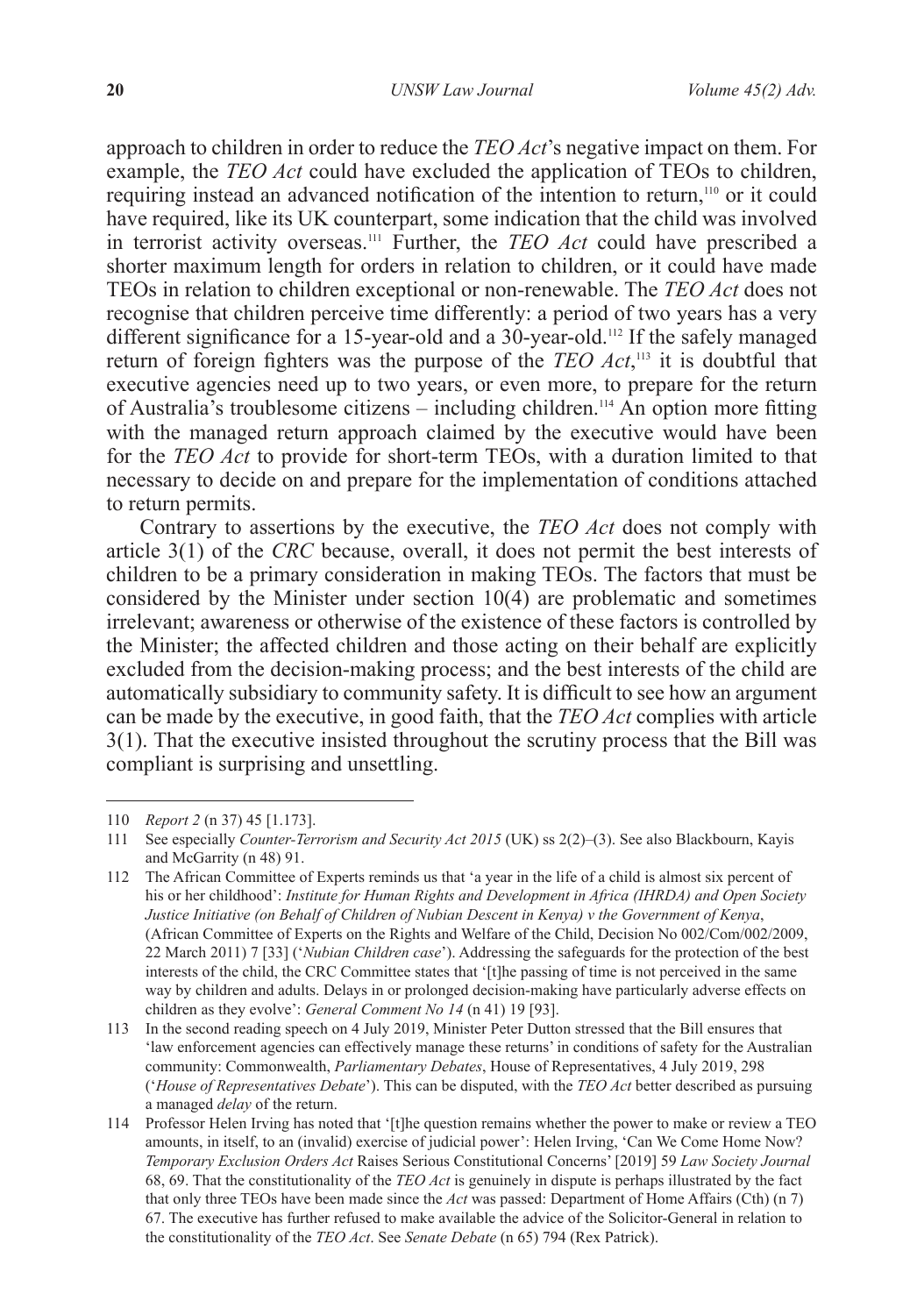approach to children in order to reduce the *TEO Act*'s negative impact on them. For example, the *TEO Act* could have excluded the application of TEOs to children, requiring instead an advanced notification of the intention to return,[110] or it could have required, like its UK counterpart, some indication that the child was involved in terrorist activity overseas.[111] Further, the *TEO Act* could have prescribed a shorter maximum length for orders in relation to children, or it could have made TEOs in relation to children exceptional or non-renewable. The *TEO Act* does not recognise that children perceive time differently: a period of two years has a very different significance for a 15-year-old and a 30-year-old.[112] If the safely managed return of foreign fighters was the purpose of the *TEO Act*,[113] it is doubtful that executive agencies need up to two years, or even more, to prepare for the return of Australia's troublesome citizens – including children.[114] An option more fitting with the managed return approach claimed by the executive would have been for the *TEO Act* to provide for short-term TEOs, with a duration limited to that necessary to decide on and prepare for the implementation of conditions attached to return permits.

Contrary to assertions by the executive, the *TEO Act* does not comply with article 3(1) of the *CRC* because, overall, it does not permit the best interests of children to be a primary consideration in making TEOs. The factors that must be considered by the Minister under section 10(4) are problematic and sometimes irrelevant; awareness or otherwise of the existence of these factors is controlled by the Minister; the affected children and those acting on their behalf are explicitly excluded from the decision-making process; and the best interests of the child are automatically subsidiary to community safety. It is difficult to see how an argument can be made by the executive, in good faith, that the *TEO Act* complies with article 3(1). That the executive insisted throughout the scrutiny process that the Bill was compliant is surprising and unsettling.

---

110 *Report 2* (n 37) 45 [1.173].

111 See especially *Counter-Terrorism and Security Act 2015* (UK) ss 2(2)–(3). See also Blackbourn, Kayis and McGarrity (n 48) 91.

112 The African Committee of Experts reminds us that 'a year in the life of a child is almost six percent of his or her childhood': *Institute for Human Rights and Development in Africa (IHRDA) and Open Society Justice Initiative (on Behalf of Children of Nubian Descent in Kenya) v the Government of Kenya*, (African Committee of Experts on the Rights and Welfare of the Child, Decision No 002/Com/002/2009, 22 March 2011) 7 [33] ('*Nubian Children case*'). Addressing the safeguards for the protection of the best interests of the child, the CRC Committee states that '[t]he passing of time is not perceived in the same way by children and adults. Delays in or prolonged decision-making have particularly adverse effects on children as they evolve': *General Comment No 14* (n 41) 19 [93].

113 In the second reading speech on 4 July 2019, Minister Peter Dutton stressed that the Bill ensures that 'law enforcement agencies can effectively manage these returns' in conditions of safety for the Australian community: Commonwealth, *Parliamentary Debates*, House of Representatives, 4 July 2019, 298 ('*House of Representatives Debate*'). This can be disputed, with the *TEO Act* better described as pursuing a managed *delay* of the return.

114 Professor Helen Irving has noted that '[t]he question remains whether the power to make or review a TEO amounts, in itself, to an (invalid) exercise of judicial power': Helen Irving, 'Can We Come Home Now? *Temporary Exclusion Orders Act* Raises Serious Constitutional Concerns' [2019] 59 *Law Society Journal* 68, 69. That the constitutionality of the *TEO Act* is genuinely in dispute is perhaps illustrated by the fact that only three TEOs have been made since the *Act* was passed: Department of Home Affairs (Cth) (n 7) 67. The executive has further refused to make available the advice of the Solicitor-General in relation to the constitutionality of the *TEO Act*. See *Senate Debate* (n 65) 794 (Rex Patrick).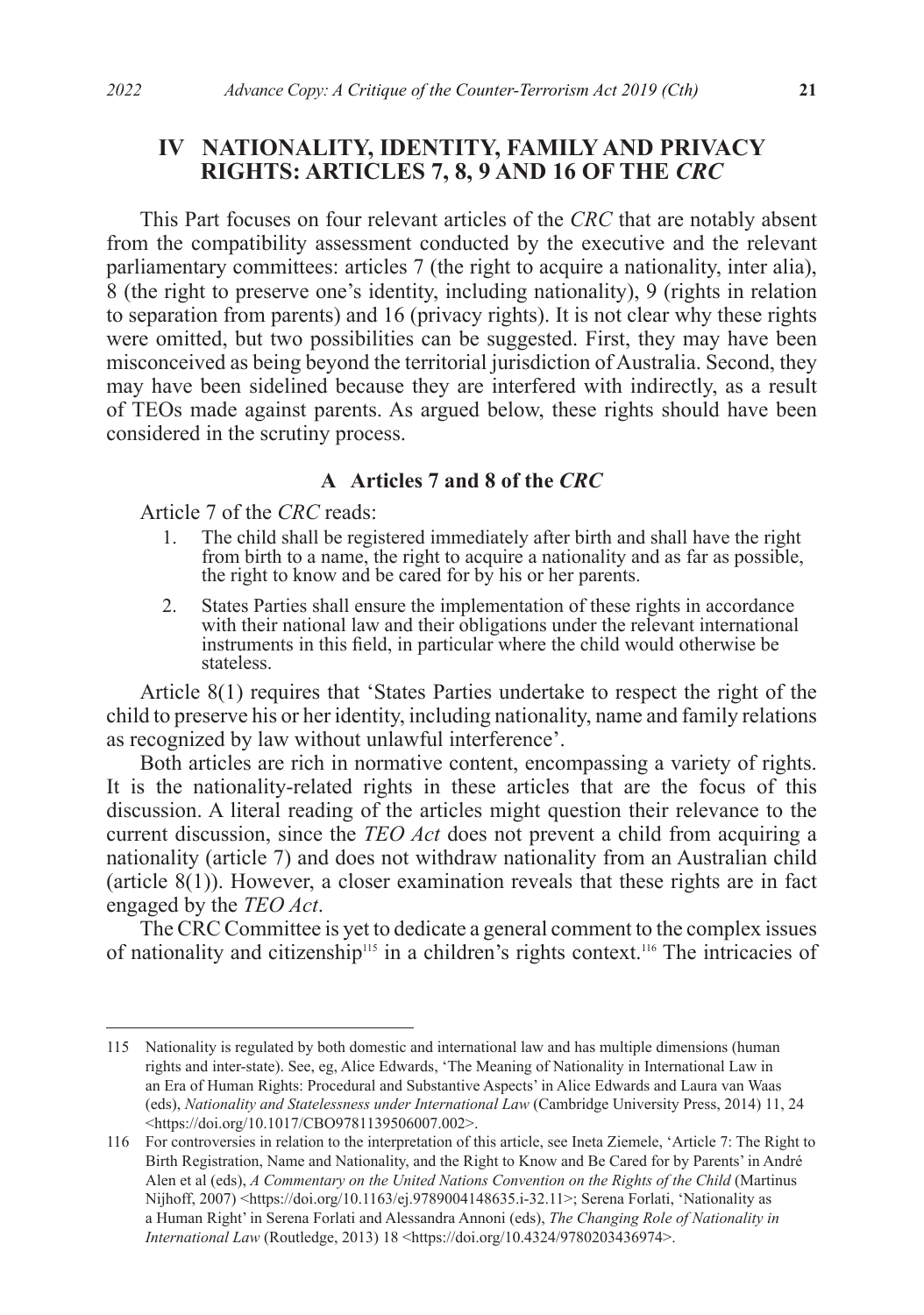## IV NATIONALITY, IDENTITY, FAMILY AND PRIVACY RIGHTS: ARTICLES 7, 8, 9 AND 16 OF THE *CRC*

This Part focuses on four relevant articles of the *CRC* that are notably absent from the compatibility assessment conducted by the executive and the relevant parliamentary committees: articles 7 (the right to acquire a nationality, inter alia), 8 (the right to preserve one's identity, including nationality), 9 (rights in relation to separation from parents) and 16 (privacy rights). It is not clear why these rights were omitted, but two possibilities can be suggested. First, they may have been misconceived as being beyond the territorial jurisdiction of Australia. Second, they may have been sidelined because they are interfered with indirectly, as a result of TEOs made against parents. As argued below, these rights should have been considered in the scrutiny process.

### A Articles 7 and 8 of the *CRC*

Article 7 of the *CRC* reads:

1. The child shall be registered immediately after birth and shall have the right from birth to a name, the right to acquire a nationality and as far as possible, the right to know and be cared for by his or her parents.
2. States Parties shall ensure the implementation of these rights in accordance with their national law and their obligations under the relevant international instruments in this field, in particular where the child would otherwise be stateless.

Article 8(1) requires that 'States Parties undertake to respect the right of the child to preserve his or her identity, including nationality, name and family relations as recognized by law without unlawful interference'.

Both articles are rich in normative content, encompassing a variety of rights. It is the nationality-related rights in these articles that are the focus of this discussion. A literal reading of the articles might question their relevance to the current discussion, since the *TEO Act* does not prevent a child from acquiring a nationality (article 7) and does not withdraw nationality from an Australian child (article 8(1)). However, a closer examination reveals that these rights are in fact engaged by the *TEO Act*.

The CRC Committee is yet to dedicate a general comment to the complex issues of nationality and citizenship[115] in a children's rights context.[116] The intricacies of

---

115 Nationality is regulated by both domestic and international law and has multiple dimensions (human rights and inter-state). See, eg, Alice Edwards, 'The Meaning of Nationality in International Law in an Era of Human Rights: Procedural and Substantive Aspects' in Alice Edwards and Laura van Waas (eds), *Nationality and Statelessness under International Law* (Cambridge University Press, 2014) 11, 24 <https://doi.org/10.1017/CBO9781139506007.002>.

116 For controversies in relation to the interpretation of this article, see Ineta Ziemele, 'Article 7: The Right to Birth Registration, Name and Nationality, and the Right to Know and Be Cared for by Parents' in André Alen et al (eds), *A Commentary on the United Nations Convention on the Rights of the Child* (Martinus Nijhoff, 2007) <https://doi.org/10.1163/ej.9789004148635.i-32.11>; Serena Forlati, 'Nationality as a Human Right' in Serena Forlati and Alessandra Annoni (eds), *The Changing Role of Nationality in International Law* (Routledge, 2013) 18 <https://doi.org/10.4324/9780203436974>.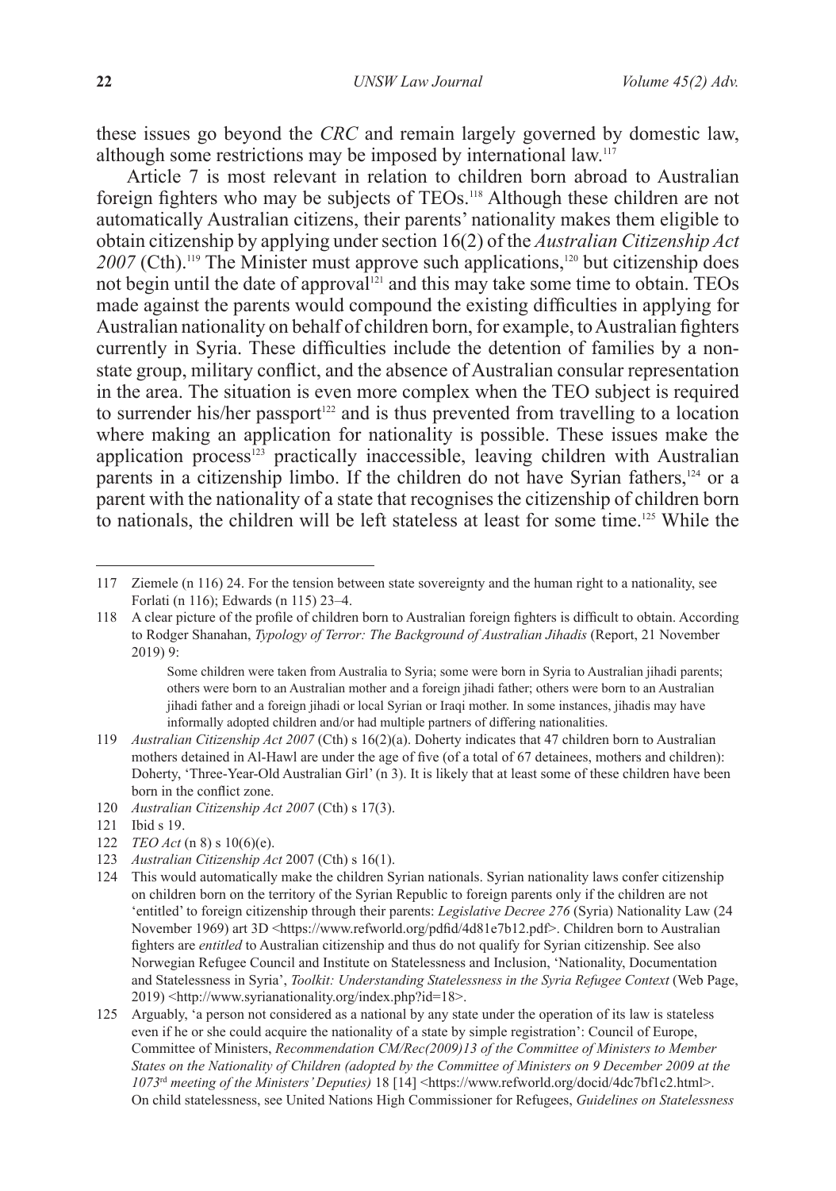these issues go beyond the *CRC* and remain largely governed by domestic law, although some restrictions may be imposed by international law.[117]

Article 7 is most relevant in relation to children born abroad to Australian foreign fighters who may be subjects of TEOs.[118] Although these children are not automatically Australian citizens, their parents' nationality makes them eligible to obtain citizenship by applying under section 16(2) of the *Australian Citizenship Act 2007* (Cth).[119] The Minister must approve such applications,[120] but citizenship does not begin until the date of approval[121] and this may take some time to obtain. TEOs made against the parents would compound the existing difficulties in applying for Australian nationality on behalf of children born, for example, to Australian fighters currently in Syria. These difficulties include the detention of families by a non-state group, military conflict, and the absence of Australian consular representation in the area. The situation is even more complex when the TEO subject is required to surrender his/her passport[122] and is thus prevented from travelling to a location where making an application for nationality is possible. These issues make the application process[123] practically inaccessible, leaving children with Australian parents in a citizenship limbo. If the children do not have Syrian fathers,[124] or a parent with the nationality of a state that recognises the citizenship of children born to nationals, the children will be left stateless at least for some time.[125] While the

---

117 Ziemele (n 116) 24. For the tension between state sovereignty and the human right to a nationality, see Forlati (n 116); Edwards (n 115) 23–4.

118 A clear picture of the profile of children born to Australian foreign fighters is difficult to obtain. According to Rodger Shanahan, *Typology of Terror: The Background of Australian Jihadis* (Report, 21 November 2019) 9:

> Some children were taken from Australia to Syria; some were born in Syria to Australian jihadi parents; others were born to an Australian mother and a foreign jihadi father; others were born to an Australian jihadi father and a foreign jihadi or local Syrian or Iraqi mother. In some instances, jihadis may have informally adopted children and/or had multiple partners of differing nationalities.

119 *Australian Citizenship Act 2007* (Cth) s 16(2)(a). Doherty indicates that 47 children born to Australian mothers detained in Al-Hawl are under the age of five (of a total of 67 detainees, mothers and children): Doherty, 'Three-Year-Old Australian Girl' (n 3). It is likely that at least some of these children have been born in the conflict zone.

120 *Australian Citizenship Act 2007* (Cth) s 17(3).

121 Ibid s 19.

122 *TEO Act* (n 8) s 10(6)(e).

123 *Australian Citizenship Act* 2007 (Cth) s 16(1).

124 This would automatically make the children Syrian nationals. Syrian nationality laws confer citizenship on children born on the territory of the Syrian Republic to foreign parents only if the children are not 'entitled' to foreign citizenship through their parents: *Legislative Decree 276* (Syria) Nationality Law (24 November 1969) art 3D <https://www.refworld.org/pdfid/4d81e7b12.pdf>. Children born to Australian fighters are *entitled* to Australian citizenship and thus do not qualify for Syrian citizenship. See also Norwegian Refugee Council and Institute on Statelessness and Inclusion, 'Nationality, Documentation and Statelessness in Syria', *Toolkit: Understanding Statelessness in the Syria Refugee Context* (Web Page, 2019) <http://www.syrianationality.org/index.php?id=18>.

125 Arguably, 'a person not considered as a national by any state under the operation of its law is stateless even if he or she could acquire the nationality of a state by simple registration': Council of Europe, Committee of Ministers, *Recommendation CM/Rec(2009)13 of the Committee of Ministers to Member States on the Nationality of Children (adopted by the Committee of Ministers on 9 December 2009 at the 1073rd meeting of the Ministers' Deputies)* 18 [14] <https://www.refworld.org/docid/4dc7bf1c2.html>. On child statelessness, see United Nations High Commissioner for Refugees, *Guidelines on Statelessness*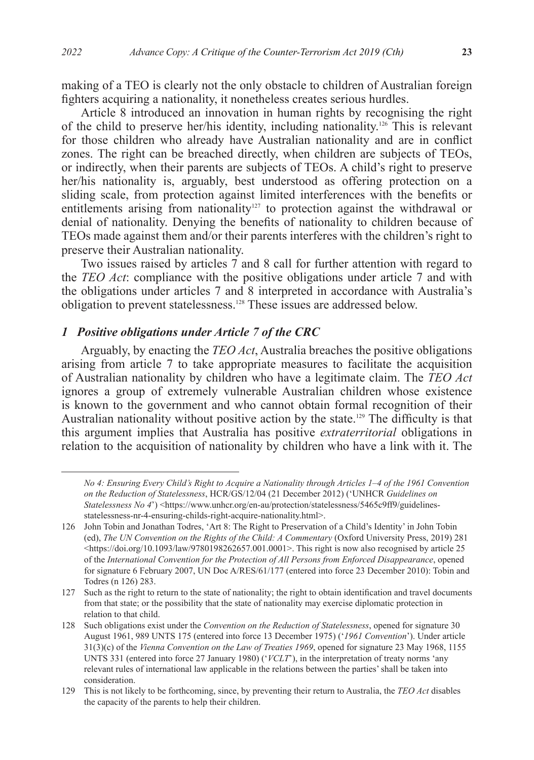making of a TEO is clearly not the only obstacle to children of Australian foreign fighters acquiring a nationality, it nonetheless creates serious hurdles.

Article 8 introduced an innovation in human rights by recognising the right of the child to preserve her/his identity, including nationality.[126] This is relevant for those children who already have Australian nationality and are in conflict zones. The right can be breached directly, when children are subjects of TEOs, or indirectly, when their parents are subjects of TEOs. A child's right to preserve her/his nationality is, arguably, best understood as offering protection on a sliding scale, from protection against limited interferences with the benefits or entitlements arising from nationality[127] to protection against the withdrawal or denial of nationality. Denying the benefits of nationality to children because of TEOs made against them and/or their parents interferes with the children's right to preserve their Australian nationality.

Two issues raised by articles 7 and 8 call for further attention with regard to the *TEO Act*: compliance with the positive obligations under article 7 and with the obligations under articles 7 and 8 interpreted in accordance with Australia's obligation to prevent statelessness.[128] These issues are addressed below.

### *1 Positive obligations under Article 7 of the CRC*

Arguably, by enacting the *TEO Act*, Australia breaches the positive obligations arising from article 7 to take appropriate measures to facilitate the acquisition of Australian nationality by children who have a legitimate claim. The *TEO Act* ignores a group of extremely vulnerable Australian children whose existence is known to the government and who cannot obtain formal recognition of their Australian nationality without positive action by the state.[129] The difficulty is that this argument implies that Australia has positive *extraterritorial* obligations in relation to the acquisition of nationality by children who have a link with it. The

---

*No 4: Ensuring Every Child's Right to Acquire a Nationality through Articles 1–4 of the 1961 Convention on the Reduction of Statelessness*, HCR/GS/12/04 (21 December 2012) ('UNHCR *Guidelines on Statelessness No 4*') <https://www.unhcr.org/en-au/protection/statelessness/5465c9ff9/guidelines-statelessness-nr-4-ensuring-childs-right-acquire-nationality.html>.

126 John Tobin and Jonathan Todres, 'Art 8: The Right to Preservation of a Child's Identity' in John Tobin (ed), *The UN Convention on the Rights of the Child: A Commentary* (Oxford University Press, 2019) 281 <https://doi.org/10.1093/law/9780198262657.001.0001>. This right is now also recognised by article 25 of the *International Convention for the Protection of All Persons from Enforced Disappearance*, opened for signature 6 February 2007, UN Doc A/RES/61/177 (entered into force 23 December 2010): Tobin and Todres (n 126) 283.

127 Such as the right to return to the state of nationality; the right to obtain identification and travel documents from that state; or the possibility that the state of nationality may exercise diplomatic protection in relation to that child.

128 Such obligations exist under the *Convention on the Reduction of Statelessness*, opened for signature 30 August 1961, 989 UNTS 175 (entered into force 13 December 1975) ('*1961 Convention*'). Under article 31(3)(c) of the *Vienna Convention on the Law of Treaties 1969*, opened for signature 23 May 1968, 1155 UNTS 331 (entered into force 27 January 1980) ('*VCLT*'), in the interpretation of treaty norms 'any relevant rules of international law applicable in the relations between the parties' shall be taken into consideration.

129 This is not likely to be forthcoming, since, by preventing their return to Australia, the *TEO Act* disables the capacity of the parents to help their children.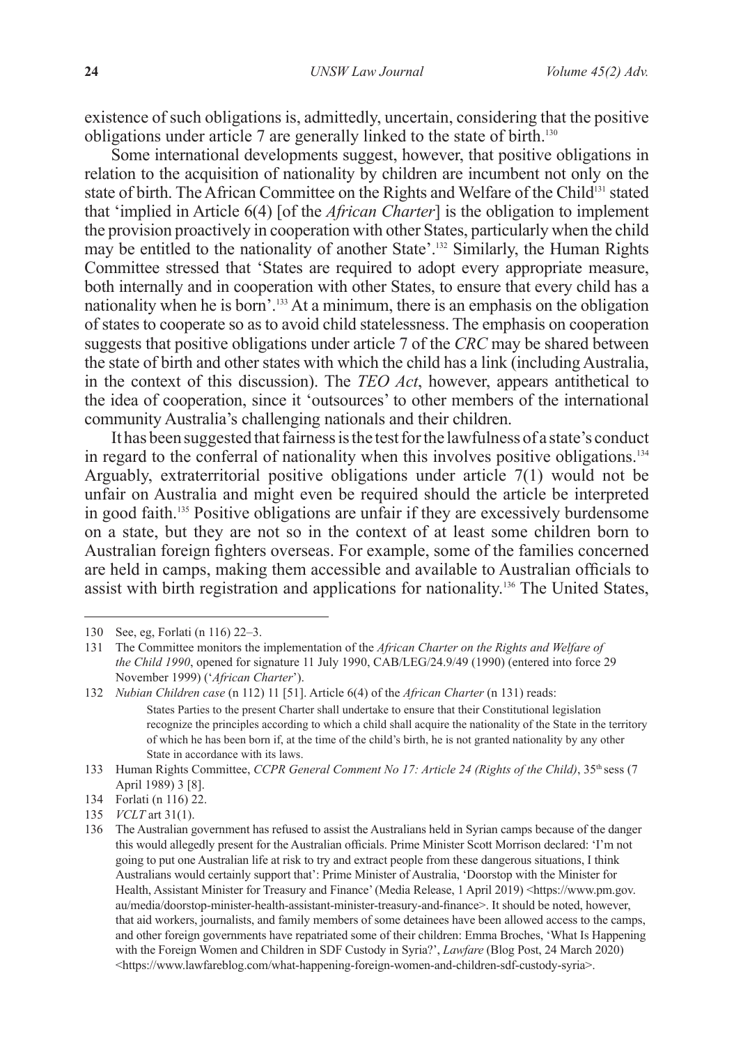existence of such obligations is, admittedly, uncertain, considering that the positive obligations under article 7 are generally linked to the state of birth.[130]

Some international developments suggest, however, that positive obligations in relation to the acquisition of nationality by children are incumbent not only on the state of birth. The African Committee on the Rights and Welfare of the Child[131] stated that 'implied in Article 6(4) [of the *African Charter*] is the obligation to implement the provision proactively in cooperation with other States, particularly when the child may be entitled to the nationality of another State'.[132] Similarly, the Human Rights Committee stressed that 'States are required to adopt every appropriate measure, both internally and in cooperation with other States, to ensure that every child has a nationality when he is born'.[133] At a minimum, there is an emphasis on the obligation of states to cooperate so as to avoid child statelessness. The emphasis on cooperation suggests that positive obligations under article 7 of the *CRC* may be shared between the state of birth and other states with which the child has a link (including Australia, in the context of this discussion). The *TEO Act*, however, appears antithetical to the idea of cooperation, since it 'outsources' to other members of the international community Australia's challenging nationals and their children.

It has been suggested that fairness is the test for the lawfulness of a state's conduct in regard to the conferral of nationality when this involves positive obligations.[134] Arguably, extraterritorial positive obligations under article 7(1) would not be unfair on Australia and might even be required should the article be interpreted in good faith.[135] Positive obligations are unfair if they are excessively burdensome on a state, but they are not so in the context of at least some children born to Australian foreign fighters overseas. For example, some of the families concerned are held in camps, making them accessible and available to Australian officials to assist with birth registration and applications for nationality.[136] The United States,

---

130 See, eg, Forlati (n 116) 22–3.

131 The Committee monitors the implementation of the *African Charter on the Rights and Welfare of the Child 1990*, opened for signature 11 July 1990, CAB/LEG/24.9/49 (1990) (entered into force 29 November 1999) ('*African Charter*').

132 *Nubian Children case* (n 112) 11 [51]. Article 6(4) of the *African Charter* (n 131) reads:

> States Parties to the present Charter shall undertake to ensure that their Constitutional legislation recognize the principles according to which a child shall acquire the nationality of the State in the territory of which he has been born if, at the time of the child's birth, he is not granted nationality by any other State in accordance with its laws.

133 Human Rights Committee, *CCPR General Comment No 17: Article 24 (Rights of the Child)*, 35th sess (7 April 1989) 3 [8].

134 Forlati (n 116) 22.

135 *VCLT* art 31(1).

136 The Australian government has refused to assist the Australians held in Syrian camps because of the danger this would allegedly present for the Australian officials. Prime Minister Scott Morrison declared: 'I'm not going to put one Australian life at risk to try and extract people from these dangerous situations, I think Australians would certainly support that': Prime Minister of Australia, 'Doorstop with the Minister for Health, Assistant Minister for Treasury and Finance' (Media Release, 1 April 2019) <https://www.pm.gov.au/media/doorstop-minister-health-assistant-minister-treasury-and-finance>. It should be noted, however, that aid workers, journalists, and family members of some detainees have been allowed access to the camps, and other foreign governments have repatriated some of their children: Emma Broches, 'What Is Happening with the Foreign Women and Children in SDF Custody in Syria?', *Lawfare* (Blog Post, 24 March 2020) <https://www.lawfareblog.com/what-happening-foreign-women-and-children-sdf-custody-syria>.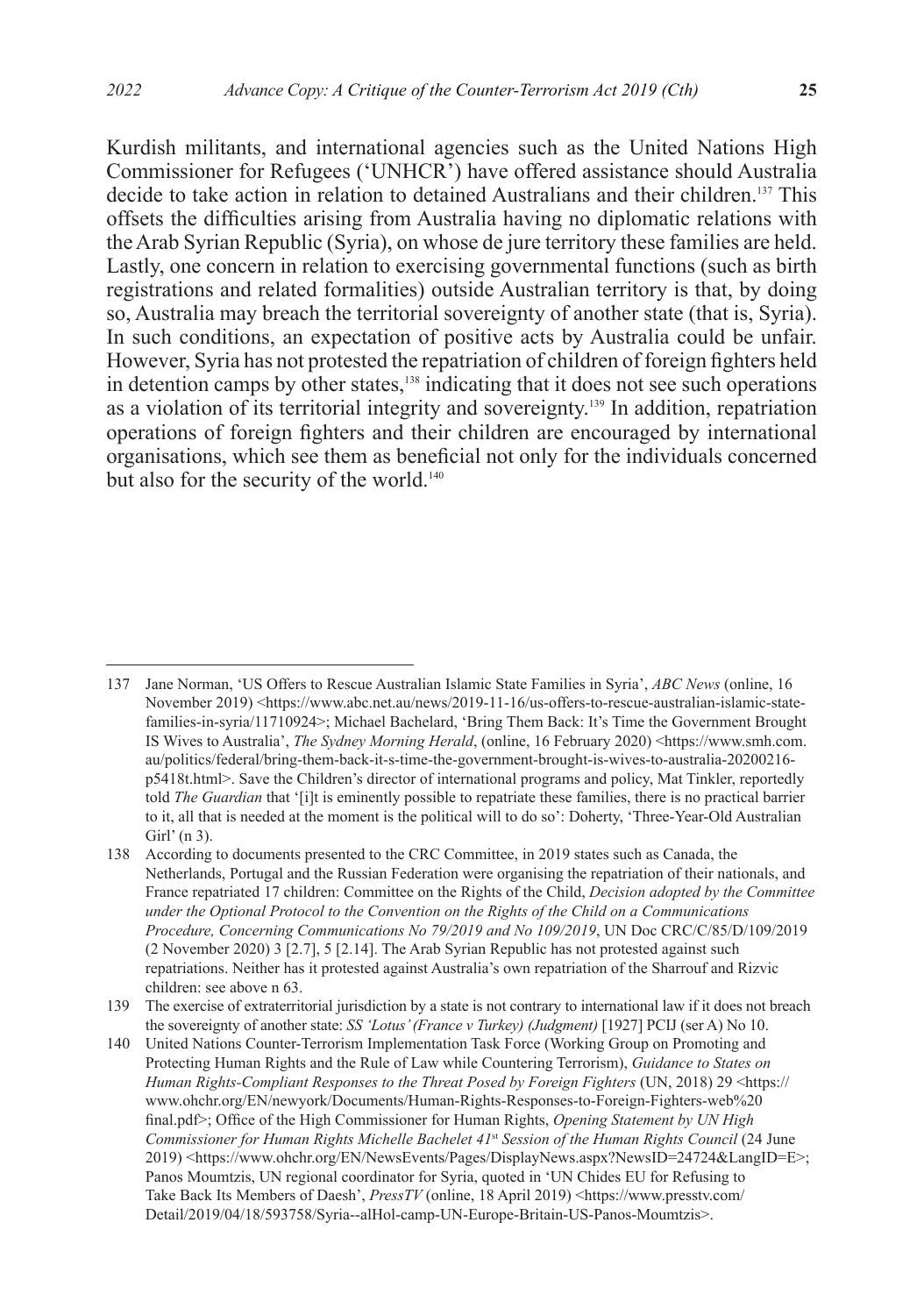Kurdish militants, and international agencies such as the United Nations High Commissioner for Refugees ('UNHCR') have offered assistance should Australia decide to take action in relation to detained Australians and their children.[137] This offsets the difficulties arising from Australia having no diplomatic relations with the Arab Syrian Republic (Syria), on whose de jure territory these families are held. Lastly, one concern in relation to exercising governmental functions (such as birth registrations and related formalities) outside Australian territory is that, by doing so, Australia may breach the territorial sovereignty of another state (that is, Syria). In such conditions, an expectation of positive acts by Australia could be unfair. However, Syria has not protested the repatriation of children of foreign fighters held in detention camps by other states,[138] indicating that it does not see such operations as a violation of its territorial integrity and sovereignty.[139] In addition, repatriation operations of foreign fighters and their children are encouraged by international organisations, which see them as beneficial not only for the individuals concerned but also for the security of the world.[140]

---

137 Jane Norman, 'US Offers to Rescue Australian Islamic State Families in Syria', *ABC News* (online, 16 November 2019) <https://www.abc.net.au/news/2019-11-16/us-offers-to-rescue-australian-islamic-state-families-in-syria/11710924>; Michael Bachelard, 'Bring Them Back: It's Time the Government Brought IS Wives to Australia', *The Sydney Morning Herald*, (online, 16 February 2020) <https://www.smh.com.au/politics/federal/bring-them-back-it-s-time-the-government-brought-is-wives-to-australia-20200216-p5418t.html>. Save the Children's director of international programs and policy, Mat Tinkler, reportedly told *The Guardian* that '[i]t is eminently possible to repatriate these families, there is no practical barrier to it, all that is needed at the moment is the political will to do so': Doherty, 'Three-Year-Old Australian Girl' (n 3).

138 According to documents presented to the CRC Committee, in 2019 states such as Canada, the Netherlands, Portugal and the Russian Federation were organising the repatriation of their nationals, and France repatriated 17 children: Committee on the Rights of the Child, *Decision adopted by the Committee under the Optional Protocol to the Convention on the Rights of the Child on a Communications Procedure, Concerning Communications No 79/2019 and No 109/2019*, UN Doc CRC/C/85/D/109/2019 (2 November 2020) 3 [2.7], 5 [2.14]. The Arab Syrian Republic has not protested against such repatriations. Neither has it protested against Australia's own repatriation of the Sharrouf and Rizvic children: see above n 63.

139 The exercise of extraterritorial jurisdiction by a state is not contrary to international law if it does not breach the sovereignty of another state: *SS 'Lotus' (France v Turkey) (Judgment)* [1927] PCIJ (ser A) No 10.

140 United Nations Counter-Terrorism Implementation Task Force (Working Group on Promoting and Protecting Human Rights and the Rule of Law while Countering Terrorism), *Guidance to States on Human Rights-Compliant Responses to the Threat Posed by Foreign Fighters* (UN, 2018) 29 <https://www.ohchr.org/EN/newyork/Documents/Human-Rights-Responses-to-Foreign-Fighters-web%20final.pdf>; Office of the High Commissioner for Human Rights, *Opening Statement by UN High Commissioner for Human Rights Michelle Bachelet 41st Session of the Human Rights Council* (24 June 2019) <https://www.ohchr.org/EN/NewsEvents/Pages/DisplayNews.aspx?NewsID=24724&LangID=E>; Panos Moumtzis, UN regional coordinator for Syria, quoted in 'UN Chides EU for Refusing to Take Back Its Members of Daesh', *PressTV* (online, 18 April 2019) <https://www.presstv.com/Detail/2019/04/18/593758/Syria--alHol-camp-UN-Europe-Britain-US-Panos-Moumtzis>.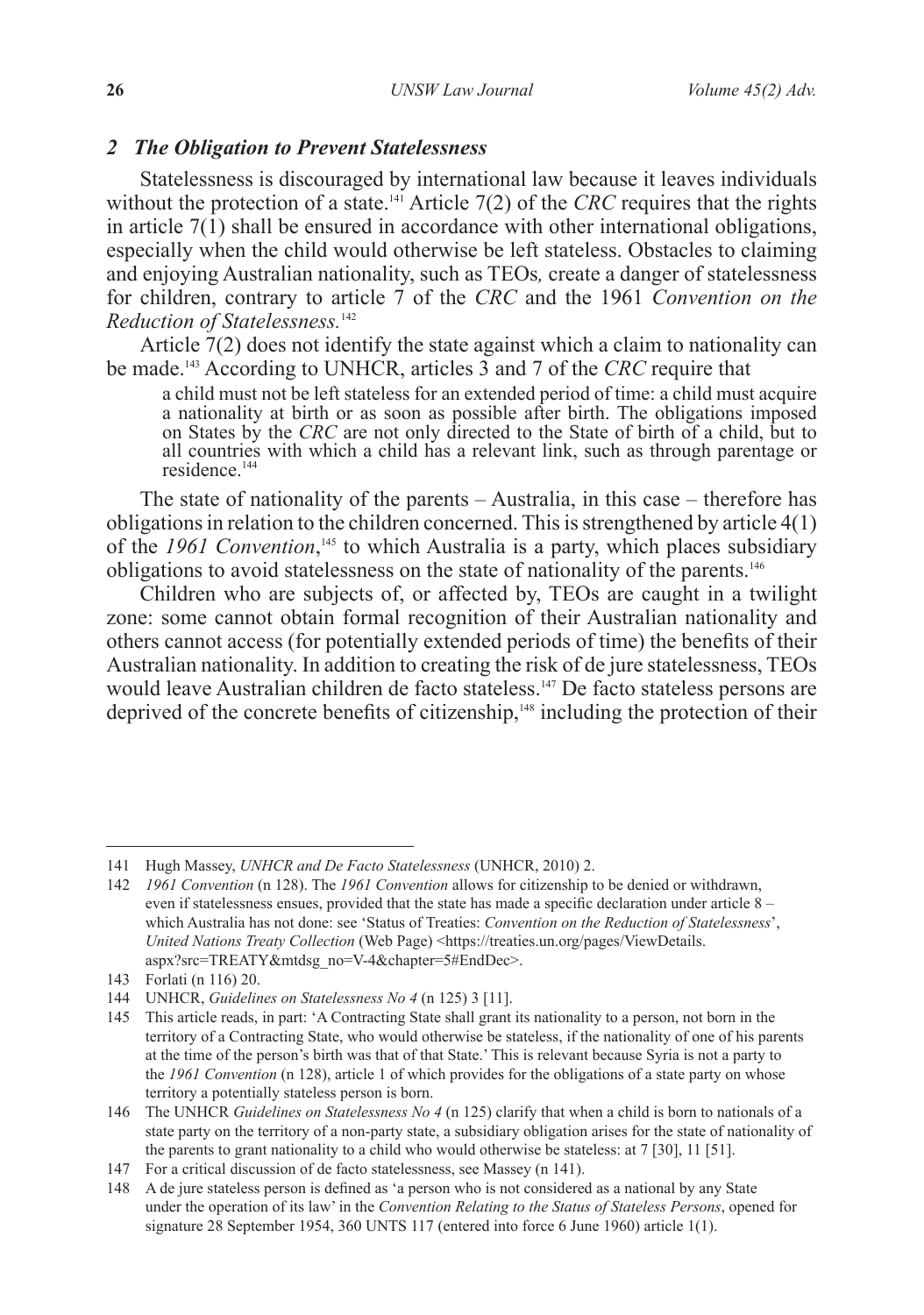### *2 The Obligation to Prevent Statelessness*

Statelessness is discouraged by international law because it leaves individuals without the protection of a state.[141] Article 7(2) of the *CRC* requires that the rights in article 7(1) shall be ensured in accordance with other international obligations, especially when the child would otherwise be left stateless. Obstacles to claiming and enjoying Australian nationality, such as TEOs*,* create a danger of statelessness for children, contrary to article 7 of the *CRC* and the 1961 *Convention on the Reduction of Statelessness.*[142]

Article 7(2) does not identify the state against which a claim to nationality can be made.[143] According to UNHCR, articles 3 and 7 of the *CRC* require that

> a child must not be left stateless for an extended period of time: a child must acquire a nationality at birth or as soon as possible after birth. The obligations imposed on States by the *CRC* are not only directed to the State of birth of a child, but to all countries with which a child has a relevant link, such as through parentage or residence.[144]

The state of nationality of the parents – Australia, in this case – therefore has obligations in relation to the children concerned. This is strengthened by article 4(1) of the *1961 Convention*,[145] to which Australia is a party, which places subsidiary obligations to avoid statelessness on the state of nationality of the parents.[146]

Children who are subjects of, or affected by, TEOs are caught in a twilight zone: some cannot obtain formal recognition of their Australian nationality and others cannot access (for potentially extended periods of time) the benefits of their Australian nationality. In addition to creating the risk of de jure statelessness, TEOs would leave Australian children de facto stateless.[147] De facto stateless persons are deprived of the concrete benefits of citizenship,[148] including the protection of their

---

141 Hugh Massey, *UNHCR and De Facto Statelessness* (UNHCR, 2010) 2.

142 *1961 Convention* (n 128). The *1961 Convention* allows for citizenship to be denied or withdrawn, even if statelessness ensues, provided that the state has made a specific declaration under article 8 – which Australia has not done: see 'Status of Treaties: *Convention on the Reduction of Statelessness*', *United Nations Treaty Collection* (Web Page) <https://treaties.un.org/pages/ViewDetails.aspx?src=TREATY&mtdsg_no=V-4&chapter=5#EndDec>.

143 Forlati (n 116) 20.

144 UNHCR, *Guidelines on Statelessness No 4* (n 125) 3 [11].

145 This article reads, in part: 'A Contracting State shall grant its nationality to a person, not born in the territory of a Contracting State, who would otherwise be stateless, if the nationality of one of his parents at the time of the person's birth was that of that State.' This is relevant because Syria is not a party to the *1961 Convention* (n 128), article 1 of which provides for the obligations of a state party on whose territory a potentially stateless person is born.

146 The UNHCR *Guidelines on Statelessness No 4* (n 125) clarify that when a child is born to nationals of a state party on the territory of a non-party state, a subsidiary obligation arises for the state of nationality of the parents to grant nationality to a child who would otherwise be stateless: at 7 [30], 11 [51].

147 For a critical discussion of de facto statelessness, see Massey (n 141).

148 A de jure stateless person is defined as 'a person who is not considered as a national by any State under the operation of its law' in the *Convention Relating to the Status of Stateless Persons*, opened for signature 28 September 1954, 360 UNTS 117 (entered into force 6 June 1960) article 1(1).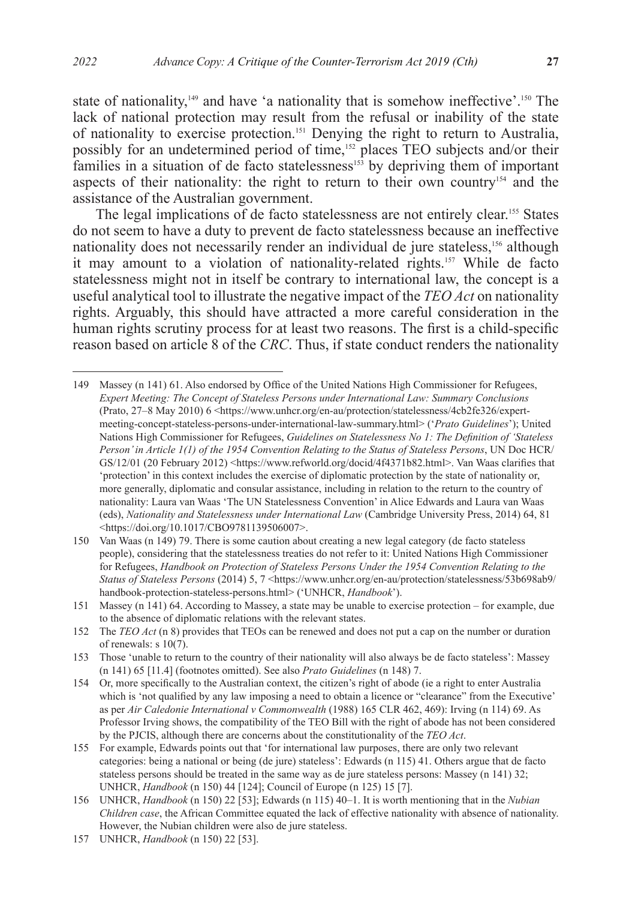state of nationality,[149] and have 'a nationality that is somehow ineffective'.[150] The lack of national protection may result from the refusal or inability of the state of nationality to exercise protection.[151] Denying the right to return to Australia, possibly for an undetermined period of time,[152] places TEO subjects and/or their families in a situation of de facto statelessness[153] by depriving them of important aspects of their nationality: the right to return to their own country[154] and the assistance of the Australian government.

The legal implications of de facto statelessness are not entirely clear.[155] States do not seem to have a duty to prevent de facto statelessness because an ineffective nationality does not necessarily render an individual de jure stateless,[156] although it may amount to a violation of nationality-related rights.[157] While de facto statelessness might not in itself be contrary to international law, the concept is a useful analytical tool to illustrate the negative impact of the *TEO Act* on nationality rights. Arguably, this should have attracted a more careful consideration in the human rights scrutiny process for at least two reasons. The first is a child-specific reason based on article 8 of the *CRC*. Thus, if state conduct renders the nationality

---

149 Massey (n 141) 61. Also endorsed by Office of the United Nations High Commissioner for Refugees, *Expert Meeting: The Concept of Stateless Persons under International Law: Summary Conclusions* (Prato, 27–8 May 2010) 6 <https://www.unhcr.org/en-au/protection/statelessness/4cb2fe326/expert-meeting-concept-stateless-persons-under-international-law-summary.html> ('*Prato Guidelines*'); United Nations High Commissioner for Refugees, *Guidelines on Statelessness No 1: The Definition of 'Stateless Person' in Article 1(1) of the 1954 Convention Relating to the Status of Stateless Persons*, UN Doc HCR/GS/12/01 (20 February 2012) <https://www.refworld.org/docid/4f4371b82.html>. Van Waas clarifies that 'protection' in this context includes the exercise of diplomatic protection by the state of nationality or, more generally, diplomatic and consular assistance, including in relation to the return to the country of nationality: Laura van Waas 'The UN Statelessness Convention' in Alice Edwards and Laura van Waas (eds), *Nationality and Statelessness under International Law* (Cambridge University Press, 2014) 64, 81 <https://doi.org/10.1017/CBO9781139506007>.

150 Van Waas (n 149) 79. There is some caution about creating a new legal category (de facto stateless people), considering that the statelessness treaties do not refer to it: United Nations High Commissioner for Refugees, *Handbook on Protection of Stateless Persons Under the 1954 Convention Relating to the Status of Stateless Persons* (2014) 5, 7 <https://www.unhcr.org/en-au/protection/statelessness/53b698ab9/handbook-protection-stateless-persons.html> ('UNHCR, *Handbook*').

151 Massey (n 141) 64. According to Massey, a state may be unable to exercise protection – for example, due to the absence of diplomatic relations with the relevant states.

152 The *TEO Act* (n 8) provides that TEOs can be renewed and does not put a cap on the number or duration of renewals: s 10(7).

153 Those 'unable to return to the country of their nationality will also always be de facto stateless': Massey (n 141) 65 [11.4] (footnotes omitted). See also *Prato Guidelines* (n 148) 7.

154 Or, more specifically to the Australian context, the citizen's right of abode (ie a right to enter Australia which is 'not qualified by any law imposing a need to obtain a licence or "clearance" from the Executive' as per *Air Caledonie International v Commonwealth* (1988) 165 CLR 462, 469): Irving (n 114) 69. As Professor Irving shows, the compatibility of the TEO Bill with the right of abode has not been considered by the PJCIS, although there are concerns about the constitutionality of the *TEO Act*.

155 For example, Edwards points out that 'for international law purposes, there are only two relevant categories: being a national or being (de jure) stateless': Edwards (n 115) 41. Others argue that de facto stateless persons should be treated in the same way as de jure stateless persons: Massey (n 141) 32; UNHCR, *Handbook* (n 150) 44 [124]; Council of Europe (n 125) 15 [7].

156 UNHCR, *Handbook* (n 150) 22 [53]; Edwards (n 115) 40–1. It is worth mentioning that in the *Nubian Children case*, the African Committee equated the lack of effective nationality with absence of nationality. However, the Nubian children were also de jure stateless.

157 UNHCR, *Handbook* (n 150) 22 [53].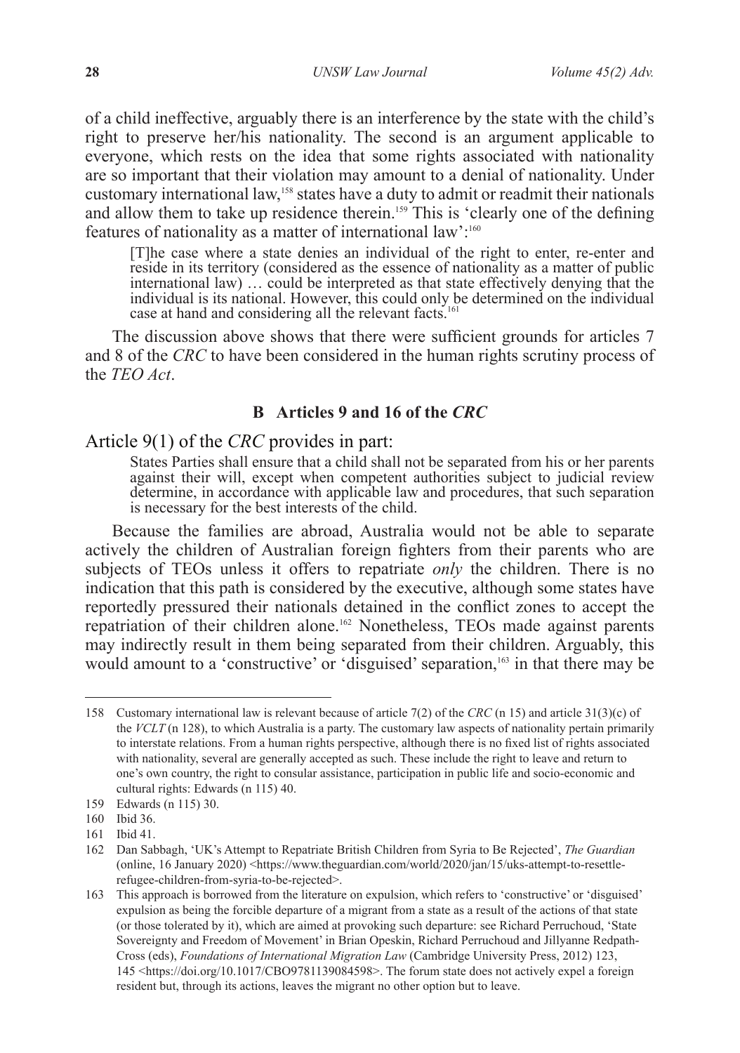of a child ineffective, arguably there is an interference by the state with the child's right to preserve her/his nationality. The second is an argument applicable to everyone, which rests on the idea that some rights associated with nationality are so important that their violation may amount to a denial of nationality. Under customary international law,[158] states have a duty to admit or readmit their nationals and allow them to take up residence therein.[159] This is 'clearly one of the defining features of nationality as a matter of international law':[160]

> [T]he case where a state denies an individual of the right to enter, re-enter and reside in its territory (considered as the essence of nationality as a matter of public international law) … could be interpreted as that state effectively denying that the individual is its national. However, this could only be determined on the individual case at hand and considering all the relevant facts.[161]

The discussion above shows that there were sufficient grounds for articles 7 and 8 of the *CRC* to have been considered in the human rights scrutiny process of the *TEO Act*.

### B Articles 9 and 16 of the *CRC*

Article 9(1) of the *CRC* provides in part:

> States Parties shall ensure that a child shall not be separated from his or her parents against their will, except when competent authorities subject to judicial review determine, in accordance with applicable law and procedures, that such separation is necessary for the best interests of the child.

Because the families are abroad, Australia would not be able to separate actively the children of Australian foreign fighters from their parents who are subjects of TEOs unless it offers to repatriate *only* the children. There is no indication that this path is considered by the executive, although some states have reportedly pressured their nationals detained in the conflict zones to accept the repatriation of their children alone.[162] Nonetheless, TEOs made against parents may indirectly result in them being separated from their children. Arguably, this would amount to a 'constructive' or 'disguised' separation,[163] in that there may be

---

158 Customary international law is relevant because of article 7(2) of the *CRC* (n 15) and article 31(3)(c) of the *VCLT* (n 128), to which Australia is a party. The customary law aspects of nationality pertain primarily to interstate relations. From a human rights perspective, although there is no fixed list of rights associated with nationality, several are generally accepted as such. These include the right to leave and return to one's own country, the right to consular assistance, participation in public life and socio-economic and cultural rights: Edwards (n 115) 40.

159 Edwards (n 115) 30.

160 Ibid 36.

161 Ibid 41.

162 Dan Sabbagh, 'UK's Attempt to Repatriate British Children from Syria to Be Rejected', *The Guardian* (online, 16 January 2020) <https://www.theguardian.com/world/2020/jan/15/uks-attempt-to-resettle-refugee-children-from-syria-to-be-rejected>.

163 This approach is borrowed from the literature on expulsion, which refers to 'constructive' or 'disguised' expulsion as being the forcible departure of a migrant from a state as a result of the actions of that state (or those tolerated by it), which are aimed at provoking such departure: see Richard Perruchoud, 'State Sovereignty and Freedom of Movement' in Brian Opeskin, Richard Perruchoud and Jillyanne Redpath-Cross (eds), *Foundations of International Migration Law* (Cambridge University Press, 2012) 123, 145 <https://doi.org/10.1017/CBO9781139084598>. The forum state does not actively expel a foreign resident but, through its actions, leaves the migrant no other option but to leave.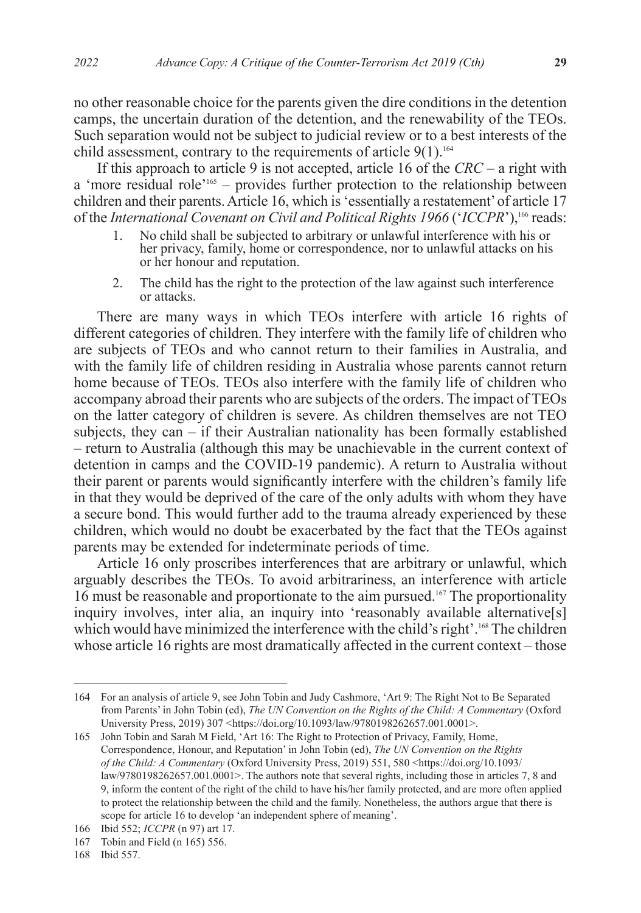no other reasonable choice for the parents given the dire conditions in the detention camps, the uncertain duration of the detention, and the renewability of the TEOs. Such separation would not be subject to judicial review or to a best interests of the child assessment, contrary to the requirements of article 9(1).[164]

If this approach to article 9 is not accepted, article 16 of the *CRC* – a right with a 'more residual role'[165] – provides further protection to the relationship between children and their parents. Article 16, which is 'essentially a restatement' of article 17 of the *International Covenant on Civil and Political Rights 1966* ('*ICCPR*'),[166] reads:

1. No child shall be subjected to arbitrary or unlawful interference with his or her privacy, family, home or correspondence, nor to unlawful attacks on his or her honour and reputation.
2. The child has the right to the protection of the law against such interference or attacks.

There are many ways in which TEOs interfere with article 16 rights of different categories of children. They interfere with the family life of children who are subjects of TEOs and who cannot return to their families in Australia, and with the family life of children residing in Australia whose parents cannot return home because of TEOs. TEOs also interfere with the family life of children who accompany abroad their parents who are subjects of the orders. The impact of TEOs on the latter category of children is severe. As children themselves are not TEO subjects, they can – if their Australian nationality has been formally established – return to Australia (although this may be unachievable in the current context of detention in camps and the COVID-19 pandemic). A return to Australia without their parent or parents would significantly interfere with the children's family life in that they would be deprived of the care of the only adults with whom they have a secure bond. This would further add to the trauma already experienced by these children, which would no doubt be exacerbated by the fact that the TEOs against parents may be extended for indeterminate periods of time.

Article 16 only proscribes interferences that are arbitrary or unlawful, which arguably describes the TEOs. To avoid arbitrariness, an interference with article 16 must be reasonable and proportionate to the aim pursued.[167] The proportionality inquiry involves, inter alia, an inquiry into 'reasonably available alternative[s] which would have minimized the interference with the child's right'.[168] The children whose article 16 rights are most dramatically affected in the current context – those

---

164 For an analysis of article 9, see John Tobin and Judy Cashmore, 'Art 9: The Right Not to Be Separated from Parents' in John Tobin (ed), *The UN Convention on the Rights of the Child: A Commentary* (Oxford University Press, 2019) 307 <https://doi.org/10.1093/law/9780198262657.001.0001>.

165 John Tobin and Sarah M Field, 'Art 16: The Right to Protection of Privacy, Family, Home, Correspondence, Honour, and Reputation' in John Tobin (ed), *The UN Convention on the Rights of the Child: A Commentary* (Oxford University Press, 2019) 551, 580 <https://doi.org/10.1093/law/9780198262657.001.0001>. The authors note that several rights, including those in articles 7, 8 and 9, inform the content of the right of the child to have his/her family protected, and are more often applied to protect the relationship between the child and the family. Nonetheless, the authors argue that there is scope for article 16 to develop 'an independent sphere of meaning'.

166 Ibid 552; *ICCPR* (n 97) art 17.

167 Tobin and Field (n 165) 556.

168 Ibid 557.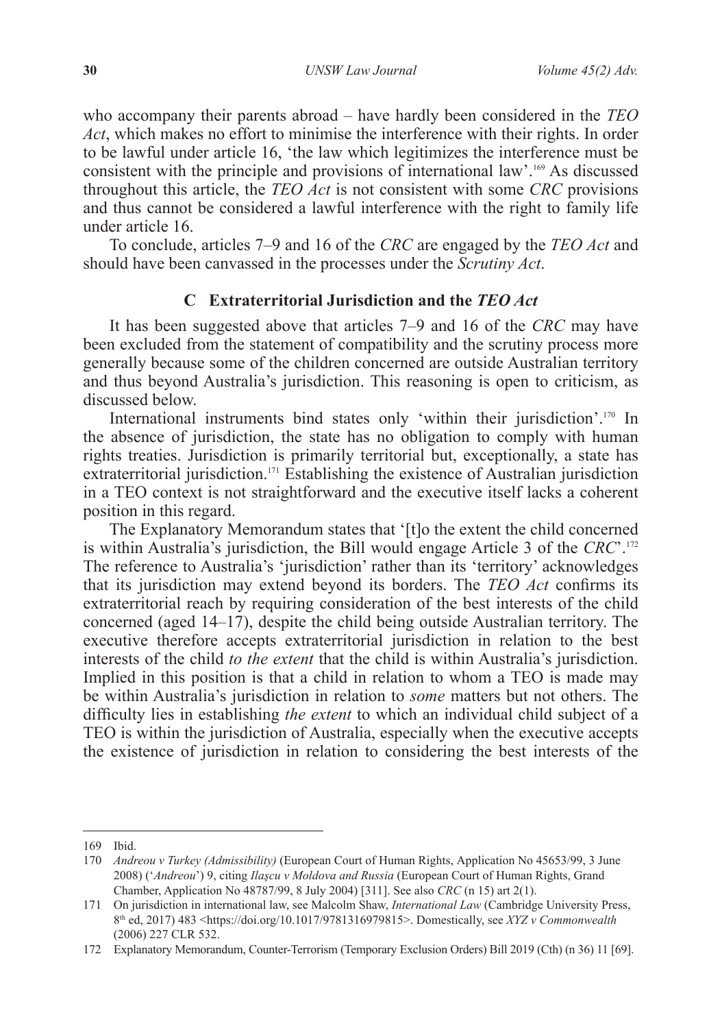who accompany their parents abroad – have hardly been considered in the *TEO Act*, which makes no effort to minimise the interference with their rights. In order to be lawful under article 16, 'the law which legitimizes the interference must be consistent with the principle and provisions of international law'.[169] As discussed throughout this article, the *TEO Act* is not consistent with some *CRC* provisions and thus cannot be considered a lawful interference with the right to family life under article 16.

To conclude, articles 7–9 and 16 of the *CRC* are engaged by the *TEO Act* and should have been canvassed in the processes under the *Scrutiny Act*.

### C Extraterritorial Jurisdiction and the *TEO Act*

It has been suggested above that articles 7–9 and 16 of the *CRC* may have been excluded from the statement of compatibility and the scrutiny process more generally because some of the children concerned are outside Australian territory and thus beyond Australia's jurisdiction. This reasoning is open to criticism, as discussed below.

International instruments bind states only 'within their jurisdiction'.[170] In the absence of jurisdiction, the state has no obligation to comply with human rights treaties. Jurisdiction is primarily territorial but, exceptionally, a state has extraterritorial jurisdiction.[171] Establishing the existence of Australian jurisdiction in a TEO context is not straightforward and the executive itself lacks a coherent position in this regard.

The Explanatory Memorandum states that '[t]o the extent the child concerned is within Australia's jurisdiction, the Bill would engage Article 3 of the *CRC*'.[172] The reference to Australia's 'jurisdiction' rather than its 'territory' acknowledges that its jurisdiction may extend beyond its borders. The *TEO Act* confirms its extraterritorial reach by requiring consideration of the best interests of the child concerned (aged 14–17), despite the child being outside Australian territory. The executive therefore accepts extraterritorial jurisdiction in relation to the best interests of the child *to the extent* that the child is within Australia's jurisdiction. Implied in this position is that a child in relation to whom a TEO is made may be within Australia's jurisdiction in relation to *some* matters but not others. The difficulty lies in establishing *the extent* to which an individual child subject of a TEO is within the jurisdiction of Australia, especially when the executive accepts the existence of jurisdiction in relation to considering the best interests of the

---

169 Ibid.

170 *Andreou v Turkey (Admissibility)* (European Court of Human Rights, Application No 45653/99, 3 June 2008) ('*Andreou*') 9, citing *Ilaşcu v Moldova and Russia* (European Court of Human Rights, Grand Chamber, Application No 48787/99, 8 July 2004) [311]. See also *CRC* (n 15) art 2(1).

171 On jurisdiction in international law, see Malcolm Shaw, *International Law* (Cambridge University Press, 8th ed, 2017) 483 <https://doi.org/10.1017/9781316979815>. Domestically, see *XYZ v Commonwealth* (2006) 227 CLR 532.

172 Explanatory Memorandum, Counter-Terrorism (Temporary Exclusion Orders) Bill 2019 (Cth) (n 36) 11 [69].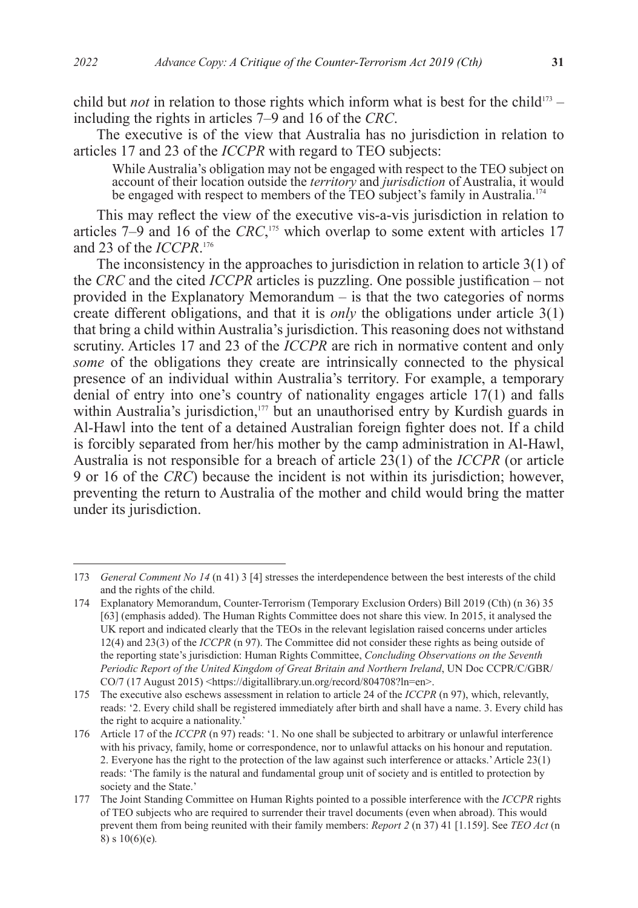child but *not* in relation to those rights which inform what is best for the child[173] – including the rights in articles 7–9 and 16 of the *CRC*.

The executive is of the view that Australia has no jurisdiction in relation to articles 17 and 23 of the *ICCPR* with regard to TEO subjects:

> While Australia's obligation may not be engaged with respect to the TEO subject on account of their location outside the *territory* and *jurisdiction* of Australia, it would be engaged with respect to members of the TEO subject's family in Australia.[174]

This may reflect the view of the executive vis-a-vis jurisdiction in relation to articles 7–9 and 16 of the *CRC*,[175] which overlap to some extent with articles 17 and 23 of the *ICCPR*.[176]

The inconsistency in the approaches to jurisdiction in relation to article 3(1) of the *CRC* and the cited *ICCPR* articles is puzzling. One possible justification – not provided in the Explanatory Memorandum – is that the two categories of norms create different obligations, and that it is *only* the obligations under article 3(1) that bring a child within Australia's jurisdiction. This reasoning does not withstand scrutiny. Articles 17 and 23 of the *ICCPR* are rich in normative content and only *some* of the obligations they create are intrinsically connected to the physical presence of an individual within Australia's territory. For example, a temporary denial of entry into one's country of nationality engages article 17(1) and falls within Australia's jurisdiction,[177] but an unauthorised entry by Kurdish guards in Al-Hawl into the tent of a detained Australian foreign fighter does not. If a child is forcibly separated from her/his mother by the camp administration in Al-Hawl, Australia is not responsible for a breach of article 23(1) of the *ICCPR* (or article 9 or 16 of the *CRC*) because the incident is not within its jurisdiction; however, preventing the return to Australia of the mother and child would bring the matter under its jurisdiction.

---

173 *General Comment No 14* (n 41) 3 [4] stresses the interdependence between the best interests of the child and the rights of the child.

174 Explanatory Memorandum, Counter-Terrorism (Temporary Exclusion Orders) Bill 2019 (Cth) (n 36) 35 [63] (emphasis added). The Human Rights Committee does not share this view. In 2015, it analysed the UK report and indicated clearly that the TEOs in the relevant legislation raised concerns under articles 12(4) and 23(3) of the *ICCPR* (n 97). The Committee did not consider these rights as being outside of the reporting state's jurisdiction: Human Rights Committee, *Concluding Observations on the Seventh Periodic Report of the United Kingdom of Great Britain and Northern Ireland*, UN Doc CCPR/C/GBR/CO/7 (17 August 2015) <https://digitallibrary.un.org/record/804708?ln=en>.

175 The executive also eschews assessment in relation to article 24 of the *ICCPR* (n 97), which, relevantly, reads: '2. Every child shall be registered immediately after birth and shall have a name. 3. Every child has the right to acquire a nationality.'

176 Article 17 of the *ICCPR* (n 97) reads: '1. No one shall be subjected to arbitrary or unlawful interference with his privacy, family, home or correspondence, nor to unlawful attacks on his honour and reputation. 2. Everyone has the right to the protection of the law against such interference or attacks.' Article 23(1) reads: 'The family is the natural and fundamental group unit of society and is entitled to protection by society and the State.'

177 The Joint Standing Committee on Human Rights pointed to a possible interference with the *ICCPR* rights of TEO subjects who are required to surrender their travel documents (even when abroad). This would prevent them from being reunited with their family members: *Report 2* (n 37) 41 [1.159]. See *TEO Act* (n 8) s 10(6)(e).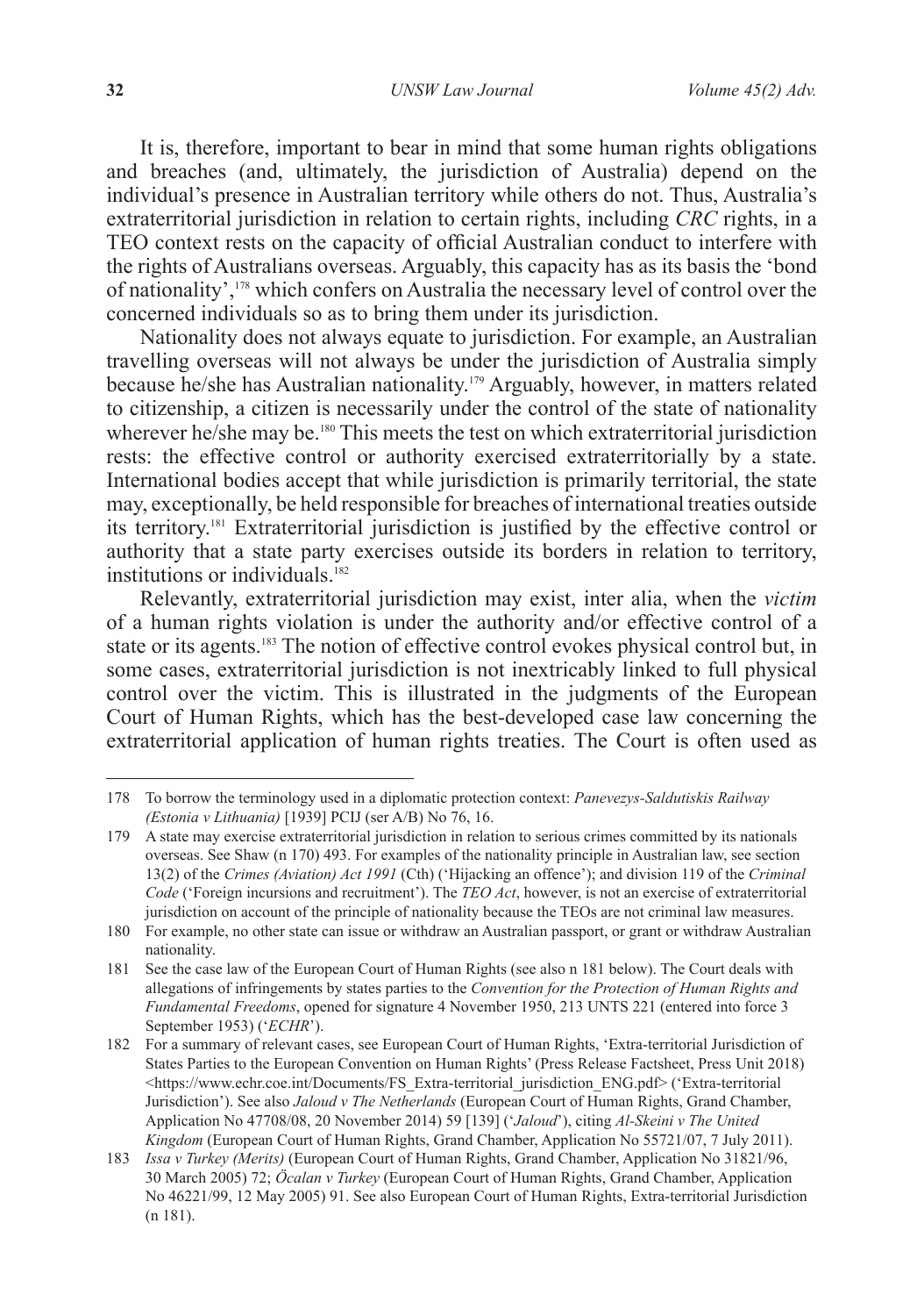It is, therefore, important to bear in mind that some human rights obligations and breaches (and, ultimately, the jurisdiction of Australia) depend on the individual's presence in Australian territory while others do not. Thus, Australia's extraterritorial jurisdiction in relation to certain rights, including *CRC* rights, in a TEO context rests on the capacity of official Australian conduct to interfere with the rights of Australians overseas. Arguably, this capacity has as its basis the 'bond of nationality',[178] which confers on Australia the necessary level of control over the concerned individuals so as to bring them under its jurisdiction.

Nationality does not always equate to jurisdiction. For example, an Australian travelling overseas will not always be under the jurisdiction of Australia simply because he/she has Australian nationality.[179] Arguably, however, in matters related to citizenship, a citizen is necessarily under the control of the state of nationality wherever he/she may be.[180] This meets the test on which extraterritorial jurisdiction rests: the effective control or authority exercised extraterritorially by a state. International bodies accept that while jurisdiction is primarily territorial, the state may, exceptionally, be held responsible for breaches of international treaties outside its territory.[181] Extraterritorial jurisdiction is justified by the effective control or authority that a state party exercises outside its borders in relation to territory, institutions or individuals.[182]

Relevantly, extraterritorial jurisdiction may exist, inter alia, when the *victim* of a human rights violation is under the authority and/or effective control of a state or its agents.[183] The notion of effective control evokes physical control but, in some cases, extraterritorial jurisdiction is not inextricably linked to full physical control over the victim. This is illustrated in the judgments of the European Court of Human Rights, which has the best-developed case law concerning the extraterritorial application of human rights treaties. The Court is often used as

---

178 To borrow the terminology used in a diplomatic protection context: *Panevezys-Saldutiskis Railway (Estonia v Lithuania)* [1939] PCIJ (ser A/B) No 76, 16.

179 A state may exercise extraterritorial jurisdiction in relation to serious crimes committed by its nationals overseas. See Shaw (n 170) 493. For examples of the nationality principle in Australian law, see section 13(2) of the *Crimes (Aviation) Act 1991* (Cth) ('Hijacking an offence'); and division 119 of the *Criminal Code* ('Foreign incursions and recruitment'). The *TEO Act*, however, is not an exercise of extraterritorial jurisdiction on account of the principle of nationality because the TEOs are not criminal law measures.

180 For example, no other state can issue or withdraw an Australian passport, or grant or withdraw Australian nationality.

181 See the case law of the European Court of Human Rights (see also n 181 below). The Court deals with allegations of infringements by states parties to the *Convention for the Protection of Human Rights and Fundamental Freedoms*, opened for signature 4 November 1950, 213 UNTS 221 (entered into force 3 September 1953) ('*ECHR*').

182 For a summary of relevant cases, see European Court of Human Rights, 'Extra-territorial Jurisdiction of States Parties to the European Convention on Human Rights' (Press Release Factsheet, Press Unit 2018) <https://www.echr.coe.int/Documents/FS_Extra-territorial_jurisdiction_ENG.pdf> ('Extra-territorial Jurisdiction'). See also *Jaloud v The Netherlands* (European Court of Human Rights, Grand Chamber, Application No 47708/08, 20 November 2014) 59 [139] ('*Jaloud*'), citing *Al-Skeini v The United Kingdom* (European Court of Human Rights, Grand Chamber, Application No 55721/07, 7 July 2011).

183 *Issa v Turkey (Merits)* (European Court of Human Rights, Grand Chamber, Application No 31821/96, 30 March 2005) 72; *Öcalan v Turkey* (European Court of Human Rights, Grand Chamber, Application No 46221/99, 12 May 2005) 91. See also European Court of Human Rights, Extra-territorial Jurisdiction (n 181).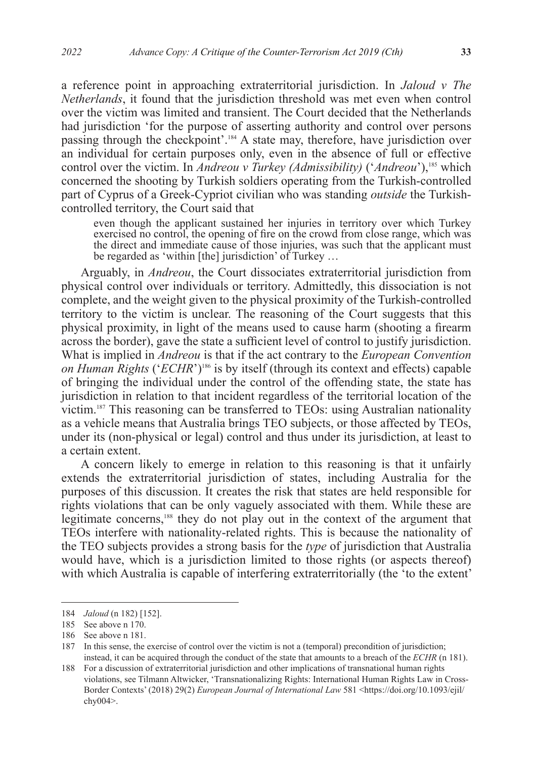a reference point in approaching extraterritorial jurisdiction. In *Jaloud v The Netherlands*, it found that the jurisdiction threshold was met even when control over the victim was limited and transient. The Court decided that the Netherlands had jurisdiction 'for the purpose of asserting authority and control over persons passing through the checkpoint'.[184] A state may, therefore, have jurisdiction over an individual for certain purposes only, even in the absence of full or effective control over the victim. In *Andreou v Turkey (Admissibility)* ('*Andreou*'),[185] which concerned the shooting by Turkish soldiers operating from the Turkish-controlled part of Cyprus of a Greek-Cypriot civilian who was standing *outside* the Turkish-controlled territory, the Court said that

> even though the applicant sustained her injuries in territory over which Turkey exercised no control, the opening of fire on the crowd from close range, which was the direct and immediate cause of those injuries, was such that the applicant must be regarded as 'within [the] jurisdiction' of Turkey …

Arguably, in *Andreou*, the Court dissociates extraterritorial jurisdiction from physical control over individuals or territory. Admittedly, this dissociation is not complete, and the weight given to the physical proximity of the Turkish-controlled territory to the victim is unclear. The reasoning of the Court suggests that this physical proximity, in light of the means used to cause harm (shooting a firearm across the border), gave the state a sufficient level of control to justify jurisdiction. What is implied in *Andreou* is that if the act contrary to the *European Convention on Human Rights* ('*ECHR*')[186] is by itself (through its context and effects) capable of bringing the individual under the control of the offending state, the state has jurisdiction in relation to that incident regardless of the territorial location of the victim.[187] This reasoning can be transferred to TEOs: using Australian nationality as a vehicle means that Australia brings TEO subjects, or those affected by TEOs, under its (non-physical or legal) control and thus under its jurisdiction, at least to a certain extent.

A concern likely to emerge in relation to this reasoning is that it unfairly extends the extraterritorial jurisdiction of states, including Australia for the purposes of this discussion. It creates the risk that states are held responsible for rights violations that can be only vaguely associated with them. While these are legitimate concerns,[188] they do not play out in the context of the argument that TEOs interfere with nationality-related rights. This is because the nationality of the TEO subjects provides a strong basis for the *type* of jurisdiction that Australia would have, which is a jurisdiction limited to those rights (or aspects thereof) with which Australia is capable of interfering extraterritorially (the 'to the extent'

---

184 *Jaloud* (n 182) [152].

185 See above n 170.

186 See above n 181.

187 In this sense, the exercise of control over the victim is not a (temporal) precondition of jurisdiction; instead, it can be acquired through the conduct of the state that amounts to a breach of the *ECHR* (n 181).

188 For a discussion of extraterritorial jurisdiction and other implications of transnational human rights violations, see Tilmann Altwicker, 'Transnationalizing Rights: International Human Rights Law in Cross-Border Contexts' (2018) 29(2) *European Journal of International Law* 581 <https://doi.org/10.1093/ejil/chy004>.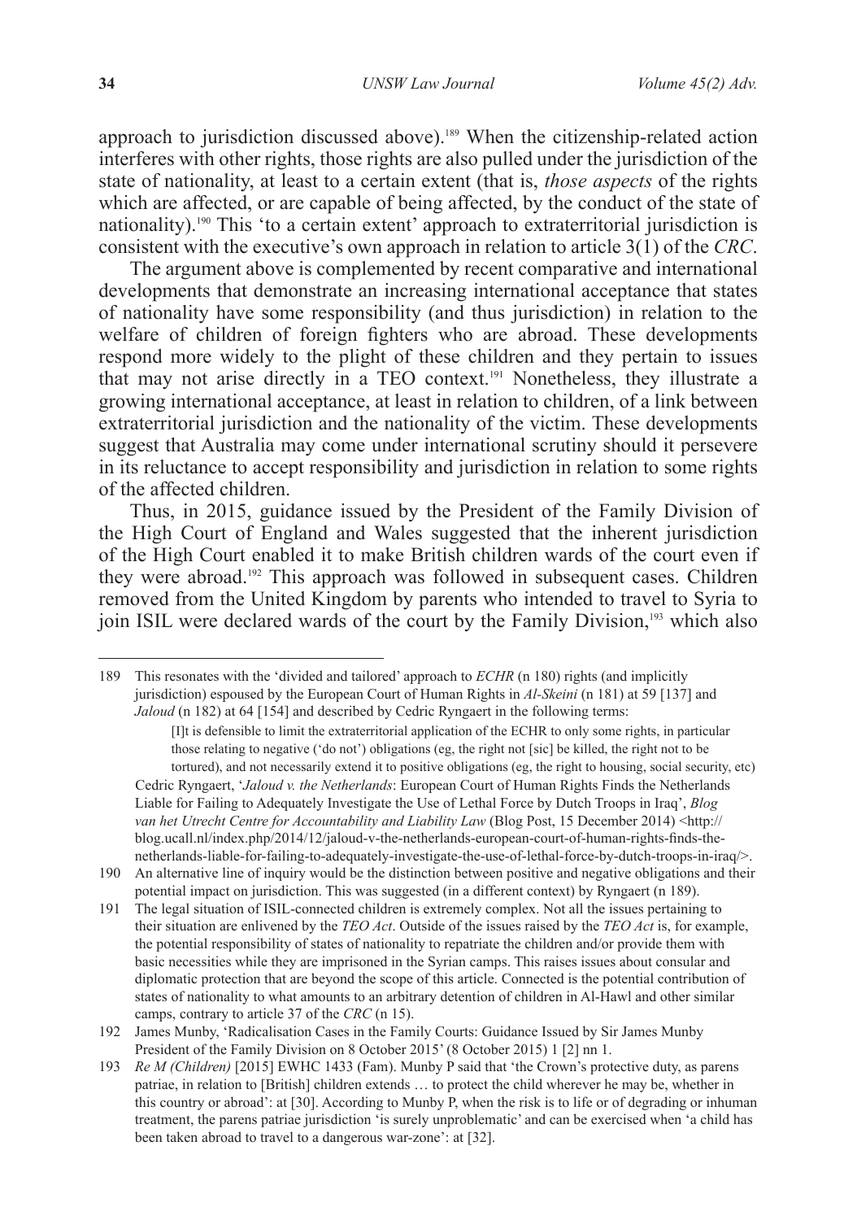approach to jurisdiction discussed above).[189] When the citizenship-related action interferes with other rights, those rights are also pulled under the jurisdiction of the state of nationality, at least to a certain extent (that is, *those aspects* of the rights which are affected, or are capable of being affected, by the conduct of the state of nationality).[190] This 'to a certain extent' approach to extraterritorial jurisdiction is consistent with the executive's own approach in relation to article 3(1) of the *CRC*.

The argument above is complemented by recent comparative and international developments that demonstrate an increasing international acceptance that states of nationality have some responsibility (and thus jurisdiction) in relation to the welfare of children of foreign fighters who are abroad. These developments respond more widely to the plight of these children and they pertain to issues that may not arise directly in a TEO context.[191] Nonetheless, they illustrate a growing international acceptance, at least in relation to children, of a link between extraterritorial jurisdiction and the nationality of the victim. These developments suggest that Australia may come under international scrutiny should it persevere in its reluctance to accept responsibility and jurisdiction in relation to some rights of the affected children.

Thus, in 2015, guidance issued by the President of the Family Division of the High Court of England and Wales suggested that the inherent jurisdiction of the High Court enabled it to make British children wards of the court even if they were abroad.[192] This approach was followed in subsequent cases. Children removed from the United Kingdom by parents who intended to travel to Syria to join ISIL were declared wards of the court by the Family Division,[193] which also

---

189 This resonates with the 'divided and tailored' approach to *ECHR* (n 180) rights (and implicitly jurisdiction) espoused by the European Court of Human Rights in *Al-Skeini* (n 181) at 59 [137] and *Jaloud* (n 182) at 64 [154] and described by Cedric Ryngaert in the following terms:

> [I]t is defensible to limit the extraterritorial application of the ECHR to only some rights, in particular those relating to negative ('do not') obligations (eg, the right not [sic] be killed, the right not to be tortured), and not necessarily extend it to positive obligations (eg, the right to housing, social security, etc)

Cedric Ryngaert, '*Jaloud v. the Netherlands*: European Court of Human Rights Finds the Netherlands Liable for Failing to Adequately Investigate the Use of Lethal Force by Dutch Troops in Iraq', *Blog van het Utrecht Centre for Accountability and Liability Law* (Blog Post, 15 December 2014) <http://blog.ucall.nl/index.php/2014/12/jaloud-v-the-netherlands-european-court-of-human-rights-finds-the-netherlands-liable-for-failing-to-adequately-investigate-the-use-of-lethal-force-by-dutch-troops-in-iraq/>.

190 An alternative line of inquiry would be the distinction between positive and negative obligations and their potential impact on jurisdiction. This was suggested (in a different context) by Ryngaert (n 189).

191 The legal situation of ISIL-connected children is extremely complex. Not all the issues pertaining to their situation are enlivened by the *TEO Act*. Outside of the issues raised by the *TEO Act* is, for example, the potential responsibility of states of nationality to repatriate the children and/or provide them with basic necessities while they are imprisoned in the Syrian camps. This raises issues about consular and diplomatic protection that are beyond the scope of this article. Connected is the potential contribution of states of nationality to what amounts to an arbitrary detention of children in Al-Hawl and other similar camps, contrary to article 37 of the *CRC* (n 15).

192 James Munby, 'Radicalisation Cases in the Family Courts: Guidance Issued by Sir James Munby President of the Family Division on 8 October 2015' (8 October 2015) 1 [2] nn 1.

193 *Re M (Children)* [2015] EWHC 1433 (Fam). Munby P said that 'the Crown's protective duty, as parens patriae, in relation to [British] children extends … to protect the child wherever he may be, whether in this country or abroad': at [30]. According to Munby P, when the risk is to life or of degrading or inhuman treatment, the parens patriae jurisdiction 'is surely unproblematic' and can be exercised when 'a child has been taken abroad to travel to a dangerous war-zone': at [32].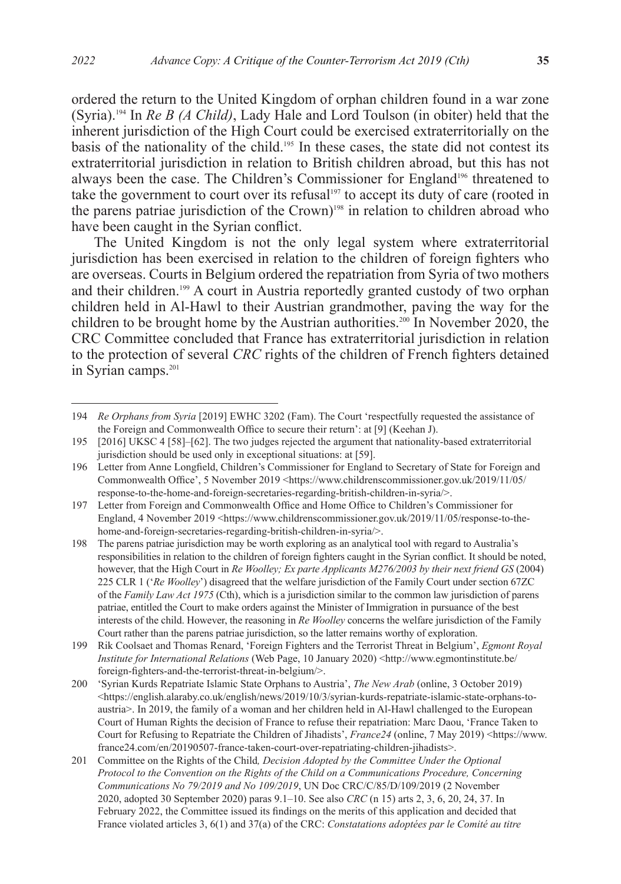ordered the return to the United Kingdom of orphan children found in a war zone (Syria).[194] In *Re B (A Child)*, Lady Hale and Lord Toulson (in obiter) held that the inherent jurisdiction of the High Court could be exercised extraterritorially on the basis of the nationality of the child.[195] In these cases, the state did not contest its extraterritorial jurisdiction in relation to British children abroad, but this has not always been the case. The Children's Commissioner for England[196] threatened to take the government to court over its refusal[197] to accept its duty of care (rooted in the parens patriae jurisdiction of the Crown)[198] in relation to children abroad who have been caught in the Syrian conflict.

The United Kingdom is not the only legal system where extraterritorial jurisdiction has been exercised in relation to the children of foreign fighters who are overseas. Courts in Belgium ordered the repatriation from Syria of two mothers and their children.[199] A court in Austria reportedly granted custody of two orphan children held in Al-Hawl to their Austrian grandmother, paving the way for the children to be brought home by the Austrian authorities.[200] In November 2020, the CRC Committee concluded that France has extraterritorial jurisdiction in relation to the protection of several *CRC* rights of the children of French fighters detained in Syrian camps.[201]

---

194 *Re Orphans from Syria* [2019] EWHC 3202 (Fam). The Court 'respectfully requested the assistance of the Foreign and Commonwealth Office to secure their return': at [9] (Keehan J).

195 [2016] UKSC 4 [58]–[62]. The two judges rejected the argument that nationality-based extraterritorial jurisdiction should be used only in exceptional situations: at [59].

196 Letter from Anne Longfield, Children's Commissioner for England to Secretary of State for Foreign and Commonwealth Office', 5 November 2019 <https://www.childrenscommissioner.gov.uk/2019/11/05/response-to-the-home-and-foreign-secretaries-regarding-british-children-in-syria/>.

197 Letter from Foreign and Commonwealth Office and Home Office to Children's Commissioner for England, 4 November 2019 <https://www.childrenscommissioner.gov.uk/2019/11/05/response-to-the-home-and-foreign-secretaries-regarding-british-children-in-syria/>.

198 The parens patriae jurisdiction may be worth exploring as an analytical tool with regard to Australia's responsibilities in relation to the children of foreign fighters caught in the Syrian conflict. It should be noted, however, that the High Court in *Re Woolley; Ex parte Applicants M276/2003 by their next friend GS* (2004) 225 CLR 1 ('*Re Woolley*') disagreed that the welfare jurisdiction of the Family Court under section 67ZC of the *Family Law Act 1975* (Cth), which is a jurisdiction similar to the common law jurisdiction of parens patriae, entitled the Court to make orders against the Minister of Immigration in pursuance of the best interests of the child. However, the reasoning in *Re Woolley* concerns the welfare jurisdiction of the Family Court rather than the parens patriae jurisdiction, so the latter remains worthy of exploration.

199 Rik Coolsaet and Thomas Renard, 'Foreign Fighters and the Terrorist Threat in Belgium', *Egmont Royal Institute for International Relations* (Web Page, 10 January 2020) <http://www.egmontinstitute.be/foreign-fighters-and-the-terrorist-threat-in-belgium/>.

200 'Syrian Kurds Repatriate Islamic State Orphans to Austria', *The New Arab* (online, 3 October 2019) <https://english.alaraby.co.uk/english/news/2019/10/3/syrian-kurds-repatriate-islamic-state-orphans-to-austria>. In 2019, the family of a woman and her children held in Al-Hawl challenged to the European Court of Human Rights the decision of France to refuse their repatriation: Marc Daou, 'France Taken to Court for Refusing to Repatriate the Children of Jihadists', *France24* (online, 7 May 2019) <https://www.france24.com/en/20190507-france-taken-court-over-repatriating-children-jihadists>.

201 Committee on the Rights of the Child*, Decision Adopted by the Committee Under the Optional Protocol to the Convention on the Rights of the Child on a Communications Procedure, Concerning Communications No 79/2019 and No 109/2019*, UN Doc CRC/C/85/D/109/2019 (2 November 2020, adopted 30 September 2020) paras 9.1–10. See also *CRC* (n 15) arts 2, 3, 6, 20, 24, 37. In February 2022, the Committee issued its findings on the merits of this application and decided that France violated articles 3, 6(1) and 37(a) of the CRC: *Constatations adoptées par le Comité au titre*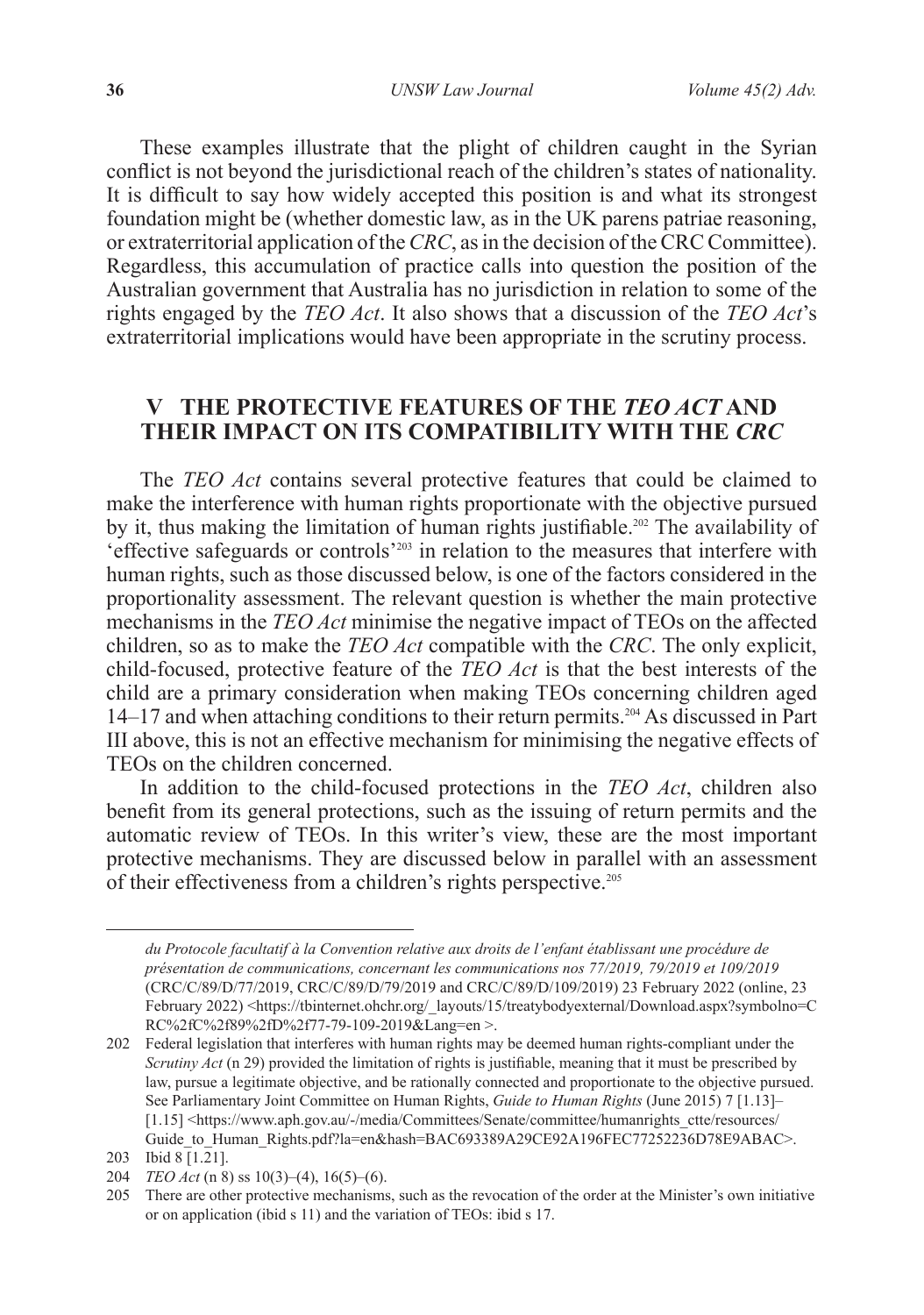These examples illustrate that the plight of children caught in the Syrian conflict is not beyond the jurisdictional reach of the children's states of nationality. It is difficult to say how widely accepted this position is and what its strongest foundation might be (whether domestic law, as in the UK parens patriae reasoning, or extraterritorial application of the *CRC*, as in the decision of the CRC Committee). Regardless, this accumulation of practice calls into question the position of the Australian government that Australia has no jurisdiction in relation to some of the rights engaged by the *TEO Act*. It also shows that a discussion of the *TEO Act*'s extraterritorial implications would have been appropriate in the scrutiny process.

## V THE PROTECTIVE FEATURES OF THE *TEO ACT* AND THEIR IMPACT ON ITS COMPATIBILITY WITH THE *CRC*

The *TEO Act* contains several protective features that could be claimed to make the interference with human rights proportionate with the objective pursued by it, thus making the limitation of human rights justifiable.[202] The availability of 'effective safeguards or controls'[203] in relation to the measures that interfere with human rights, such as those discussed below, is one of the factors considered in the proportionality assessment. The relevant question is whether the main protective mechanisms in the *TEO Act* minimise the negative impact of TEOs on the affected children, so as to make the *TEO Act* compatible with the *CRC*. The only explicit, child-focused, protective feature of the *TEO Act* is that the best interests of the child are a primary consideration when making TEOs concerning children aged 14–17 and when attaching conditions to their return permits.[204] As discussed in Part III above, this is not an effective mechanism for minimising the negative effects of TEOs on the children concerned.

In addition to the child-focused protections in the *TEO Act*, children also benefit from its general protections, such as the issuing of return permits and the automatic review of TEOs. In this writer's view, these are the most important protective mechanisms. They are discussed below in parallel with an assessment of their effectiveness from a children's rights perspective.[205]

---

*du Protocole facultatif à la Convention relative aux droits de l'enfant établissant une procédure de présentation de communications, concernant les communications nos 77/2019, 79/2019 et 109/2019* (CRC/C/89/D/77/2019, CRC/C/89/D/79/2019 and CRC/C/89/D/109/2019) 23 February 2022 (online, 23 February 2022) <https://tbinternet.ohchr.org/_layouts/15/treatybodyexternal/Download.aspx?symbolno=CRC%2fC%2f89%2fD%2f77-79-109-2019&Lang=en >.

202 Federal legislation that interferes with human rights may be deemed human rights-compliant under the *Scrutiny Act* (n 29) provided the limitation of rights is justifiable, meaning that it must be prescribed by law, pursue a legitimate objective, and be rationally connected and proportionate to the objective pursued. See Parliamentary Joint Committee on Human Rights, *Guide to Human Rights* (June 2015) 7 [1.13]–[1.15] <https://www.aph.gov.au/-/media/Committees/Senate/committee/humanrights_ctte/resources/Guide_to_Human_Rights.pdf?la=en&hash=BAC693389A29CE92A196FEC77252236D78E9ABAC>.

203 Ibid 8 [1.21].

204 *TEO Act* (n 8) ss 10(3)–(4), 16(5)–(6).

205 There are other protective mechanisms, such as the revocation of the order at the Minister's own initiative or on application (ibid s 11) and the variation of TEOs: ibid s 17.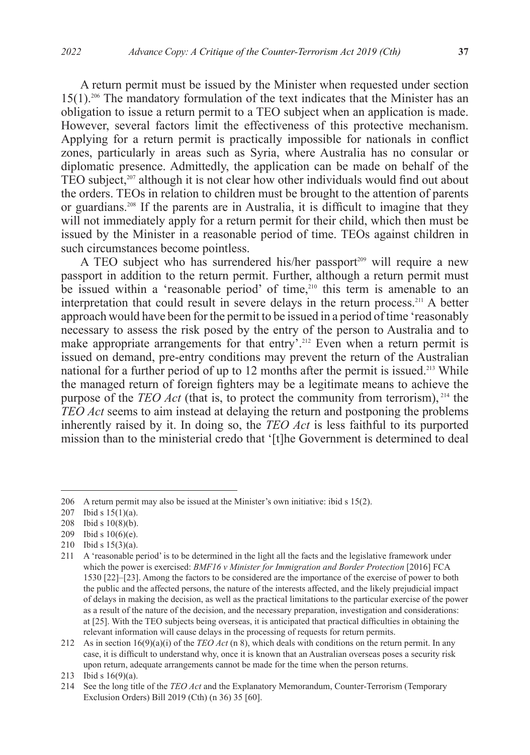A return permit must be issued by the Minister when requested under section 15(1).[206] The mandatory formulation of the text indicates that the Minister has an obligation to issue a return permit to a TEO subject when an application is made. However, several factors limit the effectiveness of this protective mechanism. Applying for a return permit is practically impossible for nationals in conflict zones, particularly in areas such as Syria, where Australia has no consular or diplomatic presence. Admittedly, the application can be made on behalf of the TEO subject,[207] although it is not clear how other individuals would find out about the orders. TEOs in relation to children must be brought to the attention of parents or guardians.[208] If the parents are in Australia, it is difficult to imagine that they will not immediately apply for a return permit for their child, which then must be issued by the Minister in a reasonable period of time. TEOs against children in such circumstances become pointless.

A TEO subject who has surrendered his/her passport[209] will require a new passport in addition to the return permit. Further, although a return permit must be issued within a 'reasonable period' of time,[210] this term is amenable to an interpretation that could result in severe delays in the return process.[211] A better approach would have been for the permit to be issued in a period of time 'reasonably necessary to assess the risk posed by the entry of the person to Australia and to make appropriate arrangements for that entry'.[212] Even when a return permit is issued on demand, pre-entry conditions may prevent the return of the Australian national for a further period of up to 12 months after the permit is issued.[213] While the managed return of foreign fighters may be a legitimate means to achieve the purpose of the *TEO Act* (that is, to protect the community from terrorism),[214] the *TEO Act* seems to aim instead at delaying the return and postponing the problems inherently raised by it. In doing so, the *TEO Act* is less faithful to its purported mission than to the ministerial credo that '[t]he Government is determined to deal

---

206 A return permit may also be issued at the Minister's own initiative: ibid s 15(2).

207 Ibid s 15(1)(a).

208 Ibid s 10(8)(b).

209 Ibid s 10(6)(e).

210 Ibid s 15(3)(a).

211 A 'reasonable period' is to be determined in the light all the facts and the legislative framework under which the power is exercised: *BMF16 v Minister for Immigration and Border Protection* [2016] FCA 1530 [22]–[23]. Among the factors to be considered are the importance of the exercise of power to both the public and the affected persons, the nature of the interests affected, and the likely prejudicial impact of delays in making the decision, as well as the practical limitations to the particular exercise of the power as a result of the nature of the decision, and the necessary preparation, investigation and considerations: at [25]. With the TEO subjects being overseas, it is anticipated that practical difficulties in obtaining the relevant information will cause delays in the processing of requests for return permits.

212 As in section 16(9)(a)(i) of the *TEO Act* (n 8), which deals with conditions on the return permit. In any case, it is difficult to understand why, once it is known that an Australian overseas poses a security risk upon return, adequate arrangements cannot be made for the time when the person returns.

213 Ibid s 16(9)(a).

214 See the long title of the *TEO Act* and the Explanatory Memorandum, Counter-Terrorism (Temporary Exclusion Orders) Bill 2019 (Cth) (n 36) 35 [60].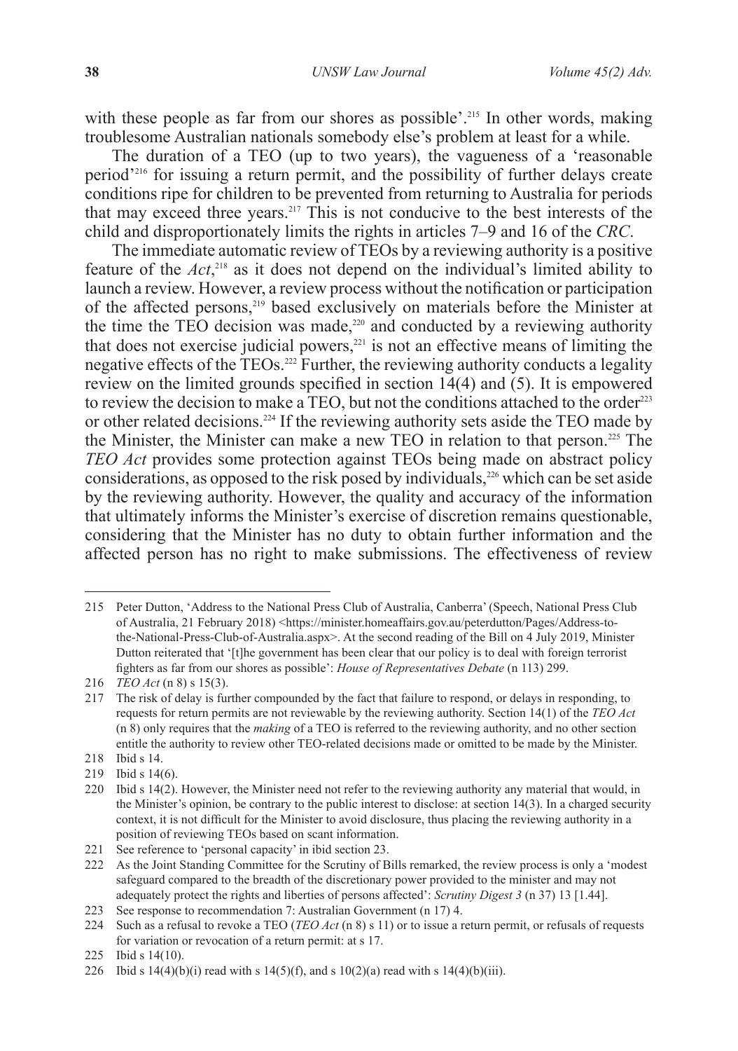with these people as far from our shores as possible'.[215] In other words, making troublesome Australian nationals somebody else's problem at least for a while.

The duration of a TEO (up to two years), the vagueness of a 'reasonable period'[216] for issuing a return permit, and the possibility of further delays create conditions ripe for children to be prevented from returning to Australia for periods that may exceed three years.[217] This is not conducive to the best interests of the child and disproportionately limits the rights in articles 7–9 and 16 of the *CRC*.

The immediate automatic review of TEOs by a reviewing authority is a positive feature of the *Act*,[218] as it does not depend on the individual's limited ability to launch a review. However, a review process without the notification or participation of the affected persons,[219] based exclusively on materials before the Minister at the time the TEO decision was made,[220] and conducted by a reviewing authority that does not exercise judicial powers,[221] is not an effective means of limiting the negative effects of the TEOs.[222] Further, the reviewing authority conducts a legality review on the limited grounds specified in section 14(4) and (5). It is empowered to review the decision to make a TEO, but not the conditions attached to the order[223] or other related decisions.[224] If the reviewing authority sets aside the TEO made by the Minister, the Minister can make a new TEO in relation to that person.[225] The *TEO Act* provides some protection against TEOs being made on abstract policy considerations, as opposed to the risk posed by individuals,[226] which can be set aside by the reviewing authority. However, the quality and accuracy of the information that ultimately informs the Minister's exercise of discretion remains questionable, considering that the Minister has no duty to obtain further information and the affected person has no right to make submissions. The effectiveness of review

---

215 Peter Dutton, 'Address to the National Press Club of Australia, Canberra' (Speech, National Press Club of Australia, 21 February 2018) <https://minister.homeaffairs.gov.au/peterdutton/Pages/Address-to-the-National-Press-Club-of-Australia.aspx>. At the second reading of the Bill on 4 July 2019, Minister Dutton reiterated that '[t]he government has been clear that our policy is to deal with foreign terrorist fighters as far from our shores as possible': *House of Representatives Debate* (n 113) 299.

216 *TEO Act* (n 8) s 15(3).

217 The risk of delay is further compounded by the fact that failure to respond, or delays in responding, to requests for return permits are not reviewable by the reviewing authority. Section 14(1) of the *TEO Act* (n 8) only requires that the *making* of a TEO is referred to the reviewing authority, and no other section entitle the authority to review other TEO-related decisions made or omitted to be made by the Minister.

218 Ibid s 14.

219 Ibid s 14(6).

220 Ibid s 14(2). However, the Minister need not refer to the reviewing authority any material that would, in the Minister's opinion, be contrary to the public interest to disclose: at section 14(3). In a charged security context, it is not difficult for the Minister to avoid disclosure, thus placing the reviewing authority in a position of reviewing TEOs based on scant information.

221 See reference to 'personal capacity' in ibid section 23.

222 As the Joint Standing Committee for the Scrutiny of Bills remarked, the review process is only a 'modest safeguard compared to the breadth of the discretionary power provided to the minister and may not adequately protect the rights and liberties of persons affected': *Scrutiny Digest 3* (n 37) 13 [1.44].

223 See response to recommendation 7: Australian Government (n 17) 4.

224 Such as a refusal to revoke a TEO (*TEO Act* (n 8) s 11) or to issue a return permit, or refusals of requests for variation or revocation of a return permit: at s 17.

225 Ibid s 14(10).

226 Ibid s 14(4)(b)(i) read with s 14(5)(f), and s 10(2)(a) read with s 14(4)(b)(iii).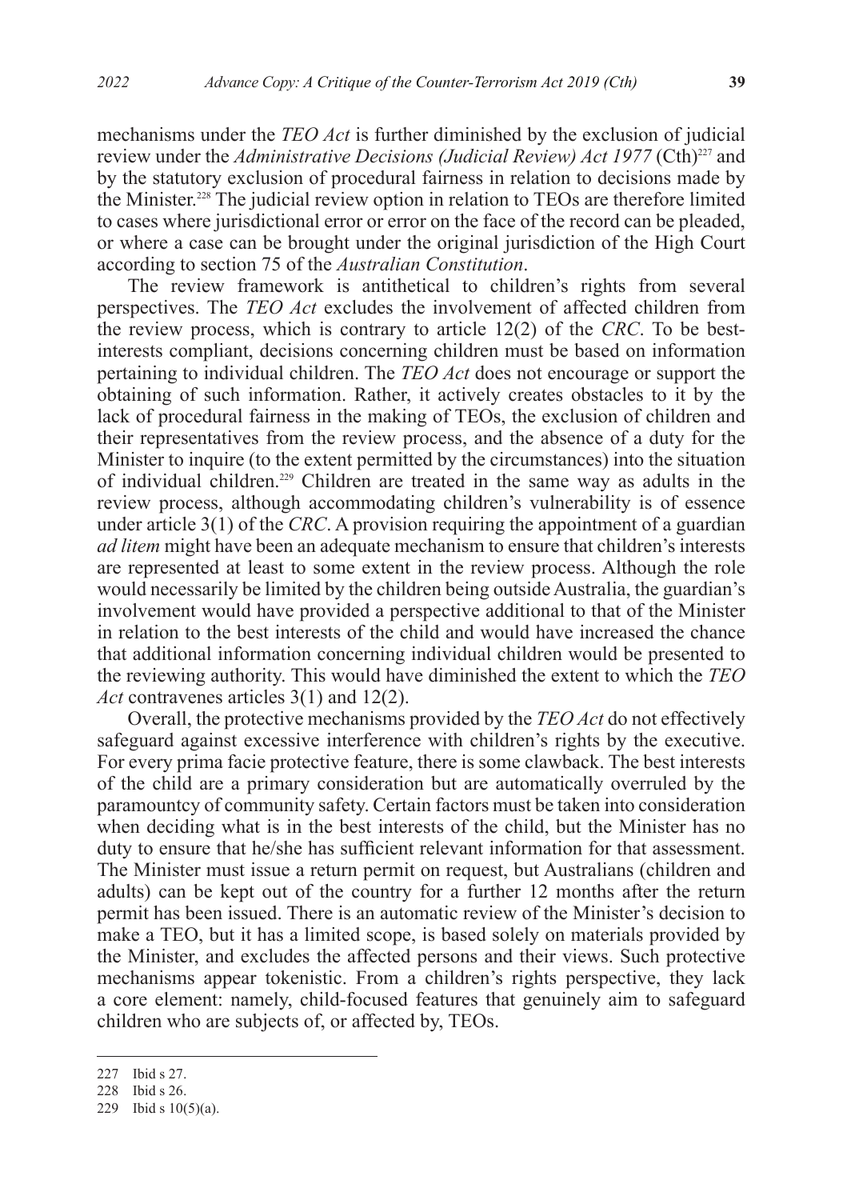mechanisms under the *TEO Act* is further diminished by the exclusion of judicial review under the *Administrative Decisions (Judicial Review) Act 1977* (Cth)[227] and by the statutory exclusion of procedural fairness in relation to decisions made by the Minister.[228] The judicial review option in relation to TEOs are therefore limited to cases where jurisdictional error or error on the face of the record can be pleaded, or where a case can be brought under the original jurisdiction of the High Court according to section 75 of the *Australian Constitution*.

The review framework is antithetical to children's rights from several perspectives. The *TEO Act* excludes the involvement of affected children from the review process, which is contrary to article 12(2) of the *CRC*. To be best-interests compliant, decisions concerning children must be based on information pertaining to individual children. The *TEO Act* does not encourage or support the obtaining of such information. Rather, it actively creates obstacles to it by the lack of procedural fairness in the making of TEOs, the exclusion of children and their representatives from the review process, and the absence of a duty for the Minister to inquire (to the extent permitted by the circumstances) into the situation of individual children.[229] Children are treated in the same way as adults in the review process, although accommodating children's vulnerability is of essence under article 3(1) of the *CRC*. A provision requiring the appointment of a guardian *ad litem* might have been an adequate mechanism to ensure that children's interests are represented at least to some extent in the review process. Although the role would necessarily be limited by the children being outside Australia, the guardian's involvement would have provided a perspective additional to that of the Minister in relation to the best interests of the child and would have increased the chance that additional information concerning individual children would be presented to the reviewing authority. This would have diminished the extent to which the *TEO Act* contravenes articles 3(1) and 12(2).

Overall, the protective mechanisms provided by the *TEO Act* do not effectively safeguard against excessive interference with children's rights by the executive. For every prima facie protective feature, there is some clawback. The best interests of the child are a primary consideration but are automatically overruled by the paramountcy of community safety. Certain factors must be taken into consideration when deciding what is in the best interests of the child, but the Minister has no duty to ensure that he/she has sufficient relevant information for that assessment. The Minister must issue a return permit on request, but Australians (children and adults) can be kept out of the country for a further 12 months after the return permit has been issued. There is an automatic review of the Minister's decision to make a TEO, but it has a limited scope, is based solely on materials provided by the Minister, and excludes the affected persons and their views. Such protective mechanisms appear tokenistic. From a children's rights perspective, they lack a core element: namely, child-focused features that genuinely aim to safeguard children who are subjects of, or affected by, TEOs.

---

227 Ibid s 27.

228 Ibid s 26.

229 Ibid s 10(5)(a).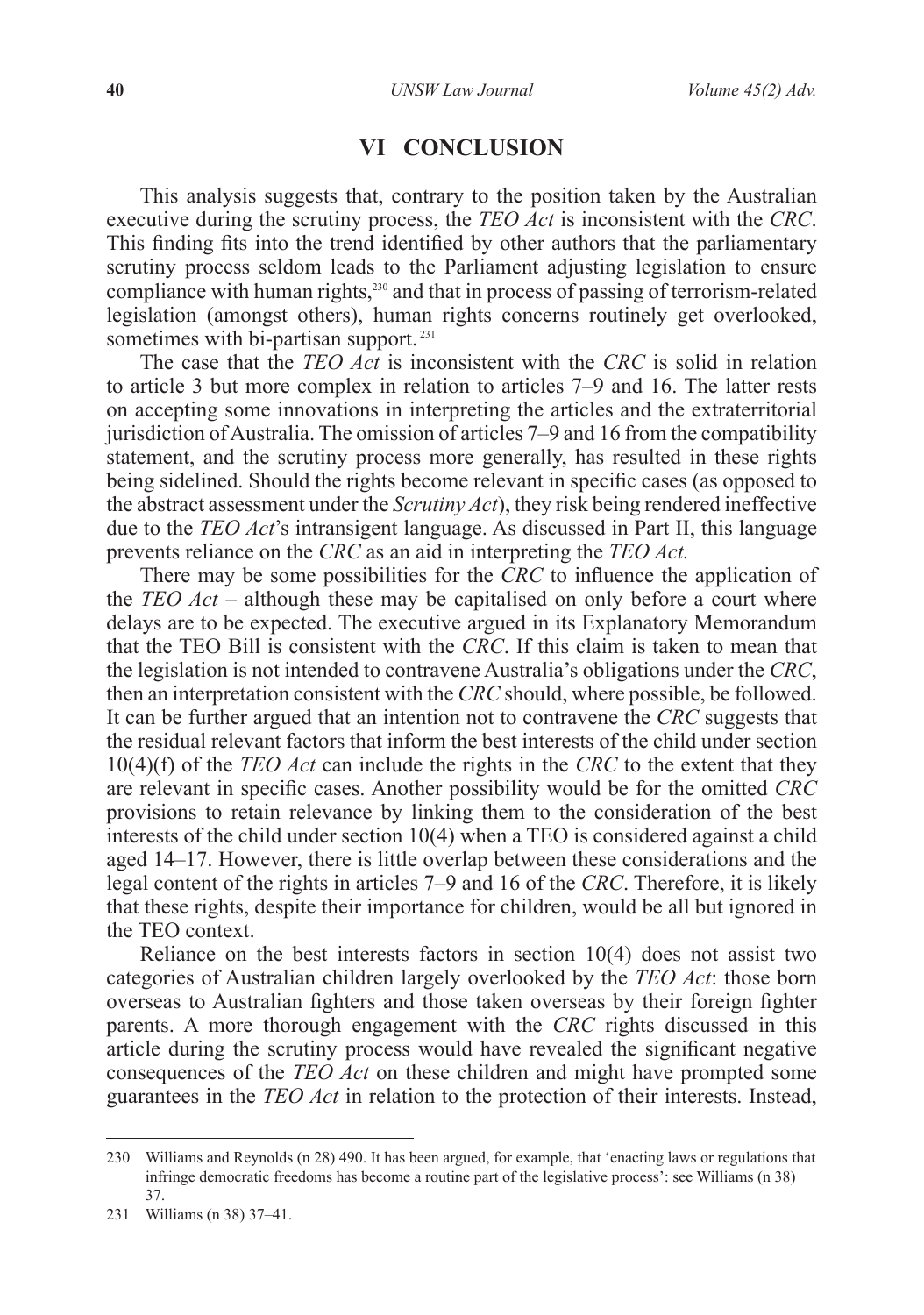## VI CONCLUSION

This analysis suggests that, contrary to the position taken by the Australian executive during the scrutiny process, the *TEO Act* is inconsistent with the *CRC*. This finding fits into the trend identified by other authors that the parliamentary scrutiny process seldom leads to the Parliament adjusting legislation to ensure compliance with human rights,[230] and that in process of passing of terrorism-related legislation (amongst others), human rights concerns routinely get overlooked, sometimes with bi-partisan support.[231]

The case that the *TEO Act* is inconsistent with the *CRC* is solid in relation to article 3 but more complex in relation to articles 7–9 and 16. The latter rests on accepting some innovations in interpreting the articles and the extraterritorial jurisdiction of Australia. The omission of articles 7–9 and 16 from the compatibility statement, and the scrutiny process more generally, has resulted in these rights being sidelined. Should the rights become relevant in specific cases (as opposed to the abstract assessment under the *Scrutiny Act*), they risk being rendered ineffective due to the *TEO Act*'s intransigent language. As discussed in Part II, this language prevents reliance on the *CRC* as an aid in interpreting the *TEO Act.*

There may be some possibilities for the *CRC* to influence the application of the *TEO Act* – although these may be capitalised on only before a court where delays are to be expected. The executive argued in its Explanatory Memorandum that the TEO Bill is consistent with the *CRC*. If this claim is taken to mean that the legislation is not intended to contravene Australia's obligations under the *CRC*, then an interpretation consistent with the *CRC* should, where possible, be followed. It can be further argued that an intention not to contravene the *CRC* suggests that the residual relevant factors that inform the best interests of the child under section 10(4)(f) of the *TEO Act* can include the rights in the *CRC* to the extent that they are relevant in specific cases. Another possibility would be for the omitted *CRC* provisions to retain relevance by linking them to the consideration of the best interests of the child under section 10(4) when a TEO is considered against a child aged 14–17. However, there is little overlap between these considerations and the legal content of the rights in articles 7–9 and 16 of the *CRC*. Therefore, it is likely that these rights, despite their importance for children, would be all but ignored in the TEO context.

Reliance on the best interests factors in section 10(4) does not assist two categories of Australian children largely overlooked by the *TEO Act*: those born overseas to Australian fighters and those taken overseas by their foreign fighter parents. A more thorough engagement with the *CRC* rights discussed in this article during the scrutiny process would have revealed the significant negative consequences of the *TEO Act* on these children and might have prompted some guarantees in the *TEO Act* in relation to the protection of their interests. Instead,

---

230 Williams and Reynolds (n 28) 490. It has been argued, for example, that 'enacting laws or regulations that infringe democratic freedoms has become a routine part of the legislative process': see Williams (n 38) 37.

231 Williams (n 38) 37–41.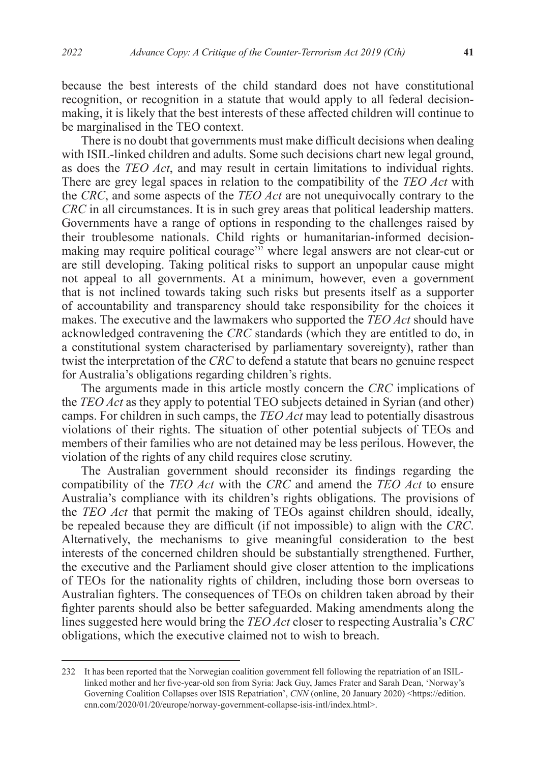because the best interests of the child standard does not have constitutional recognition, or recognition in a statute that would apply to all federal decision-making, it is likely that the best interests of these affected children will continue to be marginalised in the TEO context.

There is no doubt that governments must make difficult decisions when dealing with ISIL-linked children and adults. Some such decisions chart new legal ground, as does the *TEO Act*, and may result in certain limitations to individual rights. There are grey legal spaces in relation to the compatibility of the *TEO Act* with the *CRC*, and some aspects of the *TEO Act* are not unequivocally contrary to the *CRC* in all circumstances. It is in such grey areas that political leadership matters. Governments have a range of options in responding to the challenges raised by their troublesome nationals. Child rights or humanitarian-informed decision-making may require political courage[232] where legal answers are not clear-cut or are still developing. Taking political risks to support an unpopular cause might not appeal to all governments. At a minimum, however, even a government that is not inclined towards taking such risks but presents itself as a supporter of accountability and transparency should take responsibility for the choices it makes. The executive and the lawmakers who supported the *TEO Act* should have acknowledged contravening the *CRC* standards (which they are entitled to do, in a constitutional system characterised by parliamentary sovereignty), rather than twist the interpretation of the *CRC* to defend a statute that bears no genuine respect for Australia's obligations regarding children's rights.

The arguments made in this article mostly concern the *CRC* implications of the *TEO Act* as they apply to potential TEO subjects detained in Syrian (and other) camps. For children in such camps, the *TEO Act* may lead to potentially disastrous violations of their rights. The situation of other potential subjects of TEOs and members of their families who are not detained may be less perilous. However, the violation of the rights of any child requires close scrutiny.

The Australian government should reconsider its findings regarding the compatibility of the *TEO Act* with the *CRC* and amend the *TEO Act* to ensure Australia's compliance with its children's rights obligations. The provisions of the *TEO Act* that permit the making of TEOs against children should, ideally, be repealed because they are difficult (if not impossible) to align with the *CRC*. Alternatively, the mechanisms to give meaningful consideration to the best interests of the concerned children should be substantially strengthened. Further, the executive and the Parliament should give closer attention to the implications of TEOs for the nationality rights of children, including those born overseas to Australian fighters. The consequences of TEOs on children taken abroad by their fighter parents should also be better safeguarded. Making amendments along the lines suggested here would bring the *TEO Act* closer to respecting Australia's *CRC* obligations, which the executive claimed not to wish to breach.

---

232 It has been reported that the Norwegian coalition government fell following the repatriation of an ISIL-linked mother and her five-year-old son from Syria: Jack Guy, James Frater and Sarah Dean, 'Norway's Governing Coalition Collapses over ISIS Repatriation', *CNN* (online, 20 January 2020) <https://edition.cnn.com/2020/01/20/europe/norway-government-collapse-isis-intl/index.html>.